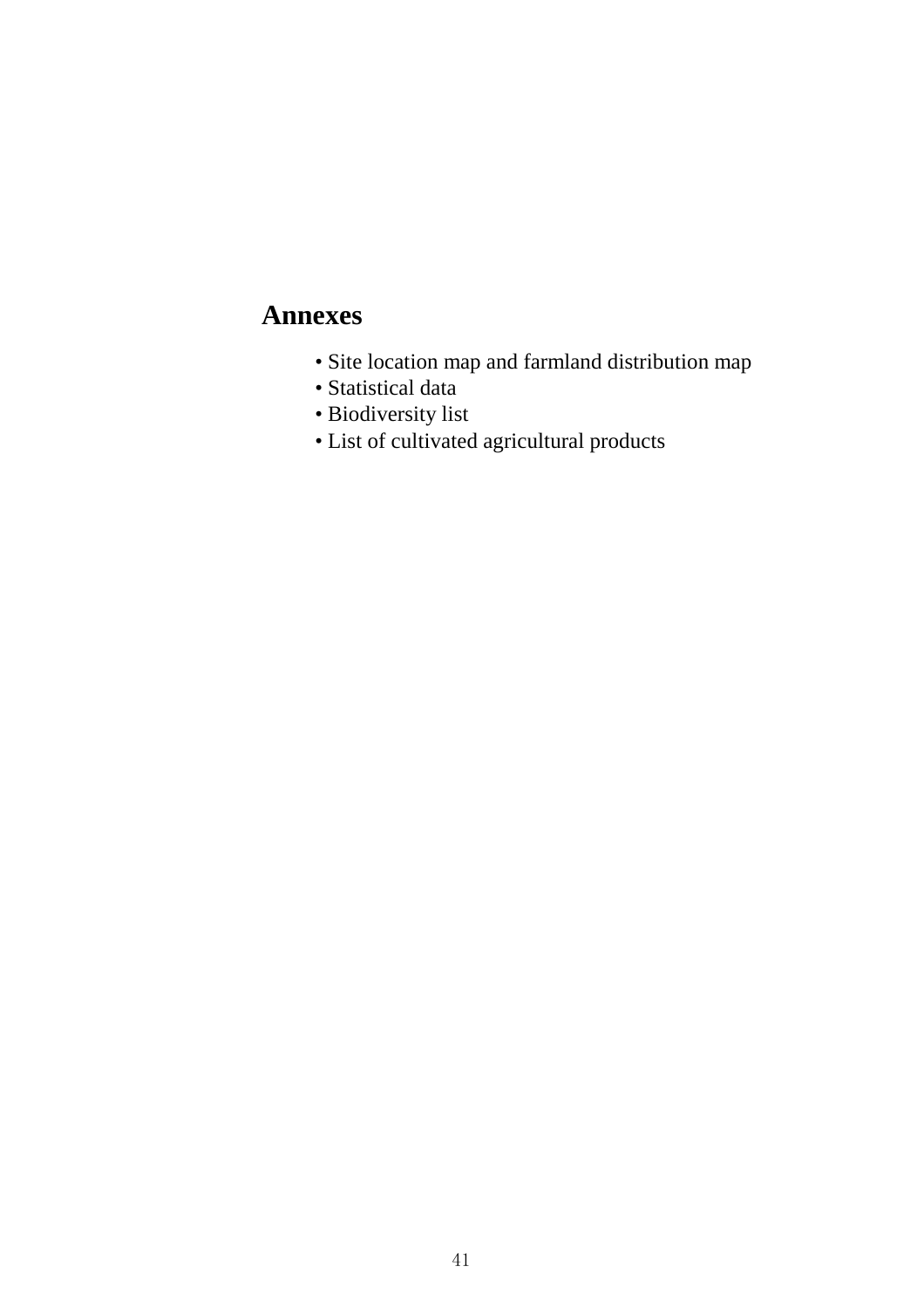## Annexes

- Site location map and farmland distribution map
- Statistical data
- Biodiversity list
- List of cultivated agricultural products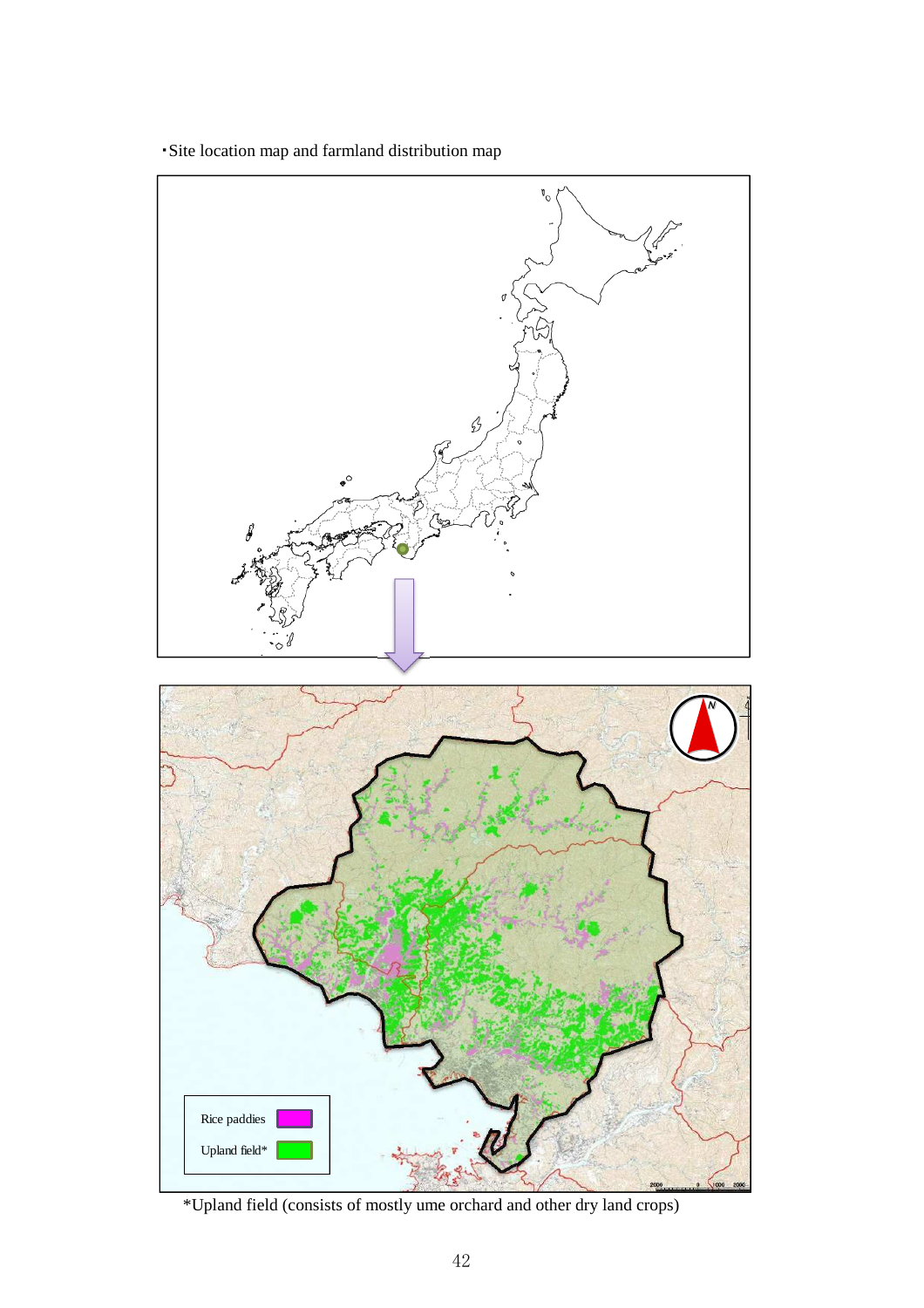・Site location map and farmland distribution map

Rice paddies

Upland field*

*Upland field (consists of mostly ume orchard and other dry land crops)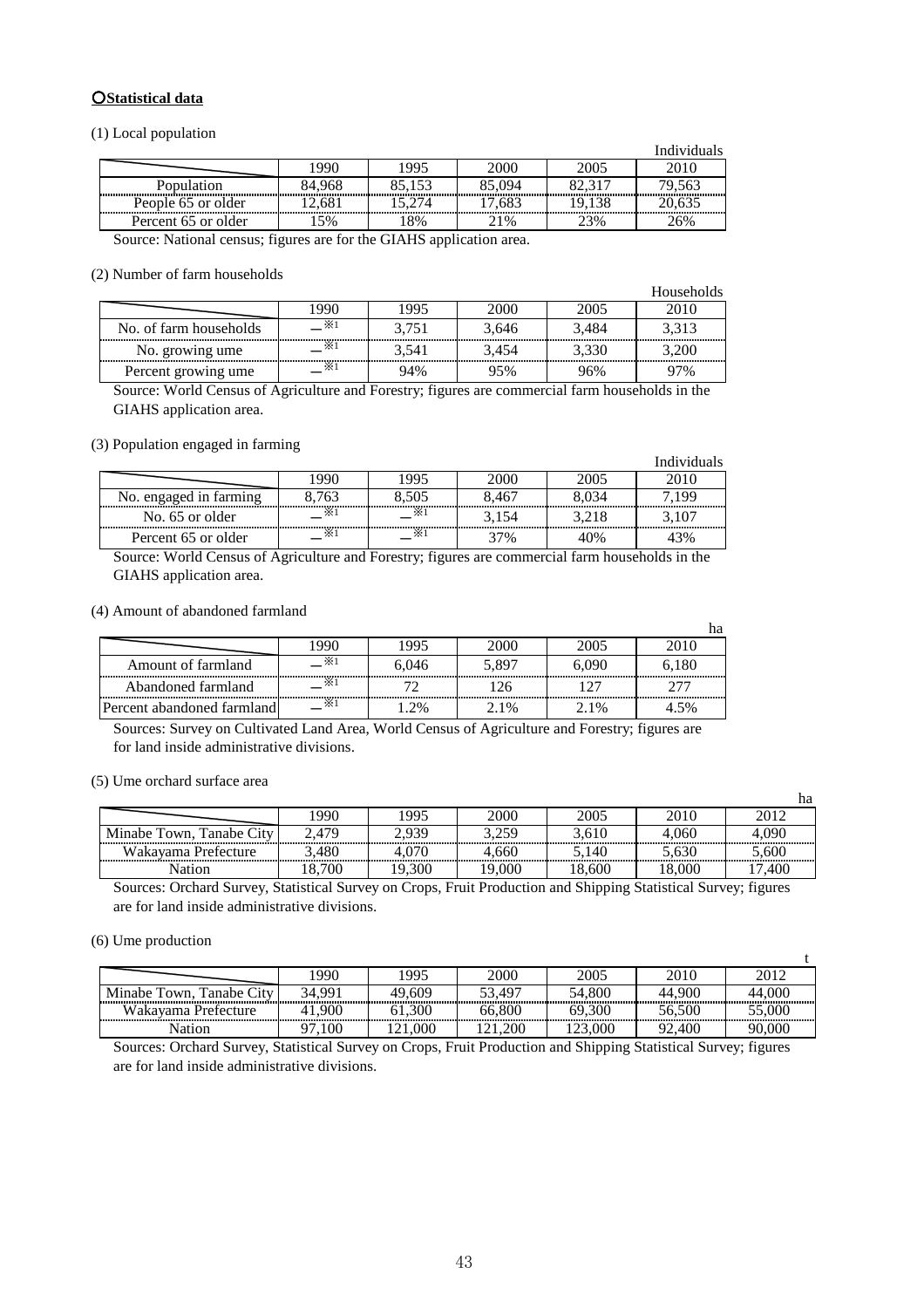**○Statistical data**

(1) Local population

Individuals

| | 1990 | 1995 | 2000 | 2005 | 2010 |
|---|---|---|---|---|---|
| Population | 84,968 | 85,153 | 85,094 | 82,317 | 79,563 |
| People 65 or older | 12,681 | 15,274 | 17,683 | 19,138 | 20,635 |
| Percent 65 or older | 15% | 18% | 21% | 23% | 26% |

Source: National census; figures are for the GIAHS application area.

(2) Number of farm households

Households

| | 1990 | 1995 | 2000 | 2005 | 2010 |
|---|---|---|---|---|---|
| No. of farm households | —※1 | 3,751 | 3,646 | 3,484 | 3,313 |
| No. growing ume | —※1 | 3,541 | 3,454 | 3,330 | 3,200 |
| Percent growing ume | —※1 | 94% | 95% | 96% | 97% |

Source: World Census of Agriculture and Forestry; figures are commercial farm households in the GIAHS application area.

(3) Population engaged in farming

Individuals

| | 1990 | 1995 | 2000 | 2005 | 2010 |
|---|---|---|---|---|---|
| No. engaged in farming | 8,763 | 8,505 | 8,467 | 8,034 | 7,199 |
| No. 65 or older | —※1 | —※1 | 3,154 | 3,218 | 3,107 |
| Percent 65 or older | —※1 | —※1 | 37% | 40% | 43% |

Source: World Census of Agriculture and Forestry; figures are commercial farm households in the GIAHS application area.

(4) Amount of abandoned farmland

ha

| | 1990 | 1995 | 2000 | 2005 | 2010 |
|---|---|---|---|---|---|
| Amount of farmland | —※1 | 6,046 | 5,897 | 6,090 | 6,180 |
| Abandoned farmland | —※1 | 72 | 126 | 127 | 277 |
| Percent abandoned farmland | —※1 | 1.2% | 2.1% | 2.1% | 4.5% |

Sources: Survey on Cultivated Land Area, World Census of Agriculture and Forestry; figures are for land inside administrative divisions.

(5) Ume orchard surface area

ha

| | 1990 | 1995 | 2000 | 2005 | 2010 | 2012 |
|---|---|---|---|---|---|---|
| Minabe Town, Tanabe City | 2,479 | 2,939 | 3,259 | 3,610 | 4,060 | 4,090 |
| Wakayama Prefecture | 3,480 | 4,070 | 4,660 | 5,140 | 5,630 | 5,600 |
| Nation | 18,700 | 19,300 | 19,000 | 18,600 | 18,000 | 17,400 |

Sources: Orchard Survey, Statistical Survey on Crops, Fruit Production and Shipping Statistical Survey; figures are for land inside administrative divisions.

(6) Ume production

t

| | 1990 | 1995 | 2000 | 2005 | 2010 | 2012 |
|---|---|---|---|---|---|---|
| Minabe Town, Tanabe City | 34,991 | 49,609 | 53,497 | 54,800 | 44,900 | 44,000 |
| Wakayama Prefecture | 41,900 | 61,300 | 66,800 | 69,300 | 56,500 | 55,000 |
| Nation | 97,100 | 121,000 | 121,200 | 123,000 | 92,400 | 90,000 |

Sources: Orchard Survey, Statistical Survey on Crops, Fruit Production and Shipping Statistical Survey; figures are for land inside administrative divisions.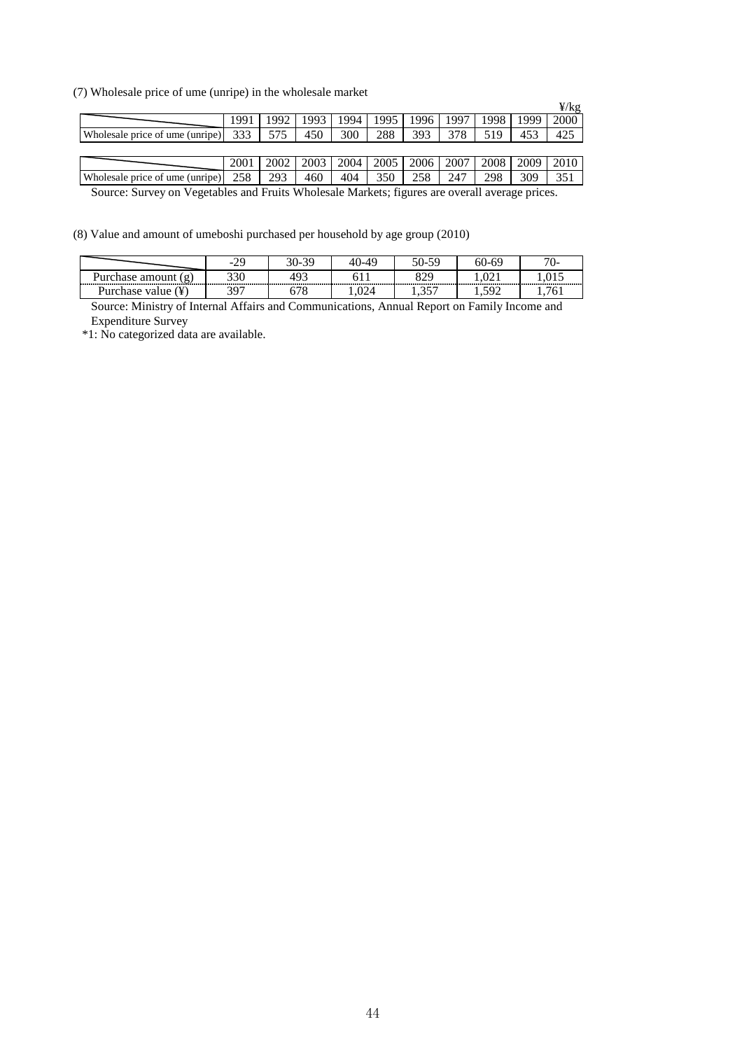(7) Wholesale price of ume (unripe) in the wholesale market

¥/kg

| | 1991 | 1992 | 1993 | 1994 | 1995 | 1996 | 1997 | 1998 | 1999 | 2000 |
|---|---|---|---|---|---|---|---|---|---|---|
| Wholesale price of ume (unripe) | 333 | 575 | 450 | 300 | 288 | 393 | 378 | 519 | 453 | 425 |

| | 2001 | 2002 | 2003 | 2004 | 2005 | 2006 | 2007 | 2008 | 2009 | 2010 |
|---|---|---|---|---|---|---|---|---|---|---|
| Wholesale price of ume (unripe) | 258 | 293 | 460 | 404 | 350 | 258 | 247 | 298 | 309 | 351 |

Source: Survey on Vegetables and Fruits Wholesale Markets; figures are overall average prices.

(8) Value and amount of umeboshi purchased per household by age group (2010)

| | -29 | 30-39 | 40-49 | 50-59 | 60-69 | 70- |
|---|---|---|---|---|---|---|
| Purchase amount (g) | 330 | 493 | 611 | 829 | 1,021 | 1,015 |
| Purchase value (¥) | 397 | 678 | 1,024 | 1,357 | 1,592 | 1,761 |

Source: Ministry of Internal Affairs and Communications, Annual Report on Family Income and Expenditure Survey

*1: No categorized data are available.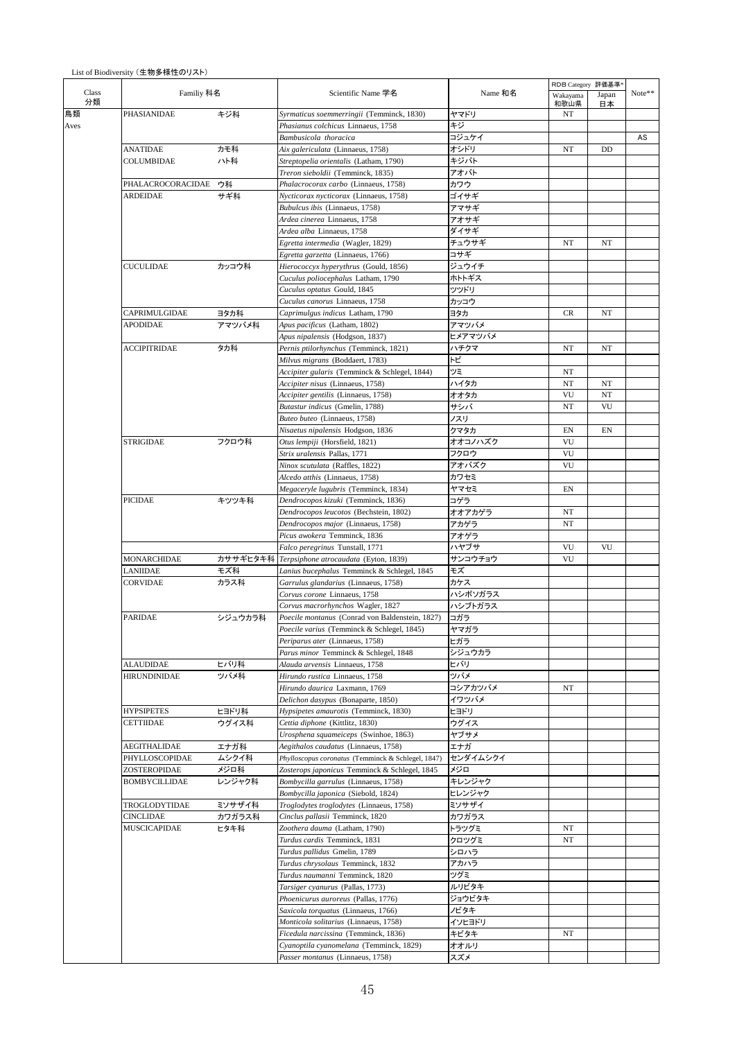List of Biodiversity（生物多様性のリスト）

| Class 分類 | Familiy 科名 | | Scientific Name 学名 | Name 和名 | RDB Category 評価基準* Wakayama 和歌山県 | Japan 日本 | Note** |
|---|---|---|---|---|---|---|---|
| 鳥類 Aves | PHASIANIDAE | キジ科 | *Syrmaticus soemmerringii* (Temminck, 1830) | ヤマドリ | NT | | |
| | | | *Phasianus colchicus* Linnaeus, 1758 | キジ | | | |
| | | | *Bambusicola thoracica* | コジュケイ | | | AS |
| | ANATIDAE | カモ科 | *Aix galericulata* (Linnaeus, 1758) | オシドリ | NT | DD | |
| | COLUMBIDAE | ハト科 | *Streptopelia orientalis* (Latham, 1790) | キジバト | | | |
| | | | *Treron sieboldii* (Temminck, 1835) | アオバト | | | |
| | PHALACROCORACIDAE | ウ科 | *Phalacrocorax carbo* (Linnaeus, 1758) | カワウ | | | |
| | ARDEIDAE | サギ科 | *Nycticorax nycticorax* (Linnaeus, 1758) | ゴイサギ | | | |
| | | | *Bubulcus ibis* (Linnaeus, 1758) | アマサギ | | | |
| | | | *Ardea cinerea* Linnaeus, 1758 | アオサギ | | | |
| | | | *Ardea alba* Linnaeus, 1758 | ダイサギ | | | |
| | | | *Egretta intermedia* (Wagler, 1829) | チュウサギ | NT | NT | |
| | | | *Egretta garzetta* (Linnaeus, 1766) | コサギ | | | |
| | CUCULIDAE | カッコウ科 | *Hierococcyx hyperythrus* (Gould, 1856) | ジュウイチ | | | |
| | | | *Cuculus poliocephalus* Latham, 1790 | ホトトギス | | | |
| | | | *Cuculus optatus* Gould, 1845 | ツツドリ | | | |
| | | | *Cuculus canorus* Linnaeus, 1758 | カッコウ | | | |
| | CAPRIMULGIDAE | ヨタカ科 | *Caprimulgus indicus* Latham, 1790 | ヨタカ | CR | NT | |
| | APODIDAE | アマツバメ科 | *Apus pacificus* (Latham, 1802) | アマツバメ | | | |
| | | | *Apus nipalensis* (Hodgson, 1837) | ヒメアマツバメ | | | |
| | ACCIPITRIDAE | タカ科 | *Pernis ptilorhynchus* (Temminck, 1821) | ハチクマ | NT | NT | |
| | | | *Milvus migrans* (Boddaert, 1783) | トビ | | | |
| | | | *Accipiter gularis* (Temminck & Schlegel, 1844) | ツミ | NT | | |
| | | | *Accipiter nisus* (Linnaeus, 1758) | ハイタカ | NT | NT | |
| | | | *Accipiter gentilis* (Linnaeus, 1758) | オオタカ | VU | NT | |
| | | | *Butastur indicus* (Gmelin, 1788) | サシバ | NT | VU | |
| | | | *Buteo buteo* (Linnaeus, 1758) | ノスリ | | | |
| | | | *Nisaetus nipalensis* Hodgson, 1836 | クマタカ | EN | EN | |
| | STRIGIDAE | フクロウ科 | *Otus lempiji* (Horsfield, 1821) | オオコノハズク | VU | | |
| | | | *Strix uralensis* Pallas, 1771 | フクロウ | VU | | |
| | | | *Ninox scutulata* (Raffles, 1822) | アオバズク | VU | | |
| | | | *Alcedo atthis* (Linnaeus, 1758) | カワセミ | | | |
| | | | *Megaceryle lugubris* (Temminck, 1834) | ヤマセミ | EN | | |
| | PICIDAE | キツツキ科 | *Dendrocopos kizuki* (Temminck, 1836) | コゲラ | | | |
| | | | *Dendrocopos leucotos* (Bechstein, 1802) | オオアカゲラ | NT | | |
| | | | *Dendrocopos major* (Linnaeus, 1758) | アカゲラ | NT | | |
| | | | *Picus awokera* Temminck, 1836 | アオゲラ | | | |
| | | | *Falco peregrinus* Tunstall, 1771 | ハヤブサ | VU | VU | |
| | MONARCHIDAE | カササギヒタキ科 | *Terpsiphone atrocaudata* (Eyton, 1839) | サンコウチョウ | VU | | |
| | LANIIDAE | モズ科 | *Lanius bucephalus* Temminck & Schlegel, 1845 | モズ | | | |
| | CORVIDAE | カラス科 | *Garrulus glandarius* (Linnaeus, 1758) | カケス | | | |
| | | | *Corvus corone* Linnaeus, 1758 | ハシボソガラス | | | |
| | | | *Corvus macrorhynchos* Wagler, 1827 | ハシブトガラス | | | |
| | PARIDAE | シジュウカラ科 | *Poecile montanus* (Conrad von Baldenstein, 1827) | コガラ | | | |
| | | | *Poecile varius* (Temminck & Schlegel, 1845) | ヤマガラ | | | |
| | | | *Periparus ater* (Linnaeus, 1758) | ヒガラ | | | |
| | | | *Parus minor* Temminck & Schlegel, 1848 | シジュウカラ | | | |
| | ALAUDIDAE | ヒバリ科 | *Alauda arvensis* Linnaeus, 1758 | ヒバリ | | | |
| | HIRUNDINIDAE | ツバメ科 | *Hirundo rustica* Linnaeus, 1758 | ツバメ | | | |
| | | | *Hirundo daurica* Laxmann, 1769 | コシアカツバメ | NT | | |
| | | | *Delichon dasypus* (Bonaparte, 1850) | イワツバメ | | | |
| | HYPSIPETES | ヒヨドリ科 | *Hypsipetes amaurotis* (Temminck, 1830) | ヒヨドリ | | | |
| | CETTIIDAE | ウグイス科 | *Cettia diphone* (Kittlitz, 1830) | ウグイス | | | |
| | | | *Urosphena squameiceps* (Swinhoe, 1863) | ヤブサメ | | | |
| | AEGITHALIDAE | エナガ科 | *Aegithalos caudatus* (Linnaeus, 1758) | エナガ | | | |
| | PHYLLOSCOPIDAE | ムシクイ科 | *Phylloscopus coronatus* (Temminck & Schlegel, 1847) | センダイムシクイ | | | |
| | ZOSTEROPIDAE | メジロ科 | *Zosterops japonicus* Temminck & Schlegel, 1845 | メジロ | | | |
| | BOMBYCILLIDAE | レンジャク科 | *Bombycilla garrulus* (Linnaeus, 1758) | キレンジャク | | | |
| | | | *Bombycilla japonica* (Siebold, 1824) | ヒレンジャク | | | |
| | TROGLODYTIDAE | ミソサザイ科 | *Troglodytes troglodytes* (Linnaeus, 1758) | ミソサザイ | | | |
| | CINCLIDAE | カワガラス科 | *Cinclus pallasii* Temminck, 1820 | カワガラス | | | |
| | MUSCICAPIDAE | ヒタキ科 | *Zoothera dauma* (Latham, 1790) | トラツグミ | NT | | |
| | | | *Turdus cardis* Temminck, 1831 | クロツグミ | NT | | |
| | | | *Turdus pallidus* Gmelin, 1789 | シロハラ | | | |
| | | | *Turdus chrysolaus* Temminck, 1832 | アカハラ | | | |
| | | | *Turdus naumanni* Temminck, 1820 | ツグミ | | | |
| | | | *Tarsiger cyanurus* (Pallas, 1773) | ルリビタキ | | | |
| | | | *Phoenicurus auroreus* (Pallas, 1776) | ジョウビタキ | | | |
| | | | *Saxicola torquatus* (Linnaeus, 1766) | ノビタキ | | | |
| | | | *Monticola solitarius* (Linnaeus, 1758) | イソヒヨドリ | | | |
| | | | *Ficedula narcissina* (Temminck, 1836) | キビタキ | NT | | |
| | | | *Cyanoptila cyanomelana* (Temminck, 1829) | オオルリ | | | |
| | | | *Passer montanus* (Linnaeus, 1758) | スズメ | | | |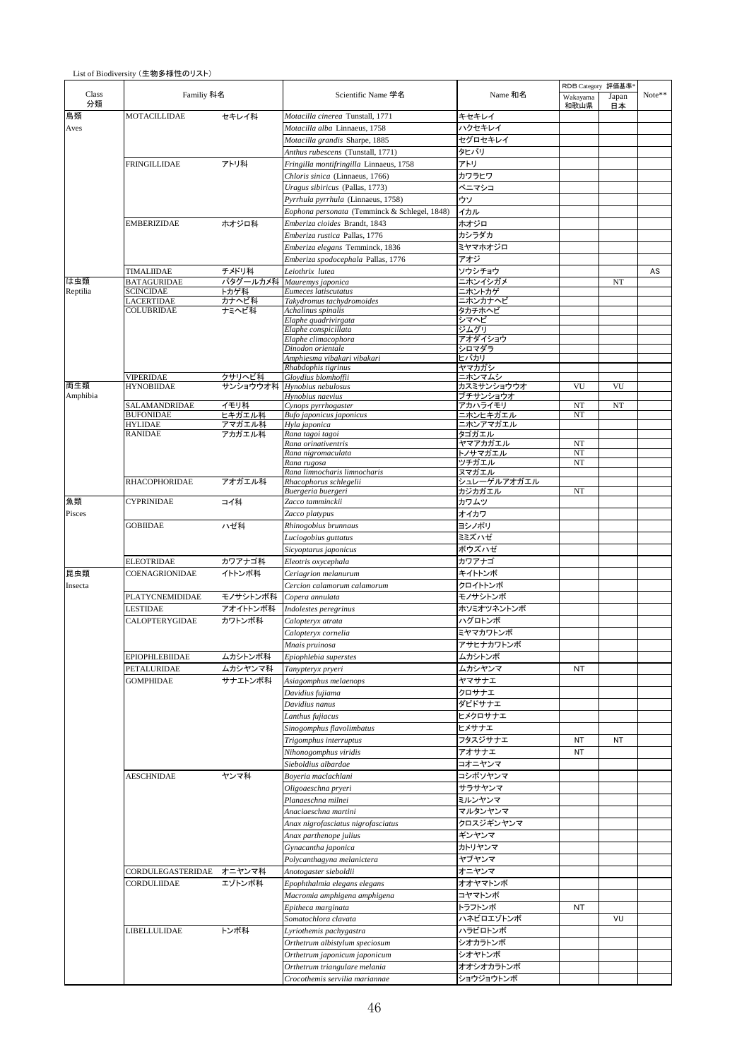List of Biodiversity（生物多様性のリスト）

| Class 分類 | Familiy 科名 | | Scientific Name 学名 | Name 和名 | RDB Category 評価基準* Wakayama 和歌山県 | Japan 日本 | Note** |
|---|---|---|---|---|---|---|---|
| 鳥類 Aves | MOTACILLIDAE | セキレイ科 | *Motacilla cinerea* Tunstall, 1771 | キセキレイ | | | |
| | | | *Motacilla alba* Linnaeus, 1758 | ハクセキレイ | | | |
| | | | *Motacilla grandis* Sharpe, 1885 | セグロセキレイ | | | |
| | | | *Anthus rubescens* (Tunstall, 1771) | タヒバリ | | | |
| | FRINGILLIDAE | アトリ科 | *Fringilla montifringilla* Linnaeus, 1758 | アトリ | | | |
| | | | *Chloris sinica* (Linnaeus, 1766) | カワラヒワ | | | |
| | | | *Uragus sibiricus* (Pallas, 1773) | ベニマシコ | | | |
| | | | *Pyrrhula pyrrhula* (Linnaeus, 1758) | ウソ | | | |
| | | | *Eophona personata* (Temminck & Schlegel, 1848) | イカル | | | |
| | EMBERIZIDAE | ホオジロ科 | *Emberiza cioides* Brandt, 1843 | ホオジロ | | | |
| | | | *Emberiza rustica* Pallas, 1776 | カシラダカ | | | |
| | | | *Emberiza elegans* Temminck, 1836 | ミヤマホオジロ | | | |
| | | | *Emberiza spodocephala* Pallas, 1776 | アオジ | | | |
| | TIMALIIDAE | チメドリ科 | *Leiothrix lutea* | ソウシチョウ | | | AS |
| は虫類 Reptilia | BATAGURIDAE | バタグールカメ科 | *Mauremys japonica* | ニホンイシガメ | | NT | |
| | SCINCIDAE | トカゲ科 | *Eumeces latiscutatus* | ニホントカゲ | | | |
| | LACERTIDAE | カナヘビ科 | *Takydromus tachydromoides* | ニホンカナヘビ | | | |
| | COLUBRIDAE | ナミヘビ科 | *Achalinus spinalis* | タカチホヘビ | | | |
| | | | *Elaphe quadrivirgata* | シマヘビ | | | |
| | | | *Elaphe conspicillata* | ジムグリ | | | |
| | | | *Elaphe climacophora* | アオダイショウ | | | |
| | | | *Dinodon orientale* | シロマダラ | | | |
| | | | *Amphiesma vibakari vibakari* | ヒバカリ | | | |
| | | | *Rhabdophis tigrinus* | ヤマカガシ | | | |
| | VIPERIDAE | クサリヘビ科 | *Gloydius blomhoffii* | ニホンマムシ | | | |
| 両生類 Amphibia | HYNOBIIDAE | サンショウウオ科 | *Hynobius nebulosus* | カスミサンショウウオ | VU | VU | |
| | | | *Hynobius naevius* | ブチサンショウウオ | | | |
| | SALAMANDRIDAE | イモリ科 | *Cynops pyrrhogaster* | アカハライモリ | NT | NT | |
| | BUFONIDAE | ヒキガエル科 | *Bufo japonicus japonicus* | ニホンヒキガエル | NT | | |
| | HYLIDAE | アマガエル科 | *Hyla japonica* | ニホンアマガエル | | | |
| | RANIDAE | アカガエル科 | *Rana tagoi tagoi* | タゴガエル | | | |
| | | | *Rana orinativentris* | ヤマアカガエル | NT | | |
| | | | *Rana nigromaculata* | トノサマガエル | NT | | |
| | | | *Rana rugosa* | ツチガエル | NT | | |
| | | | *Rana limnocharis limnocharis* | ヌマガエル | | | |
| | RHACOPHORIDAE | アオガエル科 | *Rhacophorus schlegelii* | シュレーゲルアオガエル | | | |
| | | | *Buergeria buergeri* | カジカガエル | NT | | |
| 魚類 Pisces | CYPRINIDAE | コイ科 | *Zacco tamminckii* | カワムツ | | | |
| | | | *Zacco platypus* | オイカワ | | | |
| | GOBIIDAE | ハゼ科 | *Rhinogobius brunnaus* | ヨシノボリ | | | |
| | | | *Luciogobius guttatus* | ミミズハゼ | | | |
| | | | *Sicyoptarus japonicus* | ボウズハゼ | | | |
| | ELEOTRIDAE | カワアナゴ科 | *Eleotris oxycephala* | カワアナゴ | | | |
| 昆虫類 Insecta | COENAGRIONIDAE | イトトンボ科 | *Ceriagrion melanurum* | キイトトンボ | | | |
| | | | *Cercion calamorum calamorum* | クロイトトンボ | | | |
| | PLATYCNEMIDIDAE | モノサシトンボ科 | *Copera annulata* | モノサシトンボ | | | |
| | LESTIDAE | アオイトトンボ科 | *Indolestes peregrinus* | ホソミオツネントンボ | | | |
| | CALOPTERYGIDAE | カワトンボ科 | *Calopteryx atrata* | ハグロトンボ | | | |
| | | | *Calopteryx cornelia* | ミヤマカワトンボ | | | |
| | | | *Mnais pruinosa* | アサヒナカワトンボ | | | |
| | EPIOPHLEBIIDAE | ムカシトンボ科 | *Epiophlebia superstes* | ムカシトンボ | | | |
| | PETALURIDAE | ムカシヤンマ科 | *Tanypteryx pryeri* | ムカシヤンマ | NT | | |
| | GOMPHIDAE | サナエトンボ科 | *Asiagomphus melaenops* | ヤマサナエ | | | |
| | | | *Davidius fujiama* | クロサナエ | | | |
| | | | *Davidius nanus* | ダビドサナエ | | | |
| | | | *Lanthus fujiacus* | ヒメクロサナエ | | | |
| | | | *Sinogomphus flavolimbatus* | ヒメサナエ | | | |
| | | | *Trigomphus interruptus* | フタスジサナエ | NT | NT | |
| | | | *Nihonogomphus viridis* | アオサナエ | NT | | |
| | | | *Sieboldius albardae* | コオニヤンマ | | | |
| | AESCHNIDAE | ヤンマ科 | *Boyeria maclachlani* | コシボソヤンマ | | | |
| | | | *Oligoaeschna pryeri* | サラサヤンマ | | | |
| | | | *Planaeschna milnei* | ミルンヤンマ | | | |
| | | | *Anaciaeschna martini* | マルタンヤンマ | | | |
| | | | *Anax nigrofasciatus nigrofasciatus* | クロスジギンヤンマ | | | |
| | | | *Anax parthenope julius* | ギンヤンマ | | | |
| | | | *Gynacantha japonica* | カトリヤンマ | | | |
| | | | *Polycanthagyna melanictera* | ヤブヤンマ | | | |
| | CORDULEGASTERIDAE | オニヤンマ科 | *Anotogaster sieboldii* | オニヤンマ | | | |
| | CORDULIIDAE | エゾトンボ科 | *Epophthalmia elegans elegans* | オオヤマトンボ | | | |
| | | | *Macromia amphigena amphigena* | コヤマトンボ | | | |
| | | | *Epitheca marginata* | トラフトンボ | NT | | |
| | | | *Somatochlora clavata* | ハネビロエゾトンボ | | VU | |
| | LIBELLULIDAE | トンボ科 | *Lyriothemis pachygastra* | ハラビロトンボ | | | |
| | | | *Orthetrum albistylum speciosum* | シオカラトンボ | | | |
| | | | *Orthetrum japonicum japonicum* | シオヤトンボ | | | |
| | | | *Orthetrum triangulare melania* | オオシオカラトンボ | | | |
| | | | *Crocothemis servilia mariannae* | ショウジョウトンボ | | | |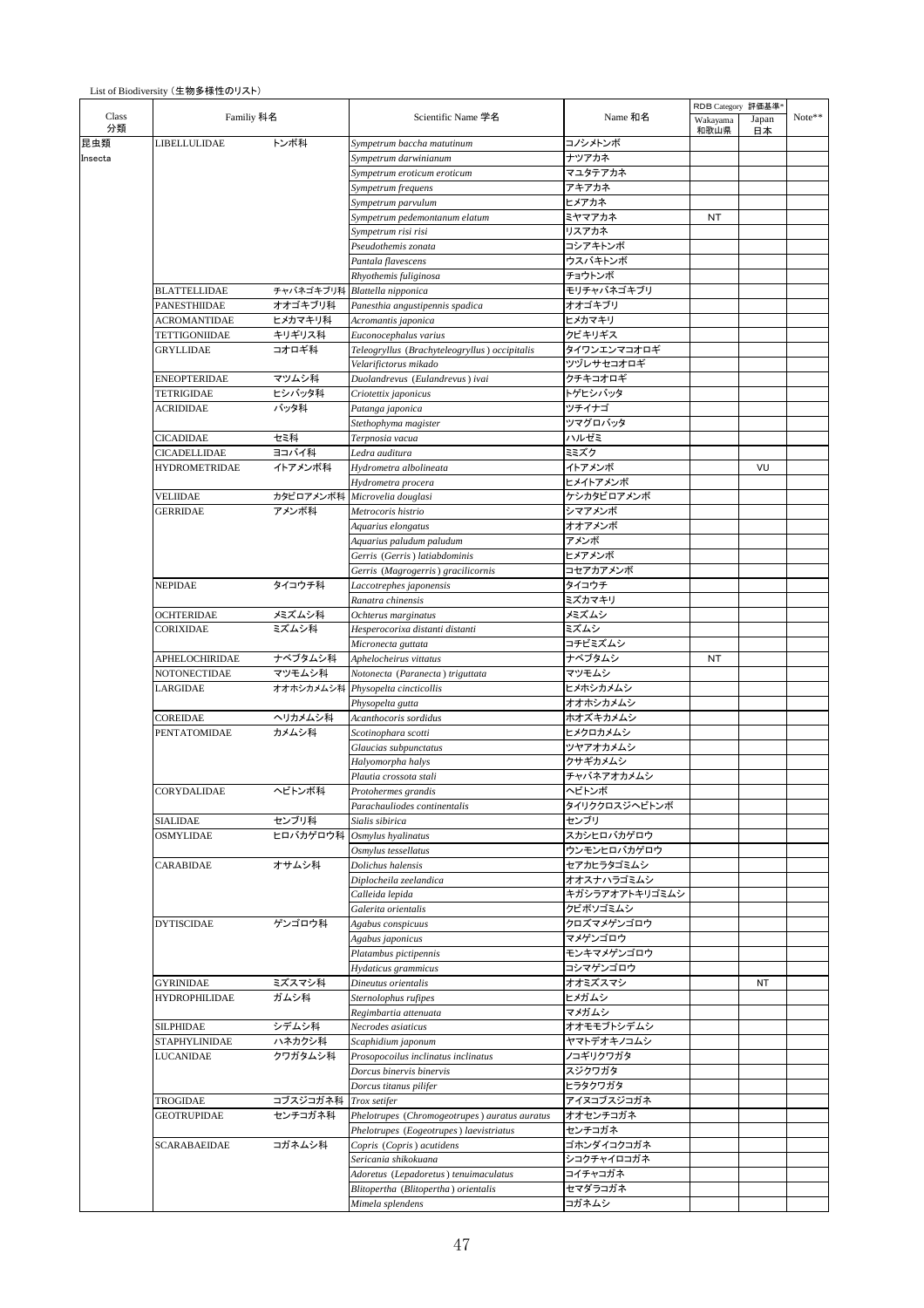List of Biodiversity（生物多様性のリスト）

| Class 分類 | Familiy 科名 | | Scientific Name 学名 | Name 和名 | RDB Category 評価基準* Wakayama 和歌山県 | Japan 日本 | Note** |
|---|---|---|---|---|---|---|---|
| 昆虫類 Insecta | LIBELLULIDAE | トンボ科 | *Sympetrum baccha matutinum* | コノシメトンボ | | | |
| | | | *Sympetrum darwinianum* | ナツアカネ | | | |
| | | | *Sympetrum eroticum eroticum* | マユタテアカネ | | | |
| | | | *Sympetrum frequens* | アキアカネ | | | |
| | | | *Sympetrum parvulum* | ヒメアカネ | | | |
| | | | *Sympetrum pedemontanum elatum* | ミヤマアカネ | NT | | |
| | | | *Sympetrum risi risi* | リスアカネ | | | |
| | | | *Pseudothemis zonata* | コシアキトンボ | | | |
| | | | *Pantala flavescens* | ウスバキトンボ | | | |
| | | | *Rhyothemis fuliginosa* | チョウトンボ | | | |
| | BLATTELLIDAE | チャバネゴキブリ科 | *Blattella nipponica* | モリチャバネゴキブリ | | | |
| | PANESTHIIDAE | オオゴキブリ科 | *Panesthia angustipennis spadica* | オオゴキブリ | | | |
| | ACROMANTIDAE | ヒメカマキリ科 | *Acromantis japonica* | ヒメカマキリ | | | |
| | TETTIGONIIDAE | キリギリス科 | *Euconocephalus varius* | クビキリギス | | | |
| | GRYLLIDAE | コオロギ科 | *Teleogryllus (Brachyteleogryllus) occipitalis* | タイワンエンマコオロギ | | | |
| | | | *Velarifictorus mikado* | ツヅレサセコオロギ | | | |
| | ENEOPTERIDAE | マツムシ科 | *Duolandrevus (Eulandrevus) ivai* | クチキコオロギ | | | |
| | TETRIGIDAE | ヒシバッタ科 | *Criotettix japonicus* | トゲヒシバッタ | | | |
| | ACRIDIDAE | バッタ科 | *Patanga japonica* | ツチイナゴ | | | |
| | | | *Stethophyma magister* | ツマグロバッタ | | | |
| | CICADIDAE | セミ科 | *Terpnosia vacua* | ハルゼミ | | | |
| | CICADELLIDAE | ヨコバイ科 | *Ledra auditura* | ミミズク | | | |
| | HYDROMETRIDAE | イトアメンボ科 | *Hydrometra albolineata* | イトアメンボ | | VU | |
| | | | *Hydrometra procera* | ヒメイトアメンボ | | | |
| | VELIIDAE | カタビロアメンボ科 | *Microvelia douglasi* | ケシカタビロアメンボ | | | |
| | GERRIDAE | アメンボ科 | *Metrocoris histrio* | シマアメンボ | | | |
| | | | *Aquarius elongatus* | オオアメンボ | | | |
| | | | *Aquarius paludum paludum* | アメンボ | | | |
| | | | *Gerris (Gerris) latiabdominis* | ヒメアメンボ | | | |
| | | | *Gerris (Magrogerris) gracilicornis* | コセアカアメンボ | | | |
| | NEPIDAE | タイコウチ科 | *Laccotrephes japonensis* | タイコウチ | | | |
| | | | *Ranatra chinensis* | ミズカマキリ | | | |
| | OCHTERIDAE | メミズムシ科 | *Ochterus marginatus* | メミズムシ | | | |
| | CORIXIDAE | ミズムシ科 | *Hesperocorixa distanti distanti* | ミズムシ | | | |
| | | | *Micronecta guttata* | コチビミズムシ | | | |
| | APHELOCHIRIDAE | ナベブタムシ科 | *Aphelocheirus vittatus* | ナベブタムシ | NT | | |
| | NOTONECTIDAE | マツモムシ科 | *Notonecta (Paranecta) triguttata* | マツモムシ | | | |
| | LARGIDAE | オオホシカメムシ科 | *Physopelta cincticollis* | ヒメホシカメムシ | | | |
| | | | *Physopelta gutta* | オオホシカメムシ | | | |
| | COREIDAE | ヘリカメムシ科 | *Acanthocoris sordidus* | ホオズキカメムシ | | | |
| | PENTATOMIDAE | カメムシ科 | *Scotinophara scotti* | ヒメクロカメムシ | | | |
| | | | *Glaucias subpunctatus* | ツヤアオカメムシ | | | |
| | | | *Halyomorpha halys* | クサギカメムシ | | | |
| | | | *Plautia crossota stali* | チャバネアオカメムシ | | | |
| | CORYDALIDAE | ヘビトンボ科 | *Protohermes grandis* | ヘビトンボ | | | |
| | | | *Parachauliodes continentalis* | タイリククロスジヘビトンボ | | | |
| | SIALIDAE | センブリ科 | *Sialis sibirica* | センブリ | | | |
| | OSMYLIDAE | ヒロバカゲロウ科 | *Osmylus hyalinatus* | スカシヒロバカゲロウ | | | |
| | | | *Osmylus tessellatus* | ウンモンヒロバカゲロウ | | | |
| | CARABIDAE | オサムシ科 | *Dolichus halensis* | セアカヒラタゴミムシ | | | |
| | | | *Diplocheila zeelandica* | オオスナハラゴミムシ | | | |
| | | | *Calleida lepida* | キガシラアオアトキリゴミムシ | | | |
| | | | *Galerita orientalis* | クビボソゴミムシ | | | |
| | DYTISCIDAE | ゲンゴロウ科 | *Agabus conspicuus* | クロズマメゲンゴロウ | | | |
| | | | *Agabus japonicus* | マメゲンゴロウ | | | |
| | | | *Platambus pictipennis* | モンキマメゲンゴロウ | | | |
| | | | *Hydaticus grammicus* | コシマゲンゴロウ | | | |
| | GYRINIDAE | ミズスマシ科 | *Dineutus orientalis* | オオミズスマシ | | NT | |
| | HYDROPHILIDAE | ガムシ科 | *Sternolophus rufipes* | ヒメガムシ | | | |
| | | | *Regimbartia attenuata* | マメガムシ | | | |
| | SILPHIDAE | シデムシ科 | *Necrodes asiaticus* | オオモモブトシデムシ | | | |
| | STAPHYLINIDAE | ハネカクシ科 | *Scaphidium japonum* | ヤマトデオキノコムシ | | | |
| | LUCANIDAE | クワガタムシ科 | *Prosopocoilus inclinatus inclinatus* | ノコギリクワガタ | | | |
| | | | *Dorcus binervis binervis* | スジクワガタ | | | |
| | | | *Dorcus titanus pilifer* | ヒラタクワガタ | | | |
| | TROGIDAE | コブスジコガネ科 | *Trox setifer* | アイヌコブスジコガネ | | | |
| | GEOTRUPIDAE | センチコガネ科 | *Phelotrupes (Chromogeotrupes) auratus auratus* | オオセンチコガネ | | | |
| | | | *Phelotrupes (Eogeotrupes) laevistriatus* | センチコガネ | | | |
| | SCARABAEIDAE | コガネムシ科 | *Copris (Copris) acutidens* | ゴホンダイコクコガネ | | | |
| | | | *Sericania shikokuana* | シコクチャイロコガネ | | | |
| | | | *Adoretus (Lepadoretus) tenuimaculatus* | コイチャコガネ | | | |
| | | | *Blitopertha (Blitopertha) orientalis* | セマダラコガネ | | | |
| | | | *Mimela splendens* | コガネムシ | | | |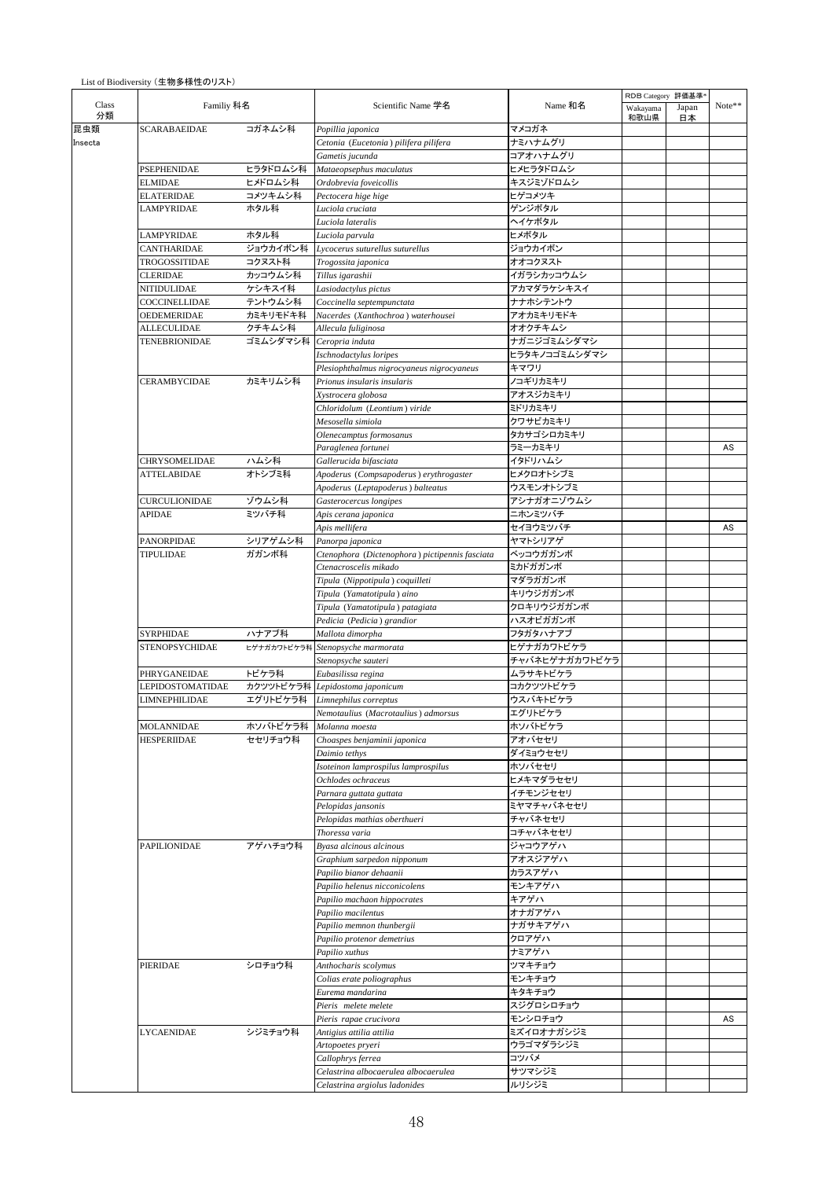List of Biodiversity (生物多様性のリスト)

| Class 分類 | Familiy 科名 | | Scientific Name 学名 | Name 和名 | RDB Category 評価基準* Wakayama 和歌山県 | Japan 日本 | Note** |
|---|---|---|---|---|---|---|---|
| 昆虫類 Insecta | SCARABAEIDAE | コガネムシ科 | *Popillia japonica* | マメコガネ | | | |
| | | | *Cetonia (Eucetonia) pilifera pilifera* | ナミハナムグリ | | | |
| | | | *Gametis jucunda* | コアオハナムグリ | | | |
| | PSEPHENIDAE | ヒラタドロムシ科 | *Mataeopsephus maculatus* | ヒメヒラタドロムシ | | | |
| | ELMIDAE | ヒメドロムシ科 | *Ordobrevia foveicollis* | キスジミゾドロムシ | | | |
| | ELATERIDAE | コメツキムシ科 | *Pectocera hige hige* | ヒゲコメツキ | | | |
| | LAMPYRIDAE | ホタル科 | *Luciola cruciata* | ゲンジボタル | | | |
| | | | *Luciola lateralis* | ヘイケボタル | | | |
| | LAMPYRIDAE | ホタル科 | *Luciola parvula* | ヒメボタル | | | |
| | CANTHARIDAE | ジョウカイボン科 | *Lycocerus suturellus suturellus* | ジョウカイボン | | | |
| | TROGOSSITIDAE | コクヌスト科 | *Trogossita japonica* | オオコクヌスト | | | |
| | CLERIDAE | カッコウムシ科 | *Tillus igarashii* | イガラシカッコウムシ | | | |
| | NITIDULIDAE | ケシキスイ科 | *Lasiodactylus pictus* | アカマダラケシキスイ | | | |
| | COCCINELLIDAE | テントウムシ科 | *Coccinella septempunctata* | ナナホシテントウ | | | |
| | OEDEMERIDAE | カミキリモドキ科 | *Nacerdes (Xanthochroa) waterhousei* | アオカミキリモドキ | | | |
| | ALLECULIDAE | クチキムシ科 | *Allecula fuliginosa* | オオクチキムシ | | | |
| | TENEBRIONIDAE | ゴミムシダマシ科 | *Ceropria induta* | ナガニジゴミムシダマシ | | | |
| | | | *Ischnodactylus loripes* | ヒラタキノコゴミムシダマシ | | | |
| | | | *Plesiophthalmus nigrocyaneus nigrocyaneus* | キマワリ | | | |
| | CERAMBYCIDAE | カミキリムシ科 | *Prionus insularis insularis* | ノコギリカミキリ | | | |
| | | | *Xystrocera globosa* | アオスジカミキリ | | | |
| | | | *Chloridolum (Leontium) viride* | ミドリカミキリ | | | |
| | | | *Mesosella simiola* | クワサビカミキリ | | | |
| | | | *Olenecamptus formosanus* | タカサゴシロカミキリ | | | |
| | | | *Paraglenea fortunei* | ラミーカミキリ | | | AS |
| | CHRYSOMELIDAE | ハムシ科 | *Gallerucida bifasciata* | イタドリハムシ | | | |
| | ATTELABIDAE | オトシブミ科 | *Apoderus (Compsapoderus) erythrogaster* | ヒメクロオトシブミ | | | |
| | | | *Apoderus (Leptapoderus) balteatus* | ウスモンオトシブミ | | | |
| | CURCULIONIDAE | ゾウムシ科 | *Gasterocercus longipes* | アシナガオニゾウムシ | | | |
| | APIDAE | ミツバチ科 | *Apis cerana japonica* | ニホンミツバチ | | | |
| | | | *Apis mellifera* | セイヨウミツバチ | | | AS |
| | PANORPIDAE | シリアゲムシ科 | *Panorpa japonica* | ヤマトシリアゲ | | | |
| | TIPULIDAE | ガガンボ科 | *Ctenophora (Dictenophora) pictipennis fasciata* | ベッコウガガンボ | | | |
| | | | *Ctenacroscelis mikado* | ミカドガガンボ | | | |
| | | | *Tipula (Nippotipula) coquilleti* | マダラガガンボ | | | |
| | | | *Tipula (Yamatotipula) aino* | キリウジガガンボ | | | |
| | | | *Tipula (Yamatotipula) patagiata* | クロキリウジガガンボ | | | |
| | | | *Pedicia (Pedicia) grandior* | ハスオビガガンボ | | | |
| | SYRPHIDAE | ハナアブ科 | *Mallota dimorpha* | フタガタハナアブ | | | |
| | STENOPSYCHIDAE | ヒゲナガカワトビケラ科 | *Stenopsyche marmorata* | ヒゲナガカワトビケラ | | | |
| | | | *Stenopsyche sauteri* | チャバネヒゲナガカワトビケラ | | | |
| | PHRYGANEIDAE | トビケラ科 | *Eubasilissa regina* | ムラサキトビケラ | | | |
| | LEPIDOSTOMATIDAE | カクツツトビケラ科 | *Lepidostoma japonicum* | コカクツツトビケラ | | | |
| | LIMNEPHILIDAE | エグリトビケラ科 | *Limnephilus correptus* | ウスバキトビケラ | | | |
| | | | *Nemotaulius (Macrotaulius) admorsus* | エグリトビケラ | | | |
| | MOLANNIDAE | ホソバトビケラ科 | *Molanna moesta* | ホソバトビケラ | | | |
| | HESPERIIDAE | セセリチョウ科 | *Choaspes benjaminii japonica* | アオバセセリ | | | |
| | | | *Daimio tethys* | ダイミョウセセリ | | | |
| | | | *Isoteinon lamprospilus lamprospilus* | ホソバセセリ | | | |
| | | | *Ochlodes ochraceus* | ヒメキマダラセセリ | | | |
| | | | *Parnara guttata guttata* | イチモンジセセリ | | | |
| | | | *Pelopidas jansonis* | ミヤマチャバネセセリ | | | |
| | | | *Pelopidas mathias oberthueri* | チャバネセセリ | | | |
| | | | *Thoressa varia* | コチャバネセセリ | | | |
| | PAPILIONIDAE | アゲハチョウ科 | *Byasa alcinous alcinous* | ジャコウアゲハ | | | |
| | | | *Graphium sarpedon nipponum* | アオスジアゲハ | | | |
| | | | *Papilio bianor dehaanii* | カラスアゲハ | | | |
| | | | *Papilio helenus nicconicolens* | モンキアゲハ | | | |
| | | | *Papilio machaon hippocrates* | キアゲハ | | | |
| | | | *Papilio macilentus* | オナガアゲハ | | | |
| | | | *Papilio memnon thunbergii* | ナガサキアゲハ | | | |
| | | | *Papilio protenor demetrius* | クロアゲハ | | | |
| | | | *Papilio xuthus* | ナミアゲハ | | | |
| | PIERIDAE | シロチョウ科 | *Anthocharis scolymus* | ツマキチョウ | | | |
| | | | *Colias erate poliographus* | モンキチョウ | | | |
| | | | *Eurema mandarina* | キタキチョウ | | | |
| | | | *Pieris melete melete* | スジグロシロチョウ | | | |
| | | | *Pieris rapae crucivora* | モンシロチョウ | | | AS |
| | LYCAENIDAE | シジミチョウ科 | *Antigius attilia attilia* | ミズイロオナガシジミ | | | |
| | | | *Artopoetes pryeri* | ウラゴマダラシジミ | | | |
| | | | *Callophrys ferrea* | コツバメ | | | |
| | | | *Celastrina albocaerulea albocaerulea* | サツマシジミ | | | |
| | | | *Celastrina argiolus ladonides* | ルリシジミ | | | |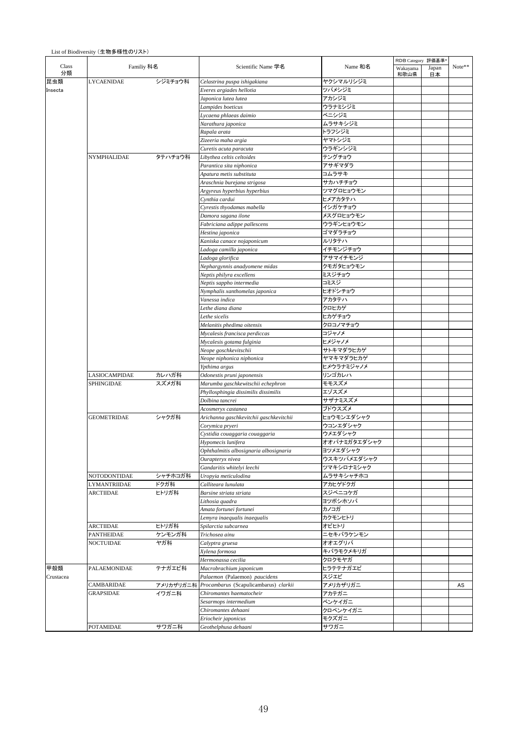List of Biodiversity（生物多様性のリスト）

| Class 分類 | Familiy 科名 | | Scientific Name 学名 | Name 和名 | RDB Category 評価基準* Wakayama 和歌山県 | Japan 日本 | Note** |
|---|---|---|---|---|---|---|---|
| 昆虫類 | LYCAENIDAE | シジミチョウ科 | *Celastrina puspa ishigakiana* | ヤクシマルリシジミ | | | |
| Insecta | | | *Everes argiades hellotia* | ツバメシジミ | | | |
| | | | *Japonica lutea lutea* | アカシジミ | | | |
| | | | *Lampides boeticus* | ウラナミシジミ | | | |
| | | | *Lycaena phlaeas daimio* | ベニシジミ | | | |
| | | | *Narathura japonica* | ムラサキシジミ | | | |
| | | | *Rapala arata* | トラフシジミ | | | |
| | | | *Zizeeria maha argia* | ヤマトシジミ | | | |
| | | | *Curetis acuta paracuta* | ウラギンシジミ | | | |
| | NYMPHALIDAE | タテハチョウ科 | *Libythea celtis celtoides* | テングチョウ | | | |
| | | | *Parantica sita niphonica* | アサギマダラ | | | |
| | | | *Apatura metis substituta* | コムラサキ | | | |
| | | | *Araschnia burejana strigosa* | サカハチチョウ | | | |
| | | | *Argyreus hyperbius hyperbius* | ツマグロヒョウモン | | | |
| | | | *Cynthia cardui* | ヒメアカタテハ | | | |
| | | | *Cyrestis thyodamas mabella* | イシガケチョウ | | | |
| | | | *Damora sagana ilone* | メスグロヒョウモン | | | |
| | | | *Fabriciana adippe pallescens* | ウラギンヒョウモン | | | |
| | | | *Hestina japonica* | ゴマダラチョウ | | | |
| | | | *Kaniska canace nojaponicum* | ルリタテハ | | | |
| | | | *Ladoga camilla japonica* | イチモンジチョウ | | | |
| | | | *Ladoga glorifica* | アサマイチモンジ | | | |
| | | | *Nephargynnis anadyomene midas* | クモガタヒョウモン | | | |
| | | | *Neptis philyra excellens* | ミスジチョウ | | | |
| | | | *Neptis sappho intermedia* | コミスジ | | | |
| | | | *Nymphalis xanthomelas japonica* | ヒオドシチョウ | | | |
| | | | *Vanessa indica* | アカタテハ | | | |
| | | | *Lethe diana diana* | クロヒカゲ | | | |
| | | | *Lethe sicelis* | ヒカゲチョウ | | | |
| | | | *Melanitis phedima oitensis* | クロコノマチョウ | | | |
| | | | *Mycalesis francisca perdiccas* | コジャノメ | | | |
| | | | *Mycalesis gotama fulginia* | ヒメジャノメ | | | |
| | | | *Neope goschkevitschii* | サトキマダラヒカゲ | | | |
| | | | *Neope niphonica niphonica* | ヤマキマダラヒカゲ | | | |
| | | | *Ypthima argus* | ヒメウラナミジャノメ | | | |
| | LASIOCAMPIDAE | カレハガ科 | *Odonestis pruni japonensis* | リンゴカレハ | | | |
| | SPHINGIDAE | スズメガ科 | *Marumba gaschkewitschii echephron* | モモスズメ | | | |
| | | | *Phyllosphingia dissimilis dissimilis* | エゾスズメ | | | |
| | | | *Dolbina tancrei* | サザナミスズメ | | | |
| | | | *Acosmeryx castanea* | ブドウスズメ | | | |
| | GEOMETRIDAE | シャクガ科 | *Arichanna gaschkevitchii gaschkevitchii* | ヒョウモンエダシャク | | | |
| | | | *Corymica pryeri* | ウコンエダシャク | | | |
| | | | *Cystidia couaggaria couaggaria* | ウメエダシャク | | | |
| | | | *Hypomecis lunifera* | オオバナミガタエダシャク | | | |
| | | | *Ophthalmitis albosignaria albosignaria* | ヨツメエダシャク | | | |
| | | | *Ourapteryx nivea* | ウスキツバメエダシャク | | | |
| | | | *Gandaritis whitelyi leechi* | ツマキシロナミシャク | | | |
| | NOTODONTIDAE | シャチホコガ科 | *Uropyia meticulodina* | ムラサキシャチホコ | | | |
| | LYMANTRIIDAE | ドクガ科 | *Calliteara lunulata* | アカヒゲドクガ | | | |
| | ARCTIIDAE | ヒトリガ科 | *Barsine striata striata* | スジベニコケガ | | | |
| | | | *Lithosia quadra* | ヨツボシホソバ | | | |
| | | | *Amata fortunei fortunei* | カノコガ | | | |
| | | | *Lemyra inaequalis inaequalis* | カクモンヒトリ | | | |
| | ARCTIIDAE | ヒトリガ科 | *Spilarctia subcarnea* | オビヒトリ | | | |
| | PANTHEIDAE | ケンモンガ科 | *Trichosea ainu* | ニセキバラケンモン | | | |
| | NOCTUIDAE | ヤガ科 | *Calyptra gruesa* | オオエグリバ | | | |
| | | | *Xylena formosa* | キバラモクメキリガ | | | |
| | | | *Hermonassa cecilia* | クロクモヤガ | | | |
| 甲殻類 | PALAEMONIDAE | テナガエビ科 | *Macrobrachium japonicum* | ヒラテテナガエビ | | | |
| Crustacea | | | *Palaemon* (*Palaemon*) *paucidens* | スジエビ | | | |
| | CAMBARIDAE | アメリカザリガニ科 | *Procambarus* (*Scapulicambarus*) *clarkii* | アメリカザリガニ | | | AS |
| | GRAPSIDAE | イワガニ科 | *Chiromantes haematocheir* | アカテガニ | | | |
| | | | *Sesarmops intermedium* | ベンケイガニ | | | |
| | | | *Chiromantes dehaani* | クロベンケイガニ | | | |
| | | | *Eriocheir japonicus* | モクズガニ | | | |
| | POTAMIDAE | サワガニ科 | *Geothelphusa dehaani* | サワガニ | | | |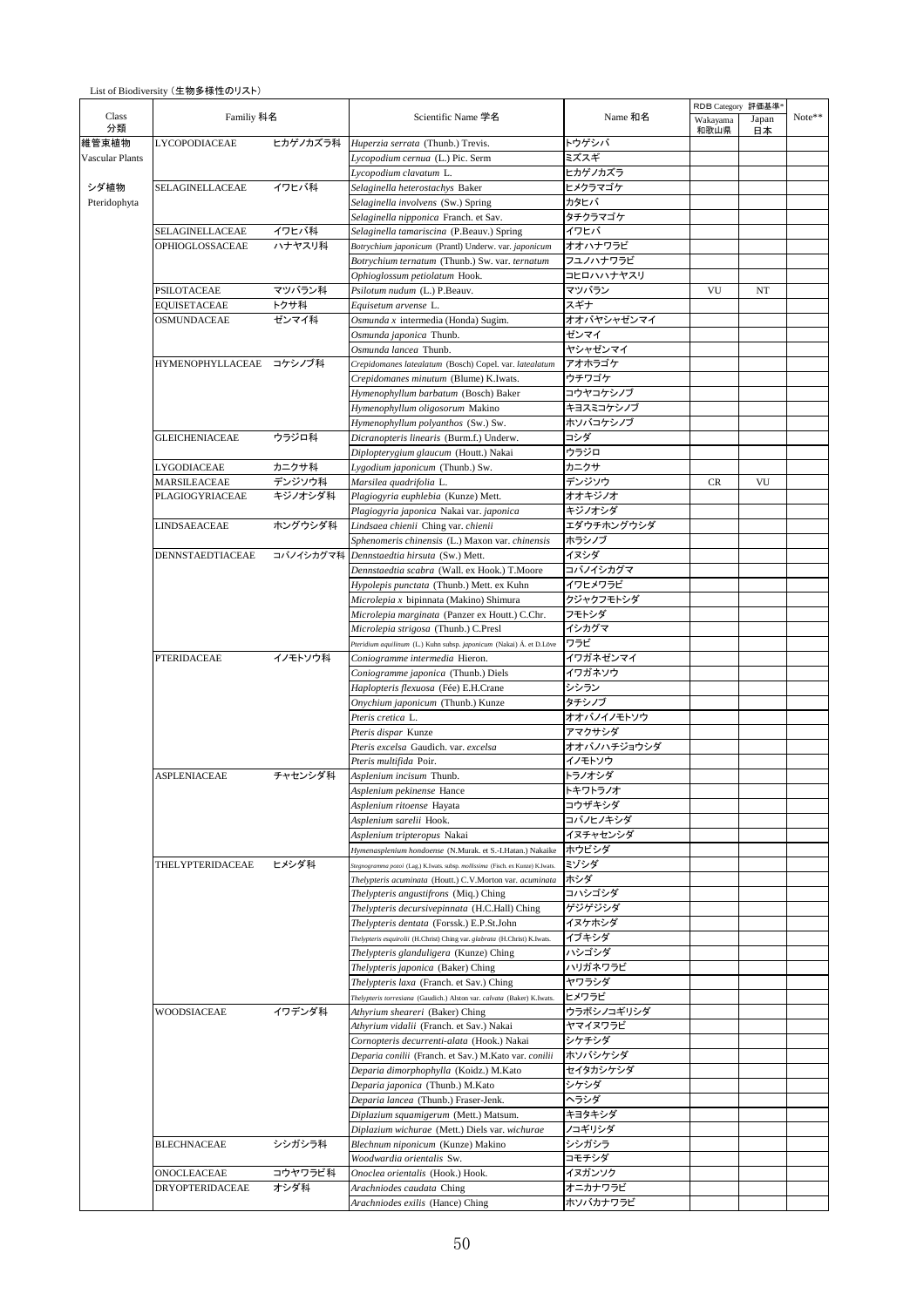List of Biodiversity（生物多様性のリスト）

| Class 分類 | Familiy 科名 | | Scientific Name 学名 | Name 和名 | RDB Category 評価基準* Wakayama 和歌山県 | Japan 日本 | Note** |
|---|---|---|---|---|---|---|---|
| 維管束植物 Vascular Plants | LYCOPODIACEAE | ヒカゲノカズラ科 | *Huperzia serrata* (Thunb.) Trevis. | トウゲシバ | | | |
| | | | *Lycopodium cernua* (L.) Pic. Serm | ミズスギ | | | |
| | | | *Lycopodium clavatum* L. | ヒカゲノカズラ | | | |
| シダ植物 Pteridophyta | SELAGINELLACEAE | イワヒバ科 | *Selaginella heterostachys* Baker | ヒメクラマゴケ | | | |
| | | | *Selaginella involvens* (Sw.) Spring | カタヒバ | | | |
| | | | *Selaginella nipponica* Franch. et Sav. | タチクラマゴケ | | | |
| | SELAGINELLACEAE | イワヒバ科 | *Selaginella tamariscina* (P.Beauv.) Spring | イワヒバ | | | |
| | OPHIOGLOSSACEAE | ハナヤスリ科 | *Botrychium japonicum* (Prantl) Underw. var. *japonicum* | オオハナワラビ | | | |
| | | | *Botrychium ternatum* (Thunb.) Sw. var. *ternatum* | フユノハナワラビ | | | |
| | | | *Ophioglossum petiolatum* Hook. | コヒロハハナヤスリ | | | |
| | PSILOTACEAE | マツバラン科 | *Psilotum nudum* (L.) P.Beauv. | マツバラン | VU | NT | |
| | EQUISETACEAE | トクサ科 | *Equisetum arvense* L. | スギナ | | | |
| | OSMUNDACEAE | ゼンマイ科 | *Osmunda x* intermedia (Honda) Sugim. | オオバヤシャゼンマイ | | | |
| | | | *Osmunda japonica* Thunb. | ゼンマイ | | | |
| | | | *Osmunda lancea* Thunb. | ヤシャゼンマイ | | | |
| | HYMENOPHYLLACEAE | コケシノブ科 | *Crepidomanes latealatum* (Bosch) Copel. var. *latealatum* | アオホラゴケ | | | |
| | | | *Crepidomanes minutum* (Blume) K.Iwats. | ウチワゴケ | | | |
| | | | *Hymenophyllum barbatum* (Bosch) Baker | コウヤコケシノブ | | | |
| | | | *Hymenophyllum oligosorum* Makino | キヨスミコケシノブ | | | |
| | | | *Hymenophyllum polyanthos* (Sw.) Sw. | ホソバコケシノブ | | | |
| | GLEICHENIACEAE | ウラジロ科 | *Dicranopteris linearis* (Burm.f.) Underw. | コシダ | | | |
| | | | *Diplopterygium glaucum* (Houtt.) Nakai | ウラジロ | | | |
| | LYGODIACEAE | カニクサ科 | *Lygodium japonicum* (Thunb.) Sw. | カニクサ | | | |
| | MARSILEACEAE | デンジソウ科 | *Marsilea quadrifolia* L. | デンジソウ | CR | VU | |
| | PLAGIOGYRIACEAE | キジノオシダ科 | *Plagiogyria euphlebia* (Kunze) Mett. | オオキジノオ | | | |
| | | | *Plagiogyria japonica* Nakai var. *japonica* | キジノオシダ | | | |
| | LINDSAEACEAE | ホングウシダ科 | *Lindsaea chienii* Ching var. *chienii* | エダウチホングウシダ | | | |
| | | | *Sphenomeris chinensis* (L.) Maxon var. *chinensis* | ホラシノブ | | | |
| | DENNSTAEDTIACEAE | コバノイシカグマ科 | *Dennstaedtia hirsuta* (Sw.) Mett. | イヌシダ | | | |
| | | | *Dennstaedtia scabra* (Wall. ex Hook.) T.Moore | コバノイシカグマ | | | |
| | | | *Hypolepis punctata* (Thunb.) Mett. ex Kuhn | イワヒメワラビ | | | |
| | | | *Microlepia x* bipinnata (Makino) Shimura | クジャクフモトシダ | | | |
| | | | *Microlepia marginata* (Panzer ex Houtt.) C.Chr. | フモトシダ | | | |
| | | | *Microlepia strigosa* (Thunb.) C.Presl | イシカグマ | | | |
| | | | *Pteridium aquilinum* (L.) Kuhn subsp. *japonicum* (Nakai) Á. et D.Löve | ワラビ | | | |
| | PTERIDACEAE | イノモトソウ科 | *Coniogramme intermedia* Hieron. | イワガネゼンマイ | | | |
| | | | *Coniogramme japonica* (Thunb.) Diels | イワガネソウ | | | |
| | | | *Haplopteris flexuosa* (Fée) E.H.Crane | シシラン | | | |
| | | | *Onychium japonicum* (Thunb.) Kunze | タチシノブ | | | |
| | | | *Pteris cretica* L. | オオバノイノモトソウ | | | |
| | | | *Pteris dispar* Kunze | アマクサシダ | | | |
| | | | *Pteris excelsa* Gaudich. var. *excelsa* | オオバノハチジョウシダ | | | |
| | | | *Pteris multifida* Poir. | イノモトソウ | | | |
| | ASPLENIACEAE | チャセンシダ科 | *Asplenium incisum* Thunb. | トラノオシダ | | | |
| | | | *Asplenium pekinense* Hance | トキワトラノオ | | | |
| | | | *Asplenium ritoense* Hayata | コウザキシダ | | | |
| | | | *Asplenium sarelii* Hook. | コバノヒノキシダ | | | |
| | | | *Asplenium tripteropus* Nakai | イヌチャセンシダ | | | |
| | | | *Hymenasplenium hondoense* (N.Murak. et S.-I.Hatan.) Nakaike | ホウビシダ | | | |
| | THELYPTERIDACEAE | ヒメシダ科 | *Stegnogramma pozoi* (Lag.) K.Iwats. subsp. *mollissima* (Fisch. ex Kunze) K.Iwats. | ミゾシダ | | | |
| | | | *Thelypteris acuminata* (Houtt.) C.V.Morton var. *acuminata* | ホシダ | | | |
| | | | *Thelypteris angustifrons* (Miq.) Ching | コハシゴシダ | | | |
| | | | *Thelypteris decursivepinnata* (H.C.Hall) Ching | ゲジゲジシダ | | | |
| | | | *Thelypteris dentata* (Forssk.) E.P.St.John | イヌケホシダ | | | |
| | | | *Thelypteris esquirolii* (H.Christ) Ching var. *glabrata* (H.Christ) K.Iwats. | イブキシダ | | | |
| | | | *Thelypteris glanduligera* (Kunze) Ching | ハシゴシダ | | | |
| | | | *Thelypteris japonica* (Baker) Ching | ハリガネワラビ | | | |
| | | | *Thelypteris laxa* (Franch. et Sav.) Ching | ヤワラシダ | | | |
| | | | *Thelypteris torresiana* (Gaudich.) Alston var. *calvata* (Baker) K.Iwats. | ヒメワラビ | | | |
| | WOODSIACEAE | イワデンダ科 | *Athyrium sheareri* (Baker) Ching | ウラボシノコギリシダ | | | |
| | | | *Athyrium vidalii* (Franch. et Sav.) Nakai | ヤマイヌワラビ | | | |
| | | | *Cornopteris decurrenti-alata* (Hook.) Nakai | シケチシダ | | | |
| | | | *Deparia conilii* (Franch. et Sav.) M.Kato var. *conilii* | ホソバシケシダ | | | |
| | | | *Deparia dimorphophylla* (Koidz.) M.Kato | セイタカシケシダ | | | |
| | | | *Deparia japonica* (Thunb.) M.Kato | シケシダ | | | |
| | | | *Deparia lancea* (Thunb.) Fraser-Jenk. | ヘラシダ | | | |
| | | | *Diplazium squamigerum* (Mett.) Matsum. | キヨタキシダ | | | |
| | | | *Diplazium wichurae* (Mett.) Diels var. *wichurae* | ノコギリシダ | | | |
| | BLECHNACEAE | シシガシラ科 | *Blechnum niponicum* (Kunze) Makino | シシガシラ | | | |
| | | | *Woodwardia orientalis* Sw. | コモチシダ | | | |
| | ONOCLEACEAE | コウヤワラビ科 | *Onoclea orientalis* (Hook.) Hook. | イヌガンソク | | | |
| | DRYOPTERIDACEAE | オシダ科 | *Arachniodes caudata* Ching | オニカナワラビ | | | |
| | | | *Arachniodes exilis* (Hance) Ching | ホソバカナワラビ | | | |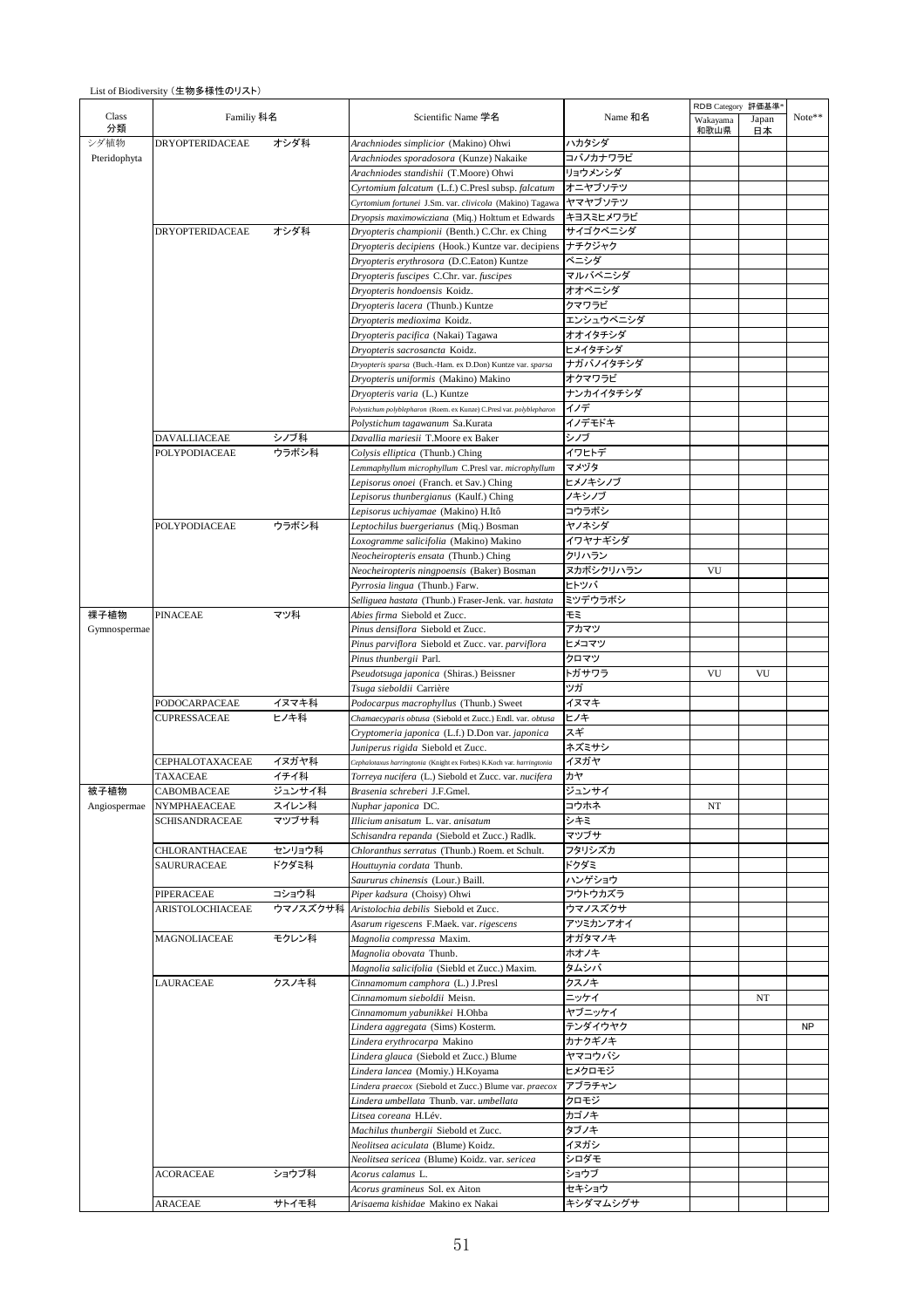List of Biodiversity（生物多様性のリスト）

| Class 分類 | Familiy 科名 | | Scientific Name 学名 | Name 和名 | RDB Category 評価基準* Wakayama 和歌山県 | Japan 日本 | Note** |
|---|---|---|---|---|---|---|---|
| シダ植物 Pteridophyta | DRYOPTERIDACEAE | オシダ科 | *Arachniodes simplicior* (Makino) Ohwi | ハカタシダ | | | |
| | | | *Arachniodes sporadosora* (Kunze) Nakaike | コバノカナワラビ | | | |
| | | | *Arachniodes standishii* (T.Moore) Ohwi | リョウメンシダ | | | |
| | | | *Cyrtomium falcatum* (L.f.) C.Presl subsp. *falcatum* | オニヤブソテツ | | | |
| | | | *Cyrtomium fortunei* J.Sm. var. *clivicola* (Makino) Tagawa | ヤマヤブソテツ | | | |
| | | | *Dryopsis maximowicziana* (Miq.) Holttum et Edwards | キヨスミヒメワラビ | | | |
| | DRYOPTERIDACEAE | オシダ科 | *Dryopteris championii* (Benth.) C.Chr. ex Ching | サイゴクベニシダ | | | |
| | | | *Dryopteris decipiens* (Hook.) Kuntze var. *decipiens* | ナチクジャク | | | |
| | | | *Dryopteris erythrosora* (D.C.Eaton) Kuntze | ベニシダ | | | |
| | | | *Dryopteris fuscipes* C.Chr. var. *fuscipes* | マルバベニシダ | | | |
| | | | *Dryopteris hondoensis* Koidz. | オオベニシダ | | | |
| | | | *Dryopteris lacera* (Thunb.) Kuntze | クマワラビ | | | |
| | | | *Dryopteris medioxima* Koidz. | エンシュウベニシダ | | | |
| | | | *Dryopteris pacifica* (Nakai) Tagawa | オオイタチシダ | | | |
| | | | *Dryopteris sacrosancta* Koidz. | ヒメイタチシダ | | | |
| | | | *Dryopteris sparsa* (Buch.-Ham. ex D.Don) Kuntze var. *sparsa* | ナガバノイタチシダ | | | |
| | | | *Dryopteris uniformis* (Makino) Makino | オクマワラビ | | | |
| | | | *Dryopteris varia* (L.) Kuntze | ナンカイイタチシダ | | | |
| | | | *Polystichum polyblepharon* (Roem. ex Kunze) C.Presl var. *polyblepharon* | イノデ | | | |
| | | | *Polystichum tagawanum* Sa.Kurata | イノデモドキ | | | |
| | DAVALLIACEAE | シノブ科 | *Davallia mariesii* T.Moore ex Baker | シノブ | | | |
| | POLYPODIACEAE | ウラボシ科 | *Colysis elliptica* (Thunb.) Ching | イワヒトデ | | | |
| | | | *Lemmaphyllum microphyllum* C.Presl var. *microphyllum* | マメヅタ | | | |
| | | | *Lepisorus onoei* (Franch. et Sav.) Ching | ヒメノキシノブ | | | |
| | | | *Lepisorus thunbergianus* (Kaulf.) Ching | ノキシノブ | | | |
| | | | *Lepisorus uchiyamae* (Makino) H.Itô | コウラボシ | | | |
| | POLYPODIACEAE | ウラボシ科 | *Leptochilus buergerianus* (Miq.) Bosman | ヤノネシダ | | | |
| | | | *Loxogramme salicifolia* (Makino) Makino | イワヤナギシダ | | | |
| | | | *Neocheiropteris ensata* (Thunb.) Ching | クリハラン | | | |
| | | | *Neocheiropteris ningpoensis* (Baker) Bosman | ヌカボシクリハラン | VU | | |
| | | | *Pyrrosia lingua* (Thunb.) Farw. | ヒトツバ | | | |
| | | | *Selliguea hastata* (Thunb.) Fraser-Jenk. var. *hastata* | ミツデウラボシ | | | |
| 裸子植物 Gymnospermae | PINACEAE | マツ科 | *Abies firma* Siebold et Zucc. | モミ | | | |
| | | | *Pinus densiflora* Siebold et Zucc. | アカマツ | | | |
| | | | *Pinus parviflora* Siebold et Zucc. var. *parviflora* | ヒメコマツ | | | |
| | | | *Pinus thunbergii* Parl. | クロマツ | | | |
| | | | *Pseudotsuga japonica* (Shiras.) Beissner | トガサワラ | VU | VU | |
| | | | *Tsuga sieboldii* Carrière | ツガ | | | |
| | PODOCARPACEAE | イヌマキ科 | *Podocarpus macrophyllus* (Thunb.) Sweet | イヌマキ | | | |
| | CUPRESSACEAE | ヒノキ科 | *Chamaecyparis obtusa* (Siebold et Zucc.) Endl. var. *obtusa* | ヒノキ | | | |
| | | | *Cryptomeria japonica* (L.f.) D.Don var. *japonica* | スギ | | | |
| | | | *Juniperus rigida* Siebold et Zucc. | ネズミサシ | | | |
| | CEPHALOTAXACEAE | イヌガヤ科 | *Cephalotaxus harringtonia* (Knight ex Forbes) K.Koch var. *harringtonia* | イヌガヤ | | | |
| | TAXACEAE | イチイ科 | *Torreya nucifera* (L.) Siebold et Zucc. var. *nucifera* | カヤ | | | |
| 被子植物 Angiospermae | CABOMBACEAE | ジュンサイ科 | *Brasenia schreberi* J.F.Gmel. | ジュンサイ | | | |
| | NYMPHAEACEAE | スイレン科 | *Nuphar japonica* DC. | コウホネ | NT | | |
| | SCHISANDRACEAE | マツブサ科 | *Illicium anisatum* L. var. *anisatum* | シキミ | | | |
| | | | *Schisandra repanda* (Siebold et Zucc.) Radlk. | マツブサ | | | |
| | CHLORANTHACEAE | センリョウ科 | *Chloranthus serratus* (Thunb.) Roem. et Schult. | フタリシズカ | | | |
| | SAURURACEAE | ドクダミ科 | *Houttuynia cordata* Thunb. | ドクダミ | | | |
| | | | *Saururus chinensis* (Lour.) Baill. | ハンゲショウ | | | |
| | PIPERACEAE | コショウ科 | *Piper kadsura* (Choisy) Ohwi | フウトウカズラ | | | |
| | ARISTOLOCHIACEAE | ウマノスズクサ科 | *Aristolochia debilis* Siebold et Zucc. | ウマノスズクサ | | | |
| | | | *Asarum rigescens* F.Maek. var. *rigescens* | アツミカンアオイ | | | |
| | MAGNOLIACEAE | モクレン科 | *Magnolia compressa* Maxim. | オガタマノキ | | | |
| | | | *Magnolia obovata* Thunb. | ホオノキ | | | |
| | | | *Magnolia salicifolia* (Siebld et Zucc.) Maxim. | タムシバ | | | |
| | LAURACEAE | クスノキ科 | *Cinnamomum camphora* (L.) J.Presl | クスノキ | | | |
| | | | *Cinnamomum sieboldii* Meisn. | ニッケイ | | NT | |
| | | | *Cinnamomum yabunikkei* H.Ohba | ヤブニッケイ | | | |
| | | | *Lindera aggregata* (Sims) Kosterm. | テンダイウヤク | | | NP |
| | | | *Lindera erythrocarpa* Makino | カナクギノキ | | | |
| | | | *Lindera glauca* (Siebold et Zucc.) Blume | ヤマコウバシ | | | |
| | | | *Lindera lancea* (Momiy.) H.Koyama | ヒメクロモジ | | | |
| | | | *Lindera praecox* (Siebold et Zucc.) Blume var. *praecox* | アブラチャン | | | |
| | | | *Lindera umbellata* Thunb. var. *umbellata* | クロモジ | | | |
| | | | *Litsea coreana* H.Lév. | カゴノキ | | | |
| | | | *Machilus thunbergii* Siebold et Zucc. | タブノキ | | | |
| | | | *Neolitsea aciculata* (Blume) Koidz. | イヌガシ | | | |
| | | | *Neolitsea sericea* (Blume) Koidz. var. *sericea* | シロダモ | | | |
| | ACORACEAE | ショウブ科 | *Acorus calamus* L. | ショウブ | | | |
| | | | *Acorus gramineus* Sol. ex Aiton | セキショウ | | | |
| | ARACEAE | サトイモ科 | *Arisaema kishidae* Makino ex Nakai | キシダマムシグサ | | | |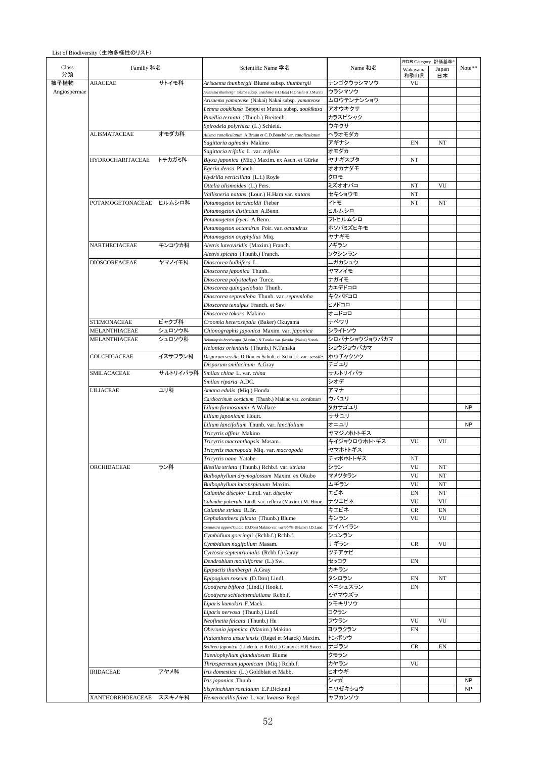List of Biodiversity（生物多様性のリスト）

| Class 分類 | Familiy 科名 | | Scientific Name 学名 | Name 和名 | RDB Category 評価基準* | | Note** |
|---|---|---|---|---|---|---|---|
| | | | | | Wakayama 和歌山県 | Japan 日本 | |
| 被子植物 Angiospermae | ARACEAE | サトイモ科 | *Arisaema thunbergii* Blume subsp. *thunbergii* | ナンゴクウラシマソウ | VU | | |
| | | | *Arisaema thunbergii* Blume subsp. *urashima* (H.Hara) H.Ohashi et J.Murata | ウラシマソウ | | | |
| | | | *Arisaema yamatense* (Nakai) Nakai subsp. *yamatense* | ムロウテンナンショウ | | | |
| | | | *Lemna aoukikusa* Beppu et Murata subsp. *aoukikusa* | アオウキクサ | | | |
| | | | *Pinellia ternata* (Thunb.) Breitenb. | カラスビシャク | | | |
| | | | *Spirodela polyrhiza* (L.) Schleid. | ウキクサ | | | |
| | ALISMATACEAE | オモダカ科 | *Alisma canaliculatum* A.Braun et C.D.Bouché var. *canaliculatum* | ヘラオモダカ | | | |
| | | | *Sagittaria aginashi* Makino | アギナシ | EN | NT | |
| | | | *Sagittaria trifolia* L. var. *trifolia* | オモダカ | | | |
| | HYDROCHARITACEAE | トチカガミ科 | *Blyxa japonica* (Miq.) Maxim. ex Asch. et Gürke | ヤナギスブタ | NT | | |
| | | | *Egeria densa* Planch. | オオカナダモ | | | |
| | | | *Hydrilla verticillata* (L.f.) Royle | クロモ | | | |
| | | | *Ottelia alismoides* (L.) Pers. | ミズオオバコ | NT | VU | |
| | | | *Vallisneria natans* (Lour.) H.Hara var. *natans* | セキショウモ | NT | | |
| | POTAMOGETONACEAE | ヒルムシロ科 | *Potamogeton berchtoldii* Fieber | イトモ | NT | NT | |
| | | | *Potamogeton distinctus* A.Benn. | ヒルムシロ | | | |
| | | | *Potamogeton fryeri* A.Benn. | フトヒルムシロ | | | |
| | | | *Potamogeton octandrus* Poir. var. *octandrus* | ホソバミズヒキモ | | | |
| | | | *Potamogeton oxyphyllus* Miq. | ヤナギモ | | | |
| | NARTHECIACEAE | キンコウカ科 | *Aletris luteoviridis* (Maxim.) Franch. | ノギラン | | | |
| | | | *Aletris spicata* (Thunb.) Franch. | ソクシンラン | | | |
| | DIOSCOREACEAE | ヤマノイモ科 | *Dioscorea bulbifera* L. | ニガカシュウ | | | |
| | | | *Dioscorea japonica* Thunb. | ヤマノイモ | | | |
| | | | *Dioscorea polystachya* Turcz. | ナガイモ | | | |
| | | | *Dioscorea quinquelobata* Thunb. | カエデドコロ | | | |
| | | | *Dioscorea septemloba* Thunb. var. *septemloba* | キクバドコロ | | | |
| | | | *Dioscorea tenuipes* Franch. et Sav. | ヒメドコロ | | | |
| | | | *Dioscorea tokoro* Makino | オニドコロ | | | |
| | STEMONACEAE | ビャクブ科 | *Croomia heterosepala* (Baker) Okuyama | ナベワリ | | | |
| | MELANTHIACEAE | シュロソウ科 | *Chionographis japonica* Maxim. var. *japonica* | シライトソウ | | | |
| | MELANTHIACEAE | シュロソウ科 | *Heloniopsis breviscapa* (Maxim.) N.Tanaka var. *flavida* (Nakai) Yonek. | シロバナショウジョウバカマ | | | |
| | | | *Helonias orientalis* (Thunb.) N.Tanaka | ショウジョウバカマ | | | |
| | COLCHICACEAE | イヌサフラン科 | *Disporum sessile* D.Don ex Schult. et Schult.f. var. *sessile* | ホウチャクソウ | | | |
| | | | *Disporum smilacinum* A.Gray | チゴユリ | | | |
| | SMILACACEAE | サルトリイバラ科 | *Smilax china* L. var. *china* | サルトリイバラ | | | |
| | | | *Smilax riparia* A.DC. | シオデ | | | |
| | LILIACEAE | ユリ科 | *Amana edulis* (Miq.) Honda | アマナ | | | |
| | | | *Cardiocrinum cordatum* (Thunb.) Makino var. *cordatum* | ウバユリ | | | |
| | | | *Lilium formosanum* A.Wallace | タカサゴユリ | | | NP |
| | | | *Lilium japonicum* Houtt. | ササユリ | | | |
| | | | *Lilium lancifolium* Thunb. var. *lancifolium* | オニユリ | | | NP |
| | | | *Tricyrtis affinis* Makino | ヤマジノホトトギス | | | |
| | | | *Tricyrtis macranthopsis* Masam. | キイジョウロウホトトギス | VU | VU | |
| | | | *Tricyrtis macropoda* Miq. var. *macropoda* | ヤマホトトギス | | | |
| | | | *Tricyrtis nana* Yatabe | チャボホトトギス | NT | | |
| | ORCHIDACEAE | ラン科 | *Bletilla striata* (Thunb.) Rchb.f. var. *striata* | シラン | VU | NT | |
| | | | *Bulbophyllum drymoglossum* Maxim. ex Okubo | マメヅタラン | VU | NT | |
| | | | *Bulbophyllum inconspicuum* Maxim. | ムギラン | VU | NT | |
| | | | *Calanthe discolor* Lindl. var. *discolor* | エビネ | EN | NT | |
| | | | *Calanthe puberula* Lindl. var. reflexa (Maxim.) M. Hiroe | ナツエビネ | VU | VU | |
| | | | *Calanthe striata* R.Br. | キエビネ | CR | EN | |
| | | | *Cephalanthera falcata* (Thunb.) Blume | キンラン | VU | VU | |
| | | | *Cremastra appendiculata* (D.Don) Makino var. *variabilis* (Blume) I.D.Lund | サイハイラン | | | |
| | | | *Cymbidium goeringii* (Rchb.f.) Rchb.f. | シュンラン | | | |
| | | | *Cymbidium nagifolium* Masam. | ナギラン | CR | VU | |
| | | | *Cyrtosia septentrionalis* (Rchb.f.) Garay | ツチアケビ | | | |
| | | | *Dendrobium moniliforme* (L.) Sw. | セッコク | EN | | |
| | | | *Epipactis thunbergii* A.Gray | カキラン | | | |
| | | | *Epipogium roseum* (D.Don) Lindl. | タシロラン | EN | NT | |
| | | | *Goodyera biflora* (Lindl.) Hook.f. | ベニシュスラン | EN | | |
| | | | *Goodyera schlechtendaliana* Rchb.f. | ミヤマウズラ | | | |
| | | | *Liparis kumokiri* F.Maek. | クモキリソウ | | | |
| | | | *Liparis nervosa* (Thunb.) Lindl. | コクラン | | | |
| | | | *Neofinetia falcata* (Thunb.) Hu | フウラン | VU | VU | |
| | | | *Oberonia japonica* (Maxim.) Makino | ヨウラクラン | EN | | |
| | | | *Platanthera ussuriensis* (Regel et Maack) Maxim. | トンボソウ | | | |
| | | | *Sedirea japonica* (Lindenb. et Rchb.f.) Garay et H.R.Sweet | ナゴラン | CR | EN | |
| | | | *Taeniophyllum glandulosum* Blume | クモラン | | | |
| | | | *Thrixspermum japonicum* (Miq.) Rchb.f. | カヤラン | VU | | |
| | IRIDACEAE | アヤメ科 | *Iris domestica* (L.) Goldblatt et Mabb. | ヒオウギ | | | |
| | | | *Iris japonica* Thunb. | シャガ | | | NP |
| | | | *Sisyrinchium rosulatum* E.P.Bicknell | ニワゼキショウ | | | NP |
| | XANTHORRHOEACEAE | ススキノキ科 | *Hemerocallis fulva* L. var. *kwanso* Regel | ヤブカンゾウ | | | |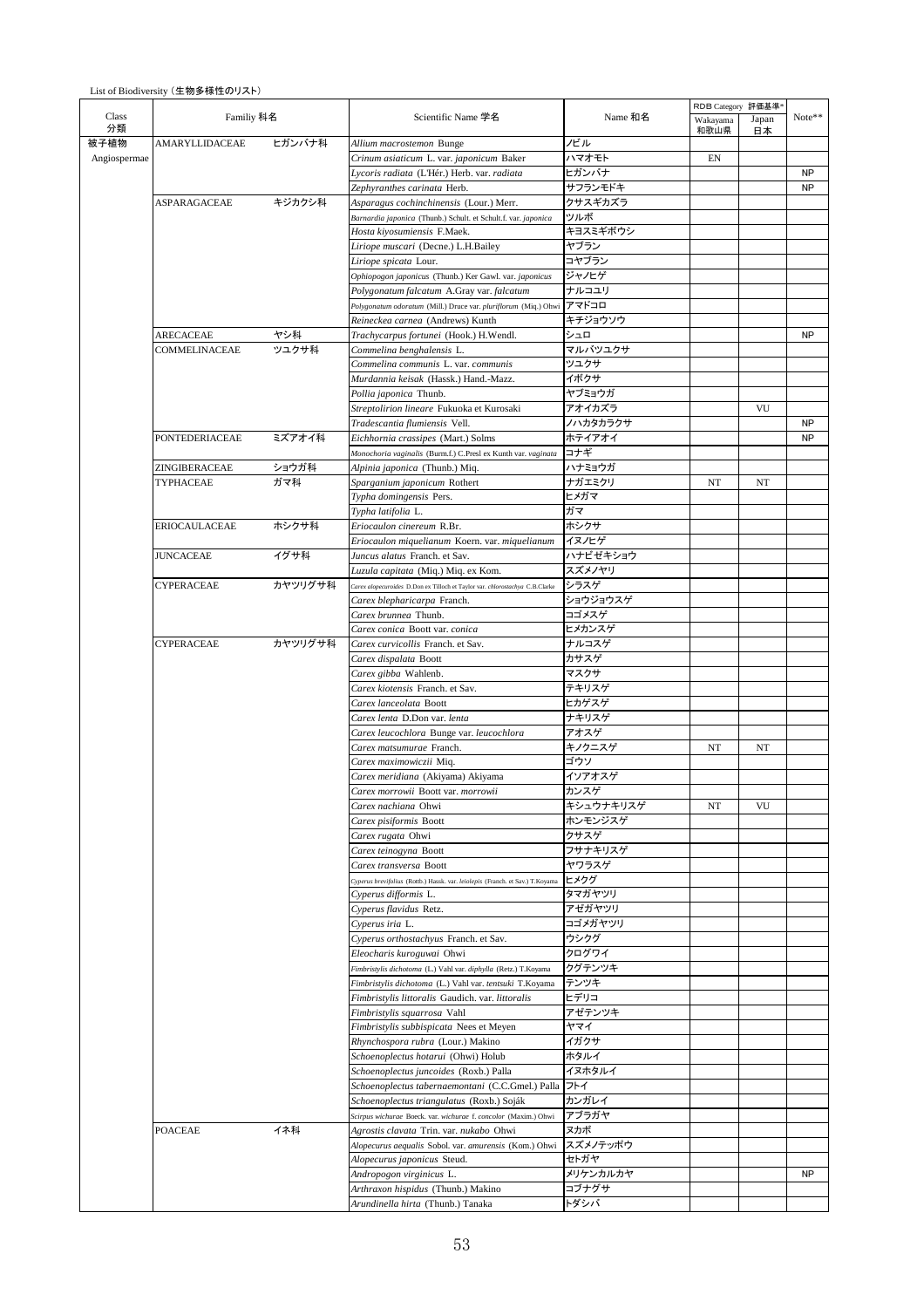List of Biodiversity（生物多様性のリスト）

| Class 分類 | Familiy 科名 | | Scientific Name 学名 | Name 和名 | RDB Category 評価基準* Wakayama 和歌山県 | Japan 日本 | Note** |
|---|---|---|---|---|---|---|---|
| 被子植物 Angiospermae | AMARYLLIDACEAE | ヒガンバナ科 | *Allium macrostemon* Bunge | ノビル | | | |
| | | | *Crinum asiaticum* L. var. *japonicum* Baker | ハマオモト | EN | | |
| | | | *Lycoris radiata* (L'Hér.) Herb. var. *radiata* | ヒガンバナ | | | NP |
| | | | *Zephyranthes carinata* Herb. | サフランモドキ | | | NP |
| | ASPARAGACEAE | キジカクシ科 | *Asparagus cochinchinensis* (Lour.) Merr. | クサスギカズラ | | | |
| | | | *Barnardia japonica* (Thunb.) Schult. et Schult.f. var. *japonica* | ツルボ | | | |
| | | | *Hosta kiyosumiensis* F.Maek. | キヨスミギボウシ | | | |
| | | | *Liriope muscari* (Decne.) L.H.Bailey | ヤブラン | | | |
| | | | *Liriope spicata* Lour. | コヤブラン | | | |
| | | | *Ophiopogon japonicus* (Thunb.) Ker Gawl. var. *japonicus* | ジャノヒゲ | | | |
| | | | *Polygonatum falcatum* A.Gray var. *falcatum* | ナルコユリ | | | |
| | | | *Polygonatum odoratum* (Mill.) Druce var. *pluriflorum* (Miq.) Ohwi | アマドコロ | | | |
| | | | *Reineckea carnea* (Andrews) Kunth | キチジョウソウ | | | |
| | ARECACEAE | ヤシ科 | *Trachycarpus fortunei* (Hook.) H.Wendl. | シュロ | | | NP |
| | COMMELINACEAE | ツユクサ科 | *Commelina benghalensis* L. | マルバツユクサ | | | |
| | | | *Commelina communis* L. var. *communis* | ツユクサ | | | |
| | | | *Murdannia keisak* (Hassk.) Hand.-Mazz. | イボクサ | | | |
| | | | *Pollia japonica* Thunb. | ヤブミョウガ | | | |
| | | | *Streptolirion lineare* Fukuoka et Kurosaki | アオイカズラ | | VU | |
| | | | *Tradescantia flumiensis* Vell. | ノハカタカラクサ | | | NP |
| | PONTEDERIACEAE | ミズアオイ科 | *Eichhornia crassipes* (Mart.) Solms | ホテイアオイ | | | NP |
| | | | *Monochoria vaginalis* (Burm.f.) C.Presl ex Kunth var. *vaginata* | コナギ | | | |
| | ZINGIBERACEAE | ショウガ科 | *Alpinia japonica* (Thunb.) Miq. | ハナミョウガ | | | |
| | TYPHACEAE | ガマ科 | *Sparganium japonicum* Rothert | ナガエミクリ | NT | NT | |
| | | | *Typha domingensis* Pers. | ヒメガマ | | | |
| | | | *Typha latifolia* L. | ガマ | | | |
| | ERIOCAULACEAE | ホシクサ科 | *Eriocaulon cinereum* R.Br. | ホシクサ | | | |
| | | | *Eriocaulon miquelianum* Koern. var. *miquelianum* | イヌノヒゲ | | | |
| | JUNCACEAE | イグサ科 | *Juncus alatus* Franch. et Sav. | ハナビゼキショウ | | | |
| | | | *Luzula capitata* (Miq.) Miq. ex Kom. | スズメノヤリ | | | |
| | CYPERACEAE | カヤツリグサ科 | *Carex alopecuroides* D.Don ex Tilloch et Taylor var. *chlorostachya* C.B.Clarke | シラスゲ | | | |
| | | | *Carex blepharicarpa* Franch. | ショウジョウスゲ | | | |
| | | | *Carex brunnea* Thunb. | コゴメスゲ | | | |
| | | | *Carex conica* Boott var. *conica* | ヒメカンスゲ | | | |
| | CYPERACEAE | カヤツリグサ科 | *Carex curvicollis* Franch. et Sav. | ナルコスゲ | | | |
| | | | *Carex dispalata* Boott | カサスゲ | | | |
| | | | *Carex gibba* Wahlenb. | マスクサ | | | |
| | | | *Carex kiotensis* Franch. et Sav. | テキリスゲ | | | |
| | | | *Carex lanceolata* Boott | ヒカゲスゲ | | | |
| | | | *Carex lenta* D.Don var. *lenta* | ナキリスゲ | | | |
| | | | *Carex leucochlora* Bunge var. *leucochlora* | アオスゲ | | | |
| | | | *Carex matsumurae* Franch. | キノクニスゲ | NT | NT | |
| | | | *Carex maximowiczii* Miq. | ゴウソ | | | |
| | | | *Carex meridiana* (Akiyama) Akiyama | イソアオスゲ | | | |
| | | | *Carex morrowii* Boott var. *morrowii* | カンスゲ | | | |
| | | | *Carex nachiana* Ohwi | キシュウナキリスゲ | NT | VU | |
| | | | *Carex pisiformis* Boott | ホンモンジスゲ | | | |
| | | | *Carex rugata* Ohwi | クサスゲ | | | |
| | | | *Carex teinogyna* Boott | フサナキリスゲ | | | |
| | | | *Carex transversa* Boott | ヤワラスゲ | | | |
| | | | *Cyperus brevifolius* (Rottb.) Hassk. var. *leiolepis* (Franch. et Sav.) T.Koyama | ヒメクグ | | | |
| | | | *Cyperus difformis* L. | タマガヤツリ | | | |
| | | | *Cyperus flavidus* Retz. | アゼガヤツリ | | | |
| | | | *Cyperus iria* L. | コゴメガヤツリ | | | |
| | | | *Cyperus orthostachyus* Franch. et Sav. | ウシクグ | | | |
| | | | *Eleocharis kuroguwai* Ohwi | クログワイ | | | |
| | | | *Fimbristylis dichotoma* (L.) Vahl var. *diphylla* (Retz.) T.Koyama | クグテンツキ | | | |
| | | | *Fimbristylis dichotoma* (L.) Vahl var. *tentsuki* T.Koyama | テンツキ | | | |
| | | | *Fimbristylis littoralis* Gaudich. var. *littoralis* | ヒデリコ | | | |
| | | | *Fimbristylis squarrosa* Vahl | アゼテンツキ | | | |
| | | | *Fimbristylis subbispicata* Nees et Meyen | ヤマイ | | | |
| | | | *Rhynchospora rubra* (Lour.) Makino | イガクサ | | | |
| | | | *Schoenoplectus hotarui* (Ohwi) Holub | ホタルイ | | | |
| | | | *Schoenoplectus juncoides* (Roxb.) Palla | イヌホタルイ | | | |
| | | | *Schoenoplectus tabernaemontani* (C.C.Gmel.) Palla | フトイ | | | |
| | | | *Schoenoplectus triangulatus* (Roxb.) Soják | カンガレイ | | | |
| | | | *Scirpus wichurae* Boeck. var. *wichurae* f. *concolor* (Maxim.) Ohwi | アブラガヤ | | | |
| | POACEAE | イネ科 | *Agrostis clavata* Trin. var. *nukabo* Ohwi | ヌカボ | | | |
| | | | *Alopecurus aequalis* Sobol. var. *amurensis* (Kom.) Ohwi | スズメノテッポウ | | | |
| | | | *Alopecurus japonicus* Steud. | セトガヤ | | | |
| | | | *Andropogon virginicus* L. | メリケンカルカヤ | | | NP |
| | | | *Arthraxon hispidus* (Thunb.) Makino | コブナグサ | | | |
| | | | *Arundinella hirta* (Thunb.) Tanaka | トダシバ | | | |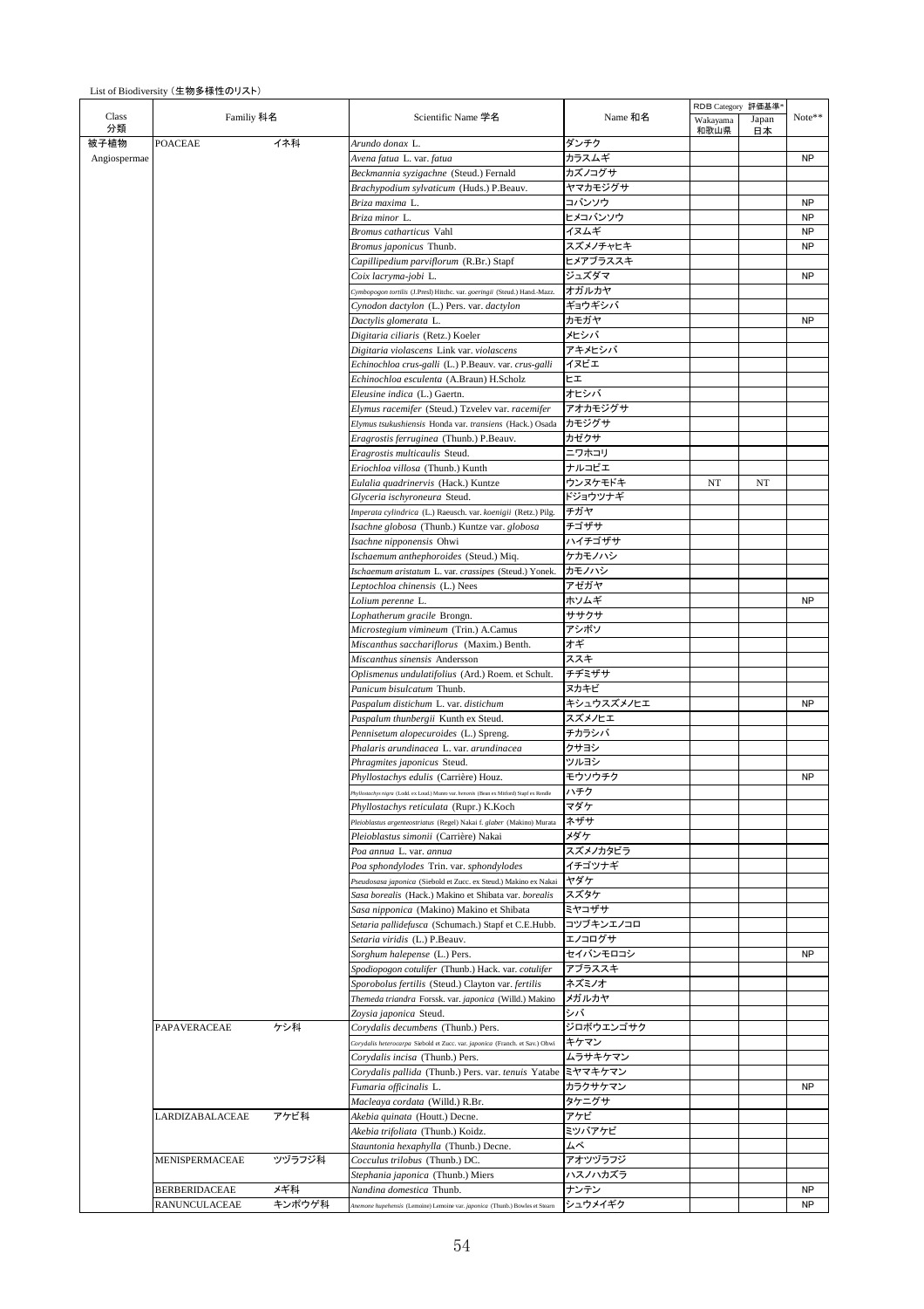List of Biodiversity（生物多様性のリスト）

| Class 分類 | Familiy 科名 | | Scientific Name 学名 | Name 和名 | RDB Category 評価基準* | | Note** |
|---|---|---|---|---|---|---|---|
| | | | | | Wakayama 和歌山県 | Japan 日本 | |
| 被子植物 Angiospermae | POACEAE | イネ科 | *Arundo donax* L. | ダンチク | | | |
| | | | *Avena fatua* L. var. *fatua* | カラスムギ | | | NP |
| | | | *Beckmannia syzigachne* (Steud.) Fernald | カズノコグサ | | | |
| | | | *Brachypodium sylvaticum* (Huds.) P.Beauv. | ヤマカモジグサ | | | |
| | | | *Briza maxima* L. | コバンソウ | | | NP |
| | | | *Briza minor* L. | ヒメコバンソウ | | | NP |
| | | | *Bromus catharticus* Vahl | イヌムギ | | | NP |
| | | | *Bromus japonicus* Thunb. | スズメノチャヒキ | | | NP |
| | | | *Capillipedium parviflorum* (R.Br.) Stapf | ヒメアブラススキ | | | |
| | | | *Coix lacryma-jobi* L. | ジュズダマ | | | NP |
| | | | *Cymbopogon tortilis* (J.Presl) Hitchc. var. *goeringii* (Steud.) Hand.-Mazz. | オガルカヤ | | | |
| | | | *Cynodon dactylon* (L.) Pers. var. *dactylon* | ギョウギシバ | | | |
| | | | *Dactylis glomerata* L. | カモガヤ | | | NP |
| | | | *Digitaria ciliaris* (Retz.) Koeler | メヒシバ | | | |
| | | | *Digitaria violascens* Link var. *violascens* | アキメヒシバ | | | |
| | | | *Echinochloa crus-galli* (L.) P.Beauv. var. *crus-galli* | イヌビエ | | | |
| | | | *Echinochloa esculenta* (A.Braun) H.Scholz | ヒエ | | | |
| | | | *Eleusine indica* (L.) Gaertn. | オヒシバ | | | |
| | | | *Elymus racemifer* (Steud.) Tzvelev var. *racemifer* | アオカモジグサ | | | |
| | | | *Elymus tsukushiensis* Honda var. *transiens* (Hack.) Osada | カモジグサ | | | |
| | | | *Eragrostis ferruginea* (Thunb.) P.Beauv. | カゼクサ | | | |
| | | | *Eragrostis multicaulis* Steud. | ニワホコリ | | | |
| | | | *Eriochloa villosa* (Thunb.) Kunth | ナルコビエ | | | |
| | | | *Eulalia quadrinervis* (Hack.) Kuntze | ウンヌケモドキ | NT | NT | |
| | | | *Glyceria ischyroneura* Steud. | ドジョウツナギ | | | |
| | | | *Imperata cylindrica* (L.) Raeusch. var. *koenigii* (Retz.) Pilg. | チガヤ | | | |
| | | | *Isachne globosa* (Thunb.) Kuntze var. *globosa* | チゴザサ | | | |
| | | | *Isachne nipponensis* Ohwi | ハイチゴザサ | | | |
| | | | *Ischaemum anthephoroides* (Steud.) Miq. | ケカモノハシ | | | |
| | | | *Ischaemum aristatum* L. var. *crassipes* (Steud.) Yonek. | カモノハシ | | | |
| | | | *Leptochloa chinensis* (L.) Nees | アゼガヤ | | | |
| | | | *Lolium perenne* L. | ホソムギ | | | NP |
| | | | *Lophatherum gracile* Brongn. | ササクサ | | | |
| | | | *Microstegium vimineum* (Trin.) A.Camus | アシボソ | | | |
| | | | *Miscanthus sacchariflorus* (Maxim.) Benth. | オギ | | | |
| | | | *Miscanthus sinensis* Andersson | ススキ | | | |
| | | | *Oplismenus undulatifolius* (Ard.) Roem. et Schult. | チヂミザサ | | | |
| | | | *Panicum bisulcatum* Thunb. | ヌカキビ | | | |
| | | | *Paspalum distichum* L. var. *distichum* | キシュウスズメノヒエ | | | NP |
| | | | *Paspalum thunbergii* Kunth ex Steud. | スズメノヒエ | | | |
| | | | *Pennisetum alopecuroides* (L.) Spreng. | チカラシバ | | | |
| | | | *Phalaris arundinacea* L. var. *arundinacea* | クサヨシ | | | |
| | | | *Phragmites japonicus* Steud. | ツルヨシ | | | |
| | | | *Phyllostachys edulis* (Carrière) Houz. | モウソウチク | | | NP |
| | | | *Phyllostachys nigra* (Lodd. ex Loud.) Munro var. *henonis* (Bean ex Mitford) Stapf ex Rendle | ハチク | | | |
| | | | *Phyllostachys reticulata* (Rupr.) K.Koch | マダケ | | | |
| | | | *Pleioblastus argenteostriatus* (Regel) Nakai f. *glaber* (Makino) Murata | ネザサ | | | |
| | | | *Pleioblastus simonii* (Carrière) Nakai | メダケ | | | |
| | | | *Poa annua* L. var. *annua* | スズメノカタビラ | | | |
| | | | *Poa sphondylodes* Trin. var. *sphondylodes* | イチゴツナギ | | | |
| | | | *Pseudosasa japonica* (Siebold et Zucc. ex Steud.) Makino ex Nakai | ヤダケ | | | |
| | | | *Sasa borealis* (Hack.) Makino et Shibata var. *borealis* | スズタケ | | | |
| | | | *Sasa nipponica* (Makino) Makino et Shibata | ミヤコザサ | | | |
| | | | *Setaria pallidefusca* (Schumach.) Stapf et C.E.Hubb. | コツブキンエノコロ | | | |
| | | | *Setaria viridis* (L.) P.Beauv. | エノコログサ | | | |
| | | | *Sorghum halepense* (L.) Pers. | セイバンモロコシ | | | NP |
| | | | *Spodiopogon cotulifer* (Thunb.) Hack. var. *cotulifer* | アブラススキ | | | |
| | | | *Sporobolus fertilis* (Steud.) Clayton var. *fertilis* | ネズミノオ | | | |
| | | | *Themeda triandra* Forssk. var. *japonica* (Willd.) Makino | メガルカヤ | | | |
| | | | *Zoysia japonica* Steud. | シバ | | | |
| | PAPAVERACEAE | ケシ科 | *Corydalis decumbens* (Thunb.) Pers. | ジロボウエンゴサク | | | |
| | | | *Corydalis heterocarpa* Siebold et Zucc. var. *japonica* (Franch. et Sav.) Ohwi | キケマン | | | |
| | | | *Corydalis incisa* (Thunb.) Pers. | ムラサキケマン | | | |
| | | | *Corydalis pallida* (Thunb.) Pers. var. *tenuis* Yatabe | ミヤマキケマン | | | |
| | | | *Fumaria officinalis* L. | カラクサケマン | | | NP |
| | | | *Macleaya cordata* (Willd.) R.Br. | タケニグサ | | | |
| | LARDIZABALACEAE | アケビ科 | *Akebia quinata* (Houtt.) Decne. | アケビ | | | |
| | | | *Akebia trifoliata* (Thunb.) Koidz. | ミツバアケビ | | | |
| | | | *Stauntonia hexaphylla* (Thunb.) Decne. | ムベ | | | |
| | MENISPERMACEAE | ツヅラフジ科 | *Cocculus trilobus* (Thunb.) DC. | アオツヅラフジ | | | |
| | | | *Stephania japonica* (Thunb.) Miers | ハスノハカズラ | | | |
| | BERBERIDACEAE | メギ科 | *Nandina domestica* Thunb. | ナンテン | | | NP |
| | RANUNCULACEAE | キンポウゲ科 | *Anemone hupehensis* (Lemoine) Lemoine var. *japonica* (Thunb.) Bowles et Stearn | シュウメイギク | | | NP |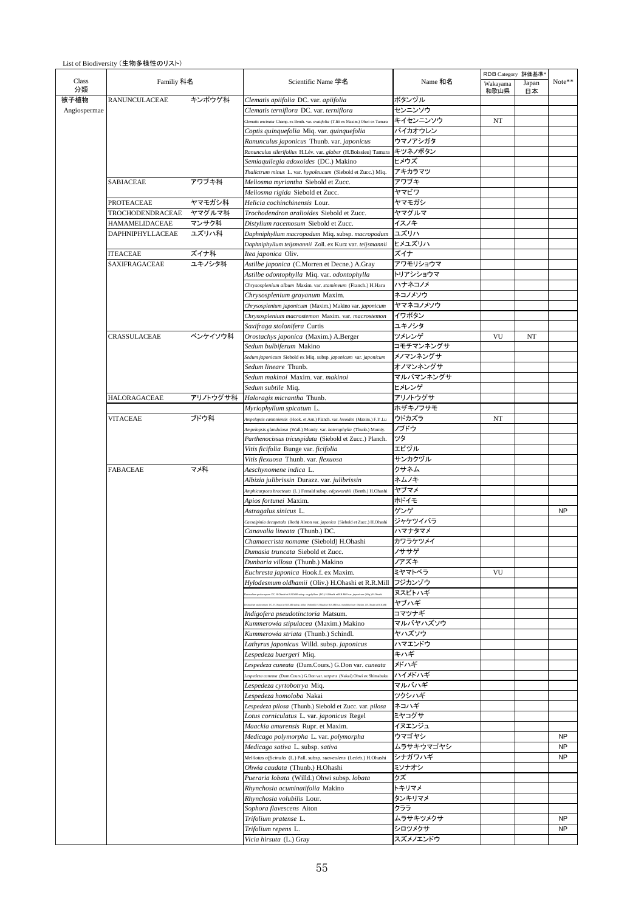List of Biodiversity（生物多様性のリスト）

| Class<br>分類 | Familiy 科名 | | Scientific Name 学名 | Name 和名 | RDB Category 評価基準* | | Note** |
|---|---|---|---|---|---|---|---|
| | | | | | Wakayama<br>和歌山県 | Japan<br>日本 | |
| 被子植物<br>Angiospermae | RANUNCULACEAE | キンポウゲ科 | *Clematis apiifolia* DC. var. *apiifolia* | ボタンヅル | | | |
| | | | *Clematis terniflora* DC. var. *terniflora* | センニンソウ | | | |
| | | | *Clematis uncinata* Champ. ex Benth. var. *ovatifolia* (T.Itô ex Maxim.) Ohwi ex Tamura | キイセンニンソウ | NT | | |
| | | | *Coptis quinquefolia* Miq. var. *quinquefolia* | バイカオウレン | | | |
| | | | *Ranunculus japonicus* Thunb. var. *japonicus* | ウマノアシガタ | | | |
| | | | *Ranunculus silerifolius* H.Lév. var. *glaber* (H.Boissieu) Tamura | キツネノボタン | | | |
| | | | *Semiaquilegia adoxoides* (DC.) Makino | ヒメウズ | | | |
| | | | *Thalictrum minus* L. var. *hypoleucum* (Siebold et Zucc.) Miq. | アキカラマツ | | | |
| | SABIACEAE | アワブキ科 | *Meliosma myriantha* Siebold et Zucc. | アワブキ | | | |
| | | | *Meliosma rigida* Siebold et Zucc. | ヤマビワ | | | |
| | PROTEACEAE | ヤマモガシ科 | *Helicia cochinchinensis* Lour. | ヤマモガシ | | | |
| | TROCHODENDRACEAE | ヤマグルマ科 | *Trochodendron aralioides* Siebold et Zucc. | ヤマグルマ | | | |
| | HAMAMELIDACEAE | マンサク科 | *Distylium racemosum* Siebold et Zucc. | イスノキ | | | |
| | DAPHNIPHYLLACEAE | ユズリハ科 | *Daphniphyllum macropodum* Miq. subsp. *macropodum* | ユズリハ | | | |
| | | | *Daphniphyllum teijsmannii* Zoll. ex Kurz var. *teijsmannii* | ヒメユズリハ | | | |
| | ITEACEAE | ズイナ科 | *Itea japonica* Oliv. | ズイナ | | | |
| | SAXIFRAGACEAE | ユキノシタ科 | *Astilbe japonica* (C.Morren et Decne.) A.Gray | アワモリショウマ | | | |
| | | | *Astilbe odontophylla* Miq. var. *odontophylla* | トリアシショウマ | | | |
| | | | *Chrysosplenium album* Maxim. var. *stamineum* (Franch.) H.Hara | ハナネコノメ | | | |
| | | | *Chrysosplenium grayanum* Maxim. | ネコノメソウ | | | |
| | | | *Chrysosplenium japonicum* (Maxim.) Makino var. *japonicum* | ヤマネコノメソウ | | | |
| | | | *Chrysosplenium macrostemon* Maxim. var. *macrostemon* | イワボタン | | | |
| | | | *Saxifraga stolonifera* Curtis | ユキノシタ | | | |
| | CRASSULACEAE | ベンケイソウ科 | *Orostachys japonica* (Maxim.) A.Berger | ツメレンゲ | VU | NT | |
| | | | *Sedum bulbiferum* Makino | コモチマンネングサ | | | |
| | | | *Sedum japonicum* Siebold ex Miq. subsp. *japonicum* var. *japonicum* | メノマンネングサ | | | |
| | | | *Sedum lineare* Thunb. | オノマンネングサ | | | |
| | | | *Sedum makinoi* Maxim. var. *makinoi* | マルバマンネングサ | | | |
| | | | *Sedum subtile* Miq. | ヒメレンゲ | | | |
| | HALORAGACEAE | アリノトウグサ科 | *Haloragis micrantha* Thunb. | アリノトウグサ | | | |
| | | | *Myriophyllum spicatum* L. | ホザキノフサモ | | | |
| | VITACEAE | ブドウ科 | *Ampelopsis cantoniensis* (Hook. et Arn.) Planch. var. *leeoides* (Maxim.) F.Y.Lu | ウドカズラ | NT | | |
| | | | *Ampelopsis glandulosa* (Wall.) Momiy. var. *heterophylla* (Thunb.) Momiy. | ノブドウ | | | |
| | | | *Parthenocissus tricuspidata* (Siebold et Zucc.) Planch. | ツタ | | | |
| | | | *Vitis ficifolia* Bunge var. *ficifolia* | エビヅル | | | |
| | | | *Vitis flexuosa* Thunb. var. *flexuosa* | サンカクヅル | | | |
| | FABACEAE | マメ科 | *Aeschynomene indica* L. | クサネム | | | |
| | | | *Albizia julibrissin* Durazz. var. *julibrissin* | ネムノキ | | | |
| | | | *Amphicarpaea bracteata* (L.) Fernald subsp. *edgeworthii* (Benth.) H.Ohashi | ヤブマメ | | | |
| | | | *Apios fortunei* Maxim. | ホドイモ | | | |
| | | | *Astragalus sinicus* L. | ゲンゲ | | | NP |
| | | | *Caesalpinia decapetala* (Roth) Alston var. *japonica* (Siebold et Zucc.) H.Ohashi | ジャケツイバラ | | | |
| | | | *Canavalia lineata* (Thunb.) DC. | ハマナタマメ | | | |
| | | | *Chamaecrista nomame* (Siebold) H.Ohashi | カワラケツメイ | | | |
| | | | *Dumasia truncata* Siebold et Zucc. | ノササゲ | | | |
| | | | *Dunbaria villosa* (Thunb.) Makino | ノアズキ | | | |
| | | | *Euchresta japonica* Hook.f. ex Maxim. | ミヤマトベラ | VU | | |
| | | | *Hylodesmum oldhamii* (Oliv.) H.Ohashi et R.R.Mill | フジカンゾウ | | | |
| | | | *Desmodium podocarpum* DC. (H.Ohashi et R.R.Mill subsp. *oxyphyllum* (DC.) H.Ohashi et R.R.Mill var. *japonicum* (Miq.) H.Ohashi | ヌスビトハギ | | | |
| | | | *Desmodium podocarpum* DC. (H.Ohashi et R.R.Mill subsp. *fallax* (Schindl.) H.Ohashi et R.R.Mill var. *mandshuricum* (Maxim.) H.Ohashi et R.R.Mill | ヤブハギ | | | |
| | | | *Indigofera pseudotinctoria* Matsum. | コマツナギ | | | |
| | | | *Kummerowia stipulacea* (Maxim.) Makino | マルバヤハズソウ | | | |
| | | | *Kummerowia striata* (Thunb.) Schindl. | ヤハズソウ | | | |
| | | | *Lathyrus japonicus* Willd. subsp. *japonicus* | ハマエンドウ | | | |
| | | | *Lespedeza buergeri* Miq. | キハギ | | | |
| | | | *Lespedeza cuneata* (Dum.Cours.) G.Don var. *cuneata* | メドハギ | | | |
| | | | *Lespedeza cuneata* (Dum.Cours.) G.Don var. *serpens* (Nakai) Ohwi ex Shimabuku | ハイメドハギ | | | |
| | | | *Lespedeza cyrtobotrya* Miq. | マルバハギ | | | |
| | | | *Lespedeza homoloba* Nakai | ツクシハギ | | | |
| | | | *Lespedeza pilosa* (Thunb.) Siebold et Zucc. var. *pilosa* | ネコハギ | | | |
| | | | *Lotus corniculatus* L. var. *japonicus* Regel | ミヤコグサ | | | |
| | | | *Maackia amurensis* Rupr. et Maxim. | イヌエンジュ | | | |
| | | | *Medicago polymorpha* L. var. *polymorpha* | ウマゴヤシ | | | NP |
| | | | *Medicago sativa* L. subsp. *sativa* | ムラサキウマゴヤシ | | | NP |
| | | | *Melilotus officinalis* (L.) Pall. subsp. *suaveolens* (Ledeb.) H.Ohashi | シナガワハギ | | | NP |
| | | | *Ohwia caudata* (Thunb.) H.Ohashi | ミソナオシ | | | |
| | | | *Pueraria lobata* (Willd.) Ohwi subsp. *lobata* | クズ | | | |
| | | | *Rhynchosia acuminatifolia* Makino | トキリマメ | | | |
| | | | *Rhynchosia volubilis* Lour. | タンキリマメ | | | |
| | | | *Sophora flavescens* Aiton | クララ | | | |
| | | | *Trifolium pratense* L. | ムラサキツメクサ | | | NP |
| | | | *Trifolium repens* L. | シロツメクサ | | | NP |
| | | | *Vicia hirsuta* (L.) Gray | スズメノエンドウ | | | |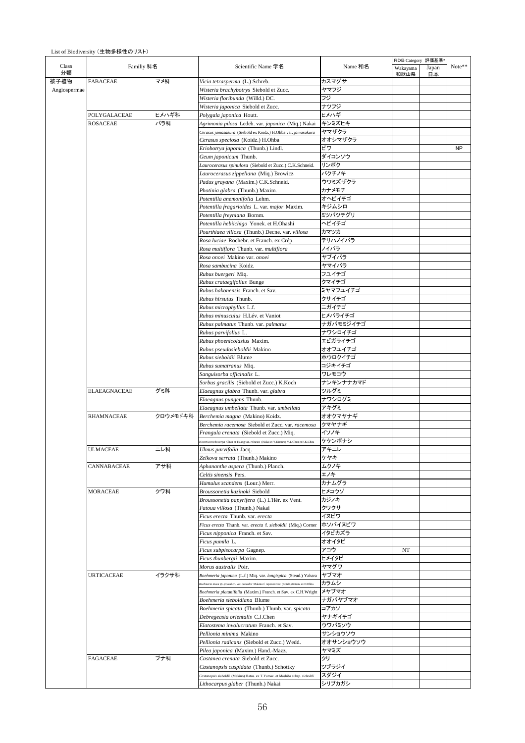List of Biodiversity（生物多様性のリスト）

| Class 分類 | Familiy 科名 | | Scientific Name 学名 | Name 和名 | RDB Category 評価基準* | | Note** |
|---|---|---|---|---|---|---|---|
| | | | | | Wakayama 和歌山県 | Japan 日本 | |
| 被子植物 Angiospermae | FABACEAE | マメ科 | *Vicia tetrasperma* (L.) Schreb. | カスマグサ | | | |
| | | | *Wisteria brachybotrys* Siebold et Zucc. | ヤマフジ | | | |
| | | | *Wisteria floribunda* (Willd.) DC. | フジ | | | |
| | | | *Wisteria japonica* Siebold et Zucc. | ナツフジ | | | |
| | POLYGALACEAE | ヒメハギ科 | *Polygala japonica* Houtt. | ヒメハギ | | | |
| | ROSACEAE | バラ科 | *Agrimonia pilosa* Ledeb. var. *japonica* (Miq.) Nakai | キンミズヒキ | | | |
| | | | *Cerasus jamasakura* (Siebold ex Koidz.) H.Ohba var. *jamasakura* | ヤマザクラ | | | |
| | | | *Cerasus speciosa* (Koidz.) H.Ohba | オオシマザクラ | | | |
| | | | *Eriobotrya japonica* (Thunb.) Lindl. | ビワ | | | NP |
| | | | *Geum japonicum* Thunb. | ダイコンソウ | | | |
| | | | *Laurocerasus spinulosa* (Siebold et Zucc.) C.K.Schneid. | リンボク | | | |
| | | | *Laurocerasus zippeliana* (Miq.) Browicz | バクチノキ | | | |
| | | | *Padus grayana* (Maxim.) C.K.Schneid. | ウワミズザクラ | | | |
| | | | *Photinia glabra* (Thunb.) Maxim. | カナメモチ | | | |
| | | | *Potentilla anemonifolia* Lehm. | オヘビイチゴ | | | |
| | | | *Potentilla fragarioides* L. var. *major* Maxim. | キジムシロ | | | |
| | | | *Potentilla freyniana* Bornm. | ミツバツチグリ | | | |
| | | | *Potentilla hebiichigo* Yonek. et H.Ohashi | ヘビイチゴ | | | |
| | | | *Pourthiaea villosa* (Thunb.) Decne. var. *villosa* | カマツカ | | | |
| | | | *Rosa luciae* Rochebr. et Franch. ex Crép. | テリハノイバラ | | | |
| | | | *Rosa multiflora* Thunb. var. *multiflora* | ノイバラ | | | |
| | | | *Rosa onoei* Makino var. *onoei* | ヤブイバラ | | | |
| | | | *Rosa sambucina* Koidz. | ヤマイバラ | | | |
| | | | *Rubus buergeri* Miq. | フユイチゴ | | | |
| | | | *Rubus crataegifolius* Bunge | クマイチゴ | | | |
| | | | *Rubus hakonensis* Franch. et Sav. | ミヤマフユイチゴ | | | |
| | | | *Rubus hirsutus* Thunb. | クサイチゴ | | | |
| | | | *Rubus microphyllus* L.f. | ニガイチゴ | | | |
| | | | *Rubus minusculus* H.Lév. et Vaniot | ヒメバライチゴ | | | |
| | | | *Rubus palmatus* Thunb. var. *palmatus* | ナガバモミジイチゴ | | | |
| | | | *Rubus parvifolius* L. | ナワシロイチゴ | | | |
| | | | *Rubus phoenicolasius* Maxim. | エビガライチゴ | | | |
| | | | *Rubus pseudosieboldii* Makino | オオフユイチゴ | | | |
| | | | *Rubus sieboldii* Blume | ホウロクイチゴ | | | |
| | | | *Rubus sumatranus* Miq. | コジキイチゴ | | | |
| | | | *Sanguisorba officinalis* L. | ワレモコウ | | | |
| | | | *Sorbus gracilis* (Siebold et Zucc.) K.Koch | ナンキンナナカマド | | | |
| | ELAEAGNACEAE | グミ科 | *Elaeagnus glabra* Thunb. var. *glabra* | ツルグミ | | | |
| | | | *Elaeagnus pungens* Thunb. | ナワシログミ | | | |
| | | | *Elaeagnus umbellata* Thunb. var. *umbellata* | アキグミ | | | |
| | RHAMNACEAE | クロウメモドキ科 | *Berchemia magna* (Makino) Koidz. | オオクマヤナギ | | | |
| | | | *Berchemia racemosa* Siebold et Zucc. var. *racemosa* | クマヤナギ | | | |
| | | | *Frangula crenata* (Siebold et Zucc.) Miq. | イソノキ | | | |
| | | | *Hovenia trichocarpa* Chun et Tsiang var. *robusta* (Nakai et Y.Kimura) Y.L.Chen et P.K.Chou | ケケンポナシ | | | |
| | ULMACEAE | ニレ科 | *Ulmus parvifolia* Jacq. | アキニレ | | | |
| | | | *Zelkova serrata* (Thunb.) Makino | ケヤキ | | | |
| | CANNABACEAE | アサ科 | *Aphananthe aspera* (Thunb.) Planch. | ムクノキ | | | |
| | | | *Celtis sinensis* Pers. | エノキ | | | |
| | | | *Humulus scandens* (Lour.) Merr. | カナムグラ | | | |
| | MORACEAE | クワ科 | *Broussonetia kazinoki* Siebold | ヒメコウゾ | | | |
| | | | *Broussonetia papyrifera* (L.) L'Hér. ex Vent. | カジノキ | | | |
| | | | *Fatoua villosa* (Thunb.) Nakai | クワクサ | | | |
| | | | *Ficus erecta* Thunb. var. *erecta* | イヌビワ | | | |
| | | | *Ficus erecta* Thunb. var. *erecta* f. *sieboldii* (Miq.) Corner | ホソバイヌビワ | | | |
| | | | *Ficus nipponica* Franch. et Sav. | イタビカズラ | | | |
| | | | *Ficus pumila* L. | オオイタビ | | | |
| | | | *Ficus subpisocarpa* Gagnep. | アコウ | NT | | |
| | | | *Ficus thunbergii* Maxim. | ヒメイタビ | | | |
| | | | *Morus australis* Poir. | ヤマグワ | | | |
| | URTICACEAE | イラクサ科 | *Boehmeria japonica* (L.f.) Miq. var. *longispica* (Steud.) Yahara | ヤブマオ | | | |
| | | | *Boehmeria nivea* (L.) Gaudich. var. *concolor* Makino f. *nipononivea* (Koidz.) Kitam. ex H.Ohba | カラムシ | | | |
| | | | *Boehmeria platanifolia* (Maxim.) Franch. et Sav. ex C.H.Wright | メヤブマオ | | | |
| | | | *Boehmeria sieboldiana* Blume | ナガバヤブマオ | | | |
| | | | *Boehmeria spicata* (Thunb.) Thunb. var. *spicata* | コアカソ | | | |
| | | | *Debregeasia orientalis* C.J.Chen | ヤナギイチゴ | | | |
| | | | *Elatostema involucratum* Franch. et Sav. | ウワバミソウ | | | |
| | | | *Pellionia minima* Makino | サンショウソウ | | | |
| | | | *Pellionia radicans* (Siebold et Zucc.) Wedd. | オオサンショウソウ | | | |
| | | | *Pilea japonica* (Maxim.) Hand.-Mazz. | ヤマミズ | | | |
| | FAGACEAE | ブナ科 | *Castanea crenata* Siebold et Zucc. | クリ | | | |
| | | | *Castanopsis cuspidata* (Thunb.) Schottky | ツブラジイ | | | |
| | | | *Castanopsis sieboldii* (Makino) Hatus. ex T.Yamaz. et Mashiba subsp. *sieboldii* | スダジイ | | | |
| | | | *Lithocarpus glaber* (Thunb.) Nakai | シリブカガシ | | | |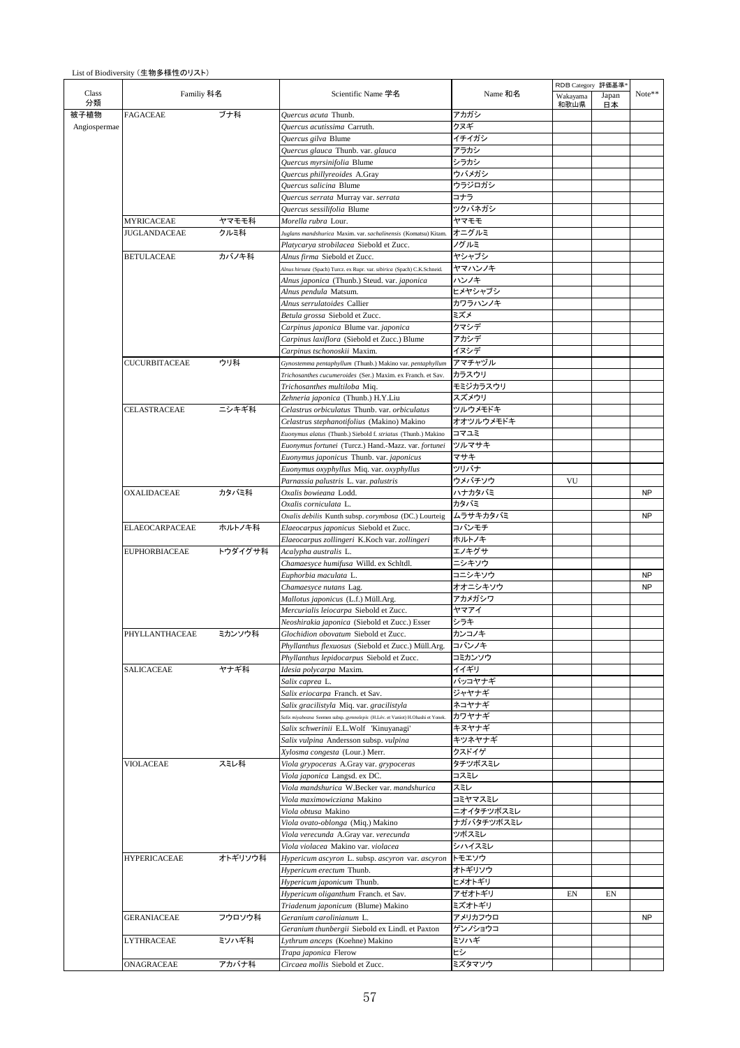List of Biodiversity（生物多様性のリスト）

| Class 分類 | Familiy 科名 | | Scientific Name 学名 | Name 和名 | RDB Category 評価基準* Wakayama 和歌山県 | Japan 日本 | Note** |
|---|---|---|---|---|---|---|---|
| 被子植物 Angiospermae | FAGACEAE | ブナ科 | *Quercus acuta* Thunb. | アカガシ | | | |
| | | | *Quercus acutissima* Carruth. | クヌギ | | | |
| | | | *Quercus gilva* Blume | イチイガシ | | | |
| | | | *Quercus glauca* Thunb. var. *glauca* | アラカシ | | | |
| | | | *Quercus myrsinifolia* Blume | シラカシ | | | |
| | | | *Quercus phillyreoides* A.Gray | ウバメガシ | | | |
| | | | *Quercus salicina* Blume | ウラジロガシ | | | |
| | | | *Quercus serrata* Murray var. *serrata* | コナラ | | | |
| | | | *Quercus sessilifolia* Blume | ツクバネガシ | | | |
| | MYRICACEAE | ヤマモモ科 | *Morella rubra* Lour. | ヤマモモ | | | |
| | JUGLANDACEAE | クルミ科 | *Juglans mandshurica* Maxim. var. *sachalinensis* (Komatsu) Kitam. | オニグルミ | | | |
| | | | *Platycarya strobilacea* Siebold et Zucc. | ノグルミ | | | |
| | BETULACEAE | カバノキ科 | *Alnus firma* Siebold et Zucc. | ヤシャブシ | | | |
| | | | *Alnus hirsuta* (Spach) Turcz. ex Rupr. var. *sibirica* (Spach) C.K.Schneid. | ヤマハンノキ | | | |
| | | | *Alnus japonica* (Thunb.) Steud. var. *japonica* | ハンノキ | | | |
| | | | *Alnus pendula* Matsum. | ヒメヤシャブシ | | | |
| | | | *Alnus serrulatoides* Callier | カワラハンノキ | | | |
| | | | *Betula grossa* Siebold et Zucc. | ミズメ | | | |
| | | | *Carpinus japonica* Blume var. *japonica* | クマシデ | | | |
| | | | *Carpinus laxiflora* (Siebold et Zucc.) Blume | アカシデ | | | |
| | | | *Carpinus tschonoskii* Maxim. | イヌシデ | | | |
| | CUCURBITACEAE | ウリ科 | *Gynostemma pentaphyllum* (Thunb.) Makino var. *pentaphyllum* | アマチャヅル | | | |
| | | | *Trichosanthes cucumeroides* (Ser.) Maxim. ex Franch. et Sav. | カラスウリ | | | |
| | | | *Trichosanthes multiloba* Miq. | モミジカラスウリ | | | |
| | | | *Zehneria japonica* (Thunb.) H.Y.Liu | スズメウリ | | | |
| | CELASTRACEAE | ニシキギ科 | *Celastrus orbiculatus* Thunb. var. *orbiculatus* | ツルウメモドキ | | | |
| | | | *Celastrus stephanotifolius* (Makino) Makino | オオツルウメモドキ | | | |
| | | | *Euonymus alatus* (Thunb.) Siebold f. *striatus* (Thunb.) Makino | コマユミ | | | |
| | | | *Euonymus fortunei* (Turcz.) Hand.-Mazz. var. *fortunei* | ツルマサキ | | | |
| | | | *Euonymus japonicus* Thunb. var. *japonicus* | マサキ | | | |
| | | | *Euonymus oxyphyllus* Miq. var. *oxyphyllus* | ツリバナ | | | |
| | | | *Parnassia palustris* L. var. *palustris* | ウメバチソウ | VU | | |
| | OXALIDACEAE | カタバミ科 | *Oxalis bowieana* Lodd. | ハナカタバミ | | | NP |
| | | | *Oxalis corniculata* L. | カタバミ | | | |
| | | | *Oxalis debilis* Kunth subsp. *corymbosa* (DC.) Lourteig | ムラサキカタバミ | | | NP |
| | ELAEOCARPACEAE | ホルトノキ科 | *Elaeocarpus japonicus* Siebold et Zucc. | コバンモチ | | | |
| | | | *Elaeocarpus zollingeri* K.Koch var. *zollingeri* | ホルトノキ | | | |
| | EUPHORBIACEAE | トウダイグサ科 | *Acalypha australis* L. | エノキグサ | | | |
| | | | *Chamaesyce humifusa* Willd. ex Schltdl. | ニシキソウ | | | |
| | | | *Euphorbia maculata* L. | コニシキソウ | | | NP |
| | | | *Chamaesyce nutans* Lag. | オオニシキソウ | | | NP |
| | | | *Mallotus japonicus* (L.f.) Müll.Arg. | アカメガシワ | | | |
| | | | *Mercurialis leiocarpa* Siebold et Zucc. | ヤマアイ | | | |
| | | | *Neoshirakia japonica* (Siebold et Zucc.) Esser | シラキ | | | |
| | PHYLLANTHACEAE | ミカンソウ科 | *Glochidion obovatum* Siebold et Zucc. | カンコノキ | | | |
| | | | *Phyllanthus flexuosus* (Siebold et Zucc.) Müll.Arg. | コバンノキ | | | |
| | | | *Phyllanthus lepidocarpus* Siebold et Zucc. | コミカンソウ | | | |
| | SALICACEAE | ヤナギ科 | *Idesia polycarpa* Maxim. | イイギリ | | | |
| | | | *Salix caprea* L. | バッコヤナギ | | | |
| | | | *Salix eriocarpa* Franch. et Sav. | ジャヤナギ | | | |
| | | | *Salix gracilistyla* Miq. var. *gracilistyla* | ネコヤナギ | | | |
| | | | *Salix miyabeana* Seemen subsp. *gymnolepis* (H.Lév. et Vaniot) H.Ohashi et Yonek. | カワヤナギ | | | |
| | | | *Salix schwerinii* E.L.Wolf 'Kinuyanagi' | キヌヤナギ | | | |
| | | | *Salix vulpina* Andersson subsp. *vulpina* | キツネヤナギ | | | |
| | | | *Xylosma congesta* (Lour.) Merr. | クスドイゲ | | | |
| | VIOLACEAE | スミレ科 | *Viola grypoceras* A.Gray var. *grypoceras* | タチツボスミレ | | | |
| | | | *Viola japonica* Langsd. ex DC. | コスミレ | | | |
| | | | *Viola mandshurica* W.Becker var. *mandshurica* | スミレ | | | |
| | | | *Viola maximowicziana* Makino | コミヤマスミレ | | | |
| | | | *Viola obtusa* Makino | ニオイタチツボスミレ | | | |
| | | | *Viola ovato-oblonga* (Miq.) Makino | ナガバタチツボスミレ | | | |
| | | | *Viola verecunda* A.Gray var. *verecunda* | ツボスミレ | | | |
| | | | *Viola violacea* Makino var. *violacea* | シハイスミレ | | | |
| | HYPERICACEAE | オトギリソウ科 | *Hypericum ascyron* L. subsp. *ascyron* var. *ascyron* | トモエソウ | | | |
| | | | *Hypericum erectum* Thunb. | オトギリソウ | | | |
| | | | *Hypericum japonicum* Thunb. | ヒメオトギリ | | | |
| | | | *Hypericum oliganthum* Franch. et Sav. | アゼオトギリ | EN | EN | |
| | | | *Triadenum japonicum* (Blume) Makino | ミズオトギリ | | | |
| | GERANIACEAE | フウロソウ科 | *Geranium carolinianum* L. | アメリカフウロ | | | NP |
| | | | *Geranium thunbergii* Siebold ex Lindl. et Paxton | ゲンノショウコ | | | |
| | LYTHRACEAE | ミソハギ科 | *Lythrum anceps* (Koehne) Makino | ミソハギ | | | |
| | | | *Trapa japonica* Flerow | ヒシ | | | |
| | ONAGRACEAE | アカバナ科 | *Circaea mollis* Siebold et Zucc. | ミズタマソウ | | | |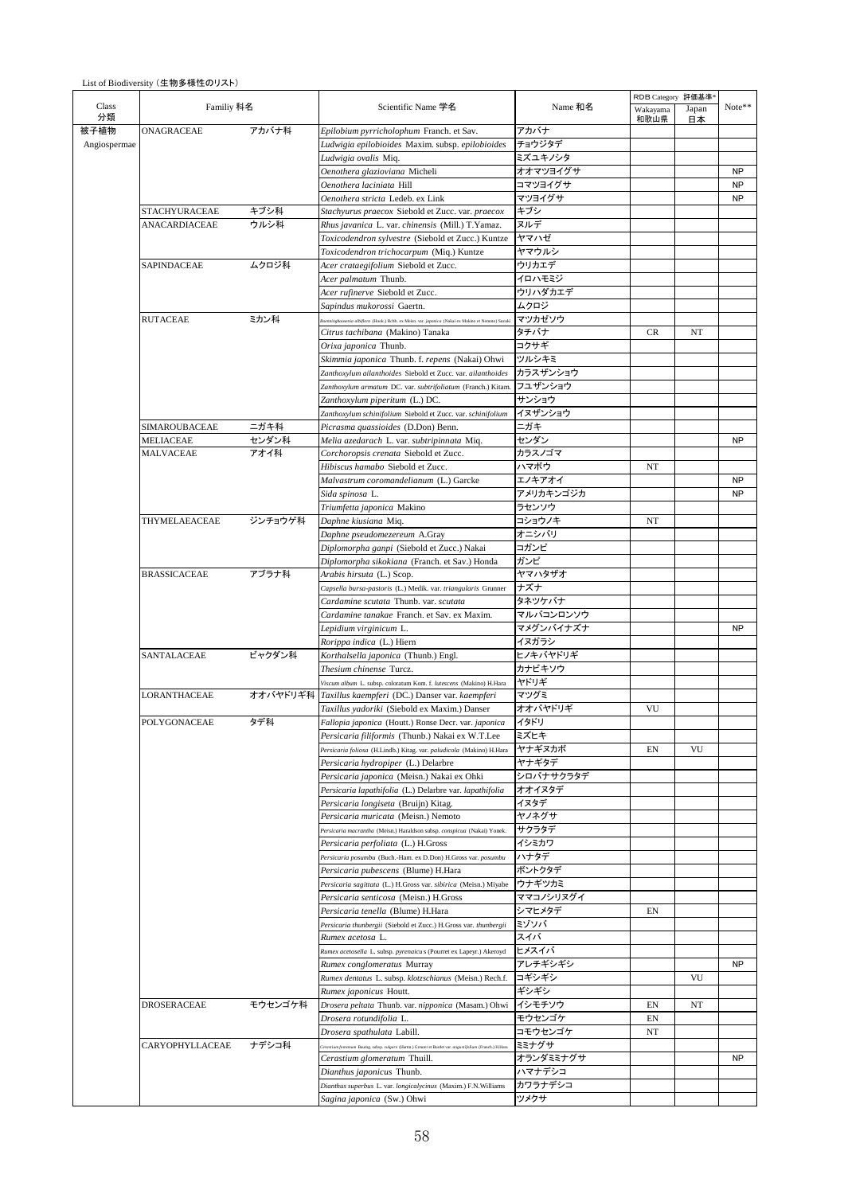List of Biodiversity（生物多様性のリスト）

| Class 分類 | Familiy 科名 | | Scientific Name 学名 | Name 和名 | RDB Category 評価基準* Wakayama 和歌山県 | Japan 日本 | Note** |
|---|---|---|---|---|---|---|---|
| 被子植物 Angiospermae | ONAGRACEAE | アカバナ科 | *Epilobium pyrricholophum* Franch. et Sav. | アカバナ | | | |
| | | | *Ludwigia epilobioides* Maxim. subsp. *epilobioides* | チョウジタデ | | | |
| | | | *Ludwigia ovalis* Miq. | ミズユキノシタ | | | |
| | | | *Oenothera glazioviana* Micheli | オオマツヨイグサ | | | NP |
| | | | *Oenothera laciniata* Hill | コマツヨイグサ | | | NP |
| | | | *Oenothera stricta* Ledeb. ex Link | マツヨイグサ | | | NP |
| | STACHYURACEAE | キブシ科 | *Stachyurus praecox* Siebold et Zucc. var. *praecox* | キブシ | | | |
| | ANACARDIACEAE | ウルシ科 | *Rhus javanica* L. var. *chinensis* (Mill.) T.Yamaz. | ヌルデ | | | |
| | | | *Toxicodendron sylvestre* (Siebold et Zucc.) Kuntze | ヤマハゼ | | | |
| | | | *Toxicodendron trichocarpum* (Miq.) Kuntze | ヤマウルシ | | | |
| | SAPINDACEAE | ムクロジ科 | *Acer crataegifolium* Siebold et Zucc. | ウリカエデ | | | |
| | | | *Acer palmatum* Thunb. | イロハモミジ | | | |
| | | | *Acer rufinerve* Siebold et Zucc. | ウリハダカエデ | | | |
| | | | *Sapindus mukorossi* Gaertn. | ムクロジ | | | |
| | RUTACEAE | ミカン科 | *Boenninghausenia albiflora* (Hook.) Rchb. ex Meisn. var. *japonica* (Nakai ex Makino et Nemoto) Suzuki | マツカゼソウ | | | |
| | | | *Citrus tachibana* (Makino) Tanaka | タチバナ | CR | NT | |
| | | | *Orixa japonica* Thunb. | コクサギ | | | |
| | | | *Skimmia japonica* Thunb. f. *repens* (Nakai) Ohwi | ツルシキミ | | | |
| | | | *Zanthoxylum ailanthoides* Siebold et Zucc. var. *ailanthoides* | カラスザンショウ | | | |
| | | | *Zanthoxylum armatum* DC. var. *subtrifoliatum* (Franch.) Kitam. | フユザンショウ | | | |
| | | | *Zanthoxylum piperitum* (L.) DC. | サンショウ | | | |
| | | | *Zanthoxylum schinifolium* Siebold et Zucc. var. *schinifolium* | イヌザンショウ | | | |
| | SIMAROUBACEAE | ニガキ科 | *Picrasma quassioides* (D.Don) Benn. | ニガキ | | | |
| | MELIACEAE | センダン科 | *Melia azedarach* L. var. *subtripinnata* Miq. | センダン | | | NP |
| | MALVACEAE | アオイ科 | *Corchoropsis crenata* Siebold et Zucc. | カラスノゴマ | | | |
| | | | *Hibiscus hamabo* Siebold et Zucc. | ハマボウ | NT | | |
| | | | *Malvastrum coromandelianum* (L.) Garcke | エノキアオイ | | | NP |
| | | | *Sida spinosa* L. | アメリカキンゴジカ | | | NP |
| | | | *Triumfetta japonica* Makino | ラセンソウ | | | |
| | THYMELAEACEAE | ジンチョウゲ科 | *Daphne kiusiana* Miq. | コショウノキ | NT | | |
| | | | *Daphne pseudomezereum* A.Gray | オニシバリ | | | |
| | | | *Diplomorpha ganpi* (Siebold et Zucc.) Nakai | コガンピ | | | |
| | | | *Diplomorpha sikokiana* (Franch. et Sav.) Honda | ガンピ | | | |
| | BRASSICACEAE | アブラナ科 | *Arabis hirsuta* (L.) Scop. | ヤマハタザオ | | | |
| | | | *Capsella bursa-pastoris* (L.) Medik. var. *triangularis* Grunner | ナズナ | | | |
| | | | *Cardamine scutata* Thunb. var. *scutata* | タネツケバナ | | | |
| | | | *Cardamine tanakae* Franch. et Sav. ex Maxim. | マルバコンロンソウ | | | |
| | | | *Lepidium virginicum* L. | マメグンバイナズナ | | | NP |
| | | | *Rorippa indica* (L.) Hiern | イヌガラシ | | | |
| | SANTALACEAE | ビャクダン科 | *Korthalsella japonica* (Thunb.) Engl. | ヒノキバヤドリギ | | | |
| | | | *Thesium chinense* Turcz. | カナビキソウ | | | |
| | | | *Viscum album* L. subsp. coloratum Kom. f. *lutescens* (Makino) H.Hara | ヤドリギ | | | |
| | LORANTHACEAE | オオバヤドリギ科 | *Taxillus kaempferi* (DC.) Danser var. *kaempferi* | マツグミ | | | |
| | | | *Taxillus yadoriki* (Siebold ex Maxim.) Danser | オオバヤドリギ | VU | | |
| | POLYGONACEAE | タデ科 | *Fallopia japonica* (Houtt.) Ronse Decr. var. *japonica* | イタドリ | | | |
| | | | *Persicaria filiformis* (Thunb.) Nakai ex W.T.Lee | ミズヒキ | | | |
| | | | *Persicaria foliosa* (H.Lindb.) Kitag. var. *paludicola* (Makino) H.Hara | ヤナギヌカボ | EN | VU | |
| | | | *Persicaria hydropiper* (L.) Delarbre | ヤナギタデ | | | |
| | | | *Persicaria japonica* (Meisn.) Nakai ex Ohki | シロバナサクラタデ | | | |
| | | | *Persicaria lapathifolia* (L.) Delarbre var. *lapathifolia* | オオイヌタデ | | | |
| | | | *Persicaria longiseta* (Bruijn) Kitag. | イヌタデ | | | |
| | | | *Persicaria muricata* (Meisn.) Nemoto | ヤノネグサ | | | |
| | | | *Persicaria macrantha* (Meisn.) Haraldson subsp. *conspicua* (Nakai) Yonek. | サクラタデ | | | |
| | | | *Persicaria perfoliata* (L.) H.Gross | イシミカワ | | | |
| | | | *Persicaria posumbu* (Buch.-Ham. ex D.Don) H.Gross var. *posumbu* | ハナタデ | | | |
| | | | *Persicaria pubescens* (Blume) H.Hara | ボントクタデ | | | |
| | | | *Persicaria sagittata* (L.) H.Gross var. *sibirica* (Meisn.) Miyabe | ウナギツカミ | | | |
| | | | *Persicaria senticosa* (Meisn.) H.Gross | ママコノシリヌグイ | | | |
| | | | *Persicaria tenella* (Blume) H.Hara | シマヒメタデ | EN | | |
| | | | *Persicaria thunbergii* (Siebold et Zucc.) H.Gross var. *thunbergii* | ミゾソバ | | | |
| | | | *Rumex acetosa* L. | スイバ | | | |
| | | | *Rumex acetosella* L. subsp. *pyrenaicus* (Pourret ex Lapeyr.) Akeroyd | ヒメスイバ | | | |
| | | | *Rumex conglomeratus* Murray | アレチギシギシ | | | NP |
| | | | *Rumex dentatus* L. subsp. *klotzschianus* (Meisn.) Rech.f. | コギシギシ | | VU | |
| | | | *Rumex japonicus* Houtt. | ギシギシ | | | |
| | DROSERACEAE | モウセンゴケ科 | *Drosera peltata* Thunb. var. *nipponica* (Masam.) Ohwi | イシモチソウ | EN | NT | |
| | | | *Drosera rotundifolia* L. | モウセンゴケ | EN | | |
| | | | *Drosera spathulata* Labill. | コモウセンゴケ | NT | | |
| | CARYOPHYLLACEAE | ナデシコ科 | *Cerastium fontanum* Baumg. subsp. *vulgare* (Hartm.) Greuter et Burdet var. *angustifolium* (Franch.) H.Hara | ミミナグサ | | | |
| | | | *Cerastium glomeratum* Thuill. | オランダミミナグサ | | | NP |
| | | | *Dianthus japonicus* Thunb. | ハマナデシコ | | | |
| | | | *Dianthus superbus* L. var. *longicalycinus* (Maxim.) F.N.Williams | カワラナデシコ | | | |
| | | | *Sagina japonica* (Sw.) Ohwi | ツメクサ | | | |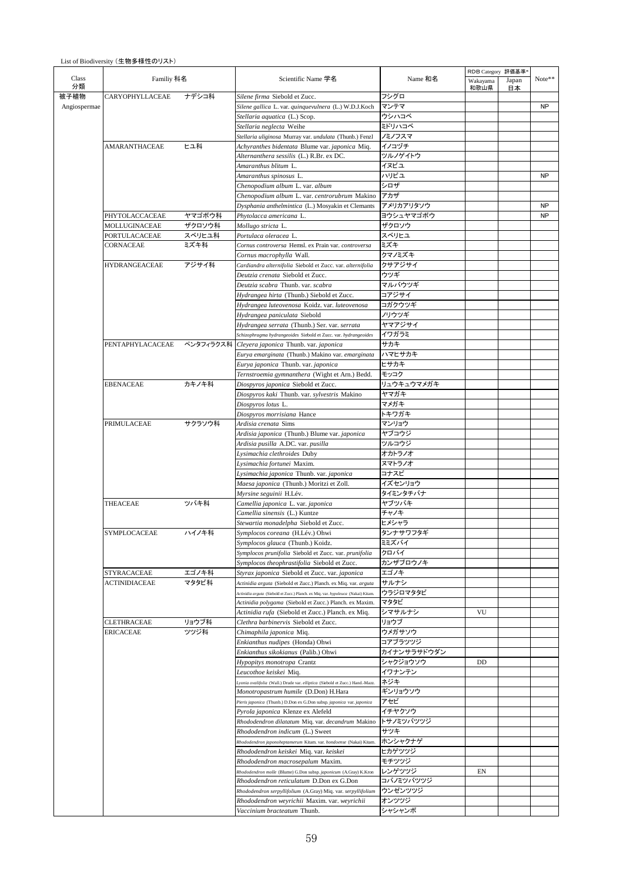List of Biodiversity（生物多様性のリスト）

| Class 分類 | Familiy 科名 | | Scientific Name 学名 | Name 和名 | RDB Category 評価基準* | | Note** |
|---|---|---|---|---|---|---|---|
| | | | | | Wakayama 和歌山県 | Japan 日本 | |
| 被子植物 Angiospermae | CARYOPHYLLACEAE | ナデシコ科 | *Silene firma* Siebold et Zucc. | フシグロ | | | |
| | | | *Silene gallica* L. var. *quinquevulnera* (L.) W.D.J.Koch | マンテマ | | | NP |
| | | | *Stellaria aquatica* (L.) Scop. | ウシハコベ | | | |
| | | | *Stellaria neglecta* Weihe | ミドリハコベ | | | |
| | | | *Stellaria uliginosa* Murray var. *undulata* (Thunb.) Fenzl | ノミノフスマ | | | |
| | AMARANTHACEAE | ヒユ科 | *Achyranthes bidentata* Blume var. *japonica* Miq. | イノコヅチ | | | |
| | | | *Alternanthera sessilis* (L.) R.Br. ex DC. | ツルノゲイトウ | | | |
| | | | *Amaranthus blitum* L. | イヌビユ | | | |
| | | | *Amaranthus spinosus* L. | ハリビユ | | | NP |
| | | | *Chenopodium album* L. var. *album* | シロザ | | | |
| | | | *Chenopodium album* L. var. *centrorubrum* Makino | アカザ | | | |
| | | | *Dysphania anthelmintica* (L.) Mosyakin et Clemants | アメリカアリタソウ | | | NP |
| | PHYTOLACCACEAE | ヤマゴボウ科 | *Phytolacca americana* L. | ヨウシュヤマゴボウ | | | NP |
| | MOLLUGINACEAE | ザクロソウ科 | *Mollugo stricta* L. | ザクロソウ | | | |
| | PORTULACACEAE | スベリヒユ科 | *Portulaca oleracea* L. | スベリヒユ | | | |
| | CORNACEAE | ミズキ科 | *Cornus controversa* Hemsl. ex Prain var. *controversa* | ミズキ | | | |
| | | | *Cornus macrophylla* Wall. | クマノミズキ | | | |
| | HYDRANGEACEAE | アジサイ科 | *Cardiandra alternifolia* Siebold et Zucc. var. *alternifolia* | クサアジサイ | | | |
| | | | *Deutzia crenata* Siebold et Zucc. | ウツギ | | | |
| | | | *Deutzia scabra* Thunb. var. *scabra* | マルバウツギ | | | |
| | | | *Hydrangea hirta* (Thunb.) Siebold et Zucc. | コアジサイ | | | |
| | | | *Hydrangea luteovenosa* Koidz. var. *luteovenosa* | コガクウツギ | | | |
| | | | *Hydrangea paniculata* Siebold | ノリウツギ | | | |
| | | | *Hydrangea serrata* (Thunb.) Ser. var. *serrata* | ヤマアジサイ | | | |
| | | | *Schizophragma hydrangeoides* Siebold et Zucc. var. *hydrangeoides* | イワガラミ | | | |
| | PENTAPHYLACACEAE | ペンタフィラクス科 | *Cleyera japonica* Thunb. var. *japonica* | サカキ | | | |
| | | | *Eurya emarginata* (Thunb.) Makino var. *emarginata* | ハマヒサカキ | | | |
| | | | *Eurya japonica* Thunb. var. *japonica* | ヒサカキ | | | |
| | | | *Ternstroemia gymnanthera* (Wight et Arn.) Bedd. | モッコク | | | |
| | EBENACEAE | カキノキ科 | *Diospyros japonica* Siebold et Zucc. | リュウキュウマメガキ | | | |
| | | | *Diospyros kaki* Thunb. var. *sylvestris* Makino | ヤマガキ | | | |
| | | | *Diospyros lotus* L. | マメガキ | | | |
| | | | *Diospyros morrisiana* Hance | トキワガキ | | | |
| | PRIMULACEAE | サクラソウ科 | *Ardisia crenata* Sims | マンリョウ | | | |
| | | | *Ardisia japonica* (Thunb.) Blume var. *japonica* | ヤブコウジ | | | |
| | | | *Ardisia pusilla* A.DC. var. *pusilla* | ツルコウジ | | | |
| | | | *Lysimachia clethroides* Duby | オカトラノオ | | | |
| | | | *Lysimachia fortunei* Maxim. | ヌマトラノオ | | | |
| | | | *Lysimachia japonica* Thunb. var. *japonica* | コナスビ | | | |
| | | | *Maesa japonica* (Thunb.) Moritzi et Zoll. | イズセンリョウ | | | |
| | | | *Myrsine seguinii* H.Lév. | タイミンタチバナ | | | |
| | THEACEAE | ツバキ科 | *Camellia japonica* L. var. *japonica* | ヤブツバキ | | | |
| | | | *Camellia sinensis* (L.) Kuntze | チャノキ | | | |
| | | | *Stewartia monadelpha* Siebold et Zucc. | ヒメシャラ | | | |
| | SYMPLOCACEAE | ハイノキ科 | *Symplocos coreana* (H.Lév.) Ohwi | タンナサワフタギ | | | |
| | | | *Symplocos glauca* (Thunb.) Koidz. | ミミズバイ | | | |
| | | | *Symplocos prunifolia* Siebold et Zucc. var. *prunifolia* | クロバイ | | | |
| | | | *Symplocos theophrastifolia* Siebold et Zucc. | カンザブロウノキ | | | |
| | STYRACACEAE | エゴノキ科 | *Styrax japonica* Siebold et Zucc. var. *japonica* | エゴノキ | | | |
| | ACTINIDIACEAE | マタタビ科 | *Actinidia arguta* (Siebold et Zucc.) Planch. ex Miq. var. *arguta* | サルナシ | | | |
| | | | *Actinidia arguta* (Siebold et Zucc.) Planch. ex Miq. var. *hypoleuca* (Nakai) Kitam. | ウラジロマタタビ | | | |
| | | | *Actinidia polygama* (Siebold et Zucc.) Planch. ex Maxim. | マタタビ | | | |
| | | | *Actinidia rufa* (Siebold et Zucc.) Planch. ex Miq. | シマサルナシ | VU | | |
| | CLETHRACEAE | リョウブ科 | *Clethra barbinervis* Siebold et Zucc. | リョウブ | | | |
| | ERICACEAE | ツツジ科 | *Chimaphila japonica* Miq. | ウメガサソウ | | | |
| | | | *Enkianthus nudipes* (Honda) Ohwi | コアブラツツジ | | | |
| | | | *Enkianthus sikokianus* (Palib.) Ohwi | カイナンサラサドウダン | | | |
| | | | *Hypopitys monotropa* Crantz | シャクジョウソウ | DD | | |
| | | | *Leucothoe keiskei* Miq. | イワナンテン | | | |
| | | | *Lyonia ovalifolia* (Wall.) Drude var. *elliptica* (Siebold et Zucc.) Hand.-Mazz. | ネジキ | | | |
| | | | *Monotropastrum humile* (D.Don) H.Hara | ギンリョウソウ | | | |
| | | | *Pieris japonica* (Thunb.) D.Don ex G.Don subsp. *japonica* var. *japonica* | アセビ | | | |
| | | | *Pyrola japonica* Klenze ex Alefeld | イチヤクソウ | | | |
| | | | *Rhododendron dilatatum* Miq. var. *decandrum* Makino | トサノミツバツツジ | | | |
| | | | *Rhododendron indicum* (L.) Sweet | サツキ | | | |
| | | | *Rhododendron japonoheptamerum* Kitam. var. *hondoense* (Nakai) Kitam. | ホンシャクナゲ | | | |
| | | | *Rhododendron keiskei* Miq. var. *keiskei* | ヒカゲツツジ | | | |
| | | | *Rhododendron macrosepalum* Maxim. | モチツツジ | | | |
| | | | *Rhododendron molle* (Blume) G.Don subsp. *japonicum* (A.Gray) K.Kron | レンゲツツジ | EN | | |
| | | | *Rhododendron reticulatum* D.Don ex G.Don | コバノミツバツツジ | | | |
| | | | *Rhododendron serpyllifolium* (A.Gray) Miq. var. *serpyllifolium* | ウンゼンツツジ | | | |
| | | | *Rhododendron weyrichii* Maxim. var. *weyrichii* | オンツツジ | | | |
| | | | *Vaccinium bracteatum* Thunb. | シャシャンボ | | | |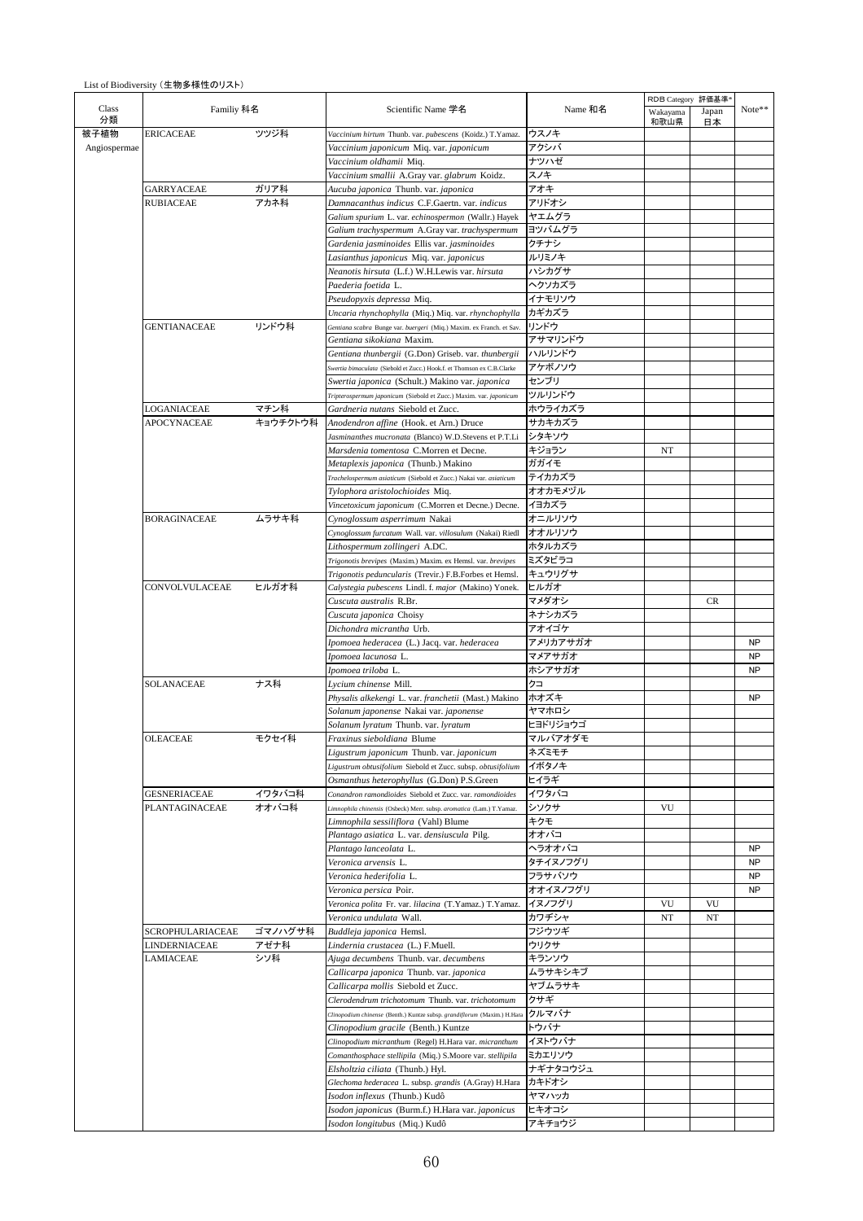List of Biodiversity（生物多様性のリスト）

| Class 分類 | Familiy 科名 | | Scientific Name 学名 | Name 和名 | RDB Category 評価基準* | | Note** |
|---|---|---|---|---|---|---|---|
| | | | | | Wakayama 和歌山県 | Japan 日本 | |
| 被子植物 Angiospermae | ERICACEAE | ツツジ科 | *Vaccinium hirtum* Thunb. var. *pubescens* (Koidz.) T.Yamaz. | ウスノキ | | | |
| | | | *Vaccinium japonicum* Miq. var. *japonicum* | アクシバ | | | |
| | | | *Vaccinium oldhamii* Miq. | ナツハゼ | | | |
| | | | *Vaccinium smallii* A.Gray var. *glabrum* Koidz. | スノキ | | | |
| | GARRYACEAE | ガリア科 | *Aucuba japonica* Thunb. var. *japonica* | アオキ | | | |
| | RUBIACEAE | アカネ科 | *Damnacanthus indicus* C.F.Gaertn. var. *indicus* | アリドオシ | | | |
| | | | *Galium spurium* L. var. *echinospermon* (Wallr.) Hayek | ヤエムグラ | | | |
| | | | *Galium trachyspermum* A.Gray var. *trachyspermum* | ヨツバムグラ | | | |
| | | | *Gardenia jasminoides* Ellis var. *jasminoides* | クチナシ | | | |
| | | | *Lasianthus japonicus* Miq. var. *japonicus* | ルリミノキ | | | |
| | | | *Neanotis hirsuta* (L.f.) W.H.Lewis var. *hirsuta* | ハシカグサ | | | |
| | | | *Paederia foetida* L. | ヘクソカズラ | | | |
| | | | *Pseudopyxis depressa* Miq. | イナモリソウ | | | |
| | | | *Uncaria rhynchophylla* (Miq.) Miq. var. *rhynchophylla* | カギカズラ | | | |
| | GENTIANACEAE | リンドウ科 | *Gentiana scabra* Bunge var. *buergeri* (Miq.) Maxim. ex Franch. et Sav. | リンドウ | | | |
| | | | *Gentiana sikokiana* Maxim. | アサマリンドウ | | | |
| | | | *Gentiana thunbergii* (G.Don) Griseb. var. *thunbergii* | ハルリンドウ | | | |
| | | | *Swertia bimaculata* (Siebold et Zucc.) Hook.f. et Thomson ex C.B.Clarke | アケボノソウ | | | |
| | | | *Swertia japonica* (Schult.) Makino var. *japonica* | センブリ | | | |
| | | | *Tripterospermum japonicum* (Siebold et Zucc.) Maxim. var. *japonicum* | ツルリンドウ | | | |
| | LOGANIACEAE | マチン科 | *Gardneria nutans* Siebold et Zucc. | ホウライカズラ | | | |
| | APOCYNACEAE | キョウチクトウ科 | *Anodendron affine* (Hook. et Arn.) Druce | サカキカズラ | | | |
| | | | *Jasminanthes mucronata* (Blanco) W.D.Stevens et P.T.Li | シタキソウ | | | |
| | | | *Marsdenia tomentosa* C.Morren et Decne. | キジョラン | NT | | |
| | | | *Metaplexis japonica* (Thunb.) Makino | ガガイモ | | | |
| | | | *Trachelospermum asiaticum* (Siebold et Zucc.) Nakai var. *asiaticum* | テイカカズラ | | | |
| | | | *Tylophora aristolochioides* Miq. | オオカモメヅル | | | |
| | | | *Vincetoxicum japonicum* (C.Morren et Decne.) Decne. | イヨカズラ | | | |
| | BORAGINACEAE | ムラサキ科 | *Cynoglossum asperrimum* Nakai | オニルリソウ | | | |
| | | | *Cynoglossum furcatum* Wall. var. *villosulum* (Nakai) Riedl | オオルリソウ | | | |
| | | | *Lithospermum zollingeri* A.DC. | ホタルカズラ | | | |
| | | | *Trigonotis brevipes* (Maxim.) Maxim. ex Hemsl. var. *brevipes* | ミズタビラコ | | | |
| | | | *Trigonotis peduncularis* (Trevir.) F.B.Forbes et Hemsl. | キュウリグサ | | | |
| | CONVOLVULACEAE | ヒルガオ科 | *Calystegia pubescens* Lindl. f. *major* (Makino) Yonek. | ヒルガオ | | | |
| | | | *Cuscuta australis* R.Br. | マメダオシ | | CR | |
| | | | *Cuscuta japonica* Choisy | ネナシカズラ | | | |
| | | | *Dichondra micrantha* Urb. | アオイゴケ | | | |
| | | | *Ipomoea hederacea* (L.) Jacq. var. *hederacea* | アメリカアサガオ | | | NP |
| | | | *Ipomoea lacunosa* L. | マメアサガオ | | | NP |
| | | | *Ipomoea triloba* L. | ホシアサガオ | | | NP |
| | SOLANACEAE | ナス科 | *Lycium chinense* Mill. | クコ | | | |
| | | | *Physalis alkekengi* L. var. *franchetii* (Mast.) Makino | ホオズキ | | | NP |
| | | | *Solanum japonense* Nakai var. *japonense* | ヤマホロシ | | | |
| | | | *Solanum lyratum* Thunb. var. *lyratum* | ヒヨドリジョウゴ | | | |
| | OLEACEAE | モクセイ科 | *Fraxinus sieboldiana* Blume | マルバアオダモ | | | |
| | | | *Ligustrum japonicum* Thunb. var. *japonicum* | ネズミモチ | | | |
| | | | *Ligustrum obtusifolium* Siebold et Zucc. subsp. *obtusifolium* | イボタノキ | | | |
| | | | *Osmanthus heterophyllus* (G.Don) P.S.Green | ヒイラギ | | | |
| | GESNERIACEAE | イワタバコ科 | *Conandron ramondioides* Siebold et Zucc. var. *ramondioides* | イワタバコ | | | |
| | PLANTAGINACEAE | オオバコ科 | *Limnophila chinensis* (Osbeck) Merr. subsp. *aromatica* (Lam.) T.Yamaz. | シソクサ | VU | | |
| | | | *Limnophila sessiliflora* (Vahl) Blume | キクモ | | | |
| | | | *Plantago asiatica* L. var. *densiuscula* Pilg. | オオバコ | | | |
| | | | *Plantago lanceolata* L. | ヘラオオバコ | | | NP |
| | | | *Veronica arvensis* L. | タチイヌノフグリ | | | NP |
| | | | *Veronica hederifolia* L. | フラサバソウ | | | NP |
| | | | *Veronica persica* Poir. | オオイヌノフグリ | | | NP |
| | | | *Veronica polita* Fr. var. *lilacina* (T.Yamaz.) T.Yamaz. | イヌノフグリ | VU | VU | |
| | | | *Veronica undulata* Wall. | カワヂシャ | NT | NT | |
| | SCROPHULARIACEAE | ゴマノハグサ科 | *Buddleja japonica* Hemsl. | フジウツギ | | | |
| | LINDERNIACEAE | アゼナ科 | *Lindernia crustacea* (L.) F.Muell. | ウリクサ | | | |
| | LAMIACEAE | シソ科 | *Ajuga decumbens* Thunb. var. *decumbens* | キランソウ | | | |
| | | | *Callicarpa japonica* Thunb. var. *japonica* | ムラサキシキブ | | | |
| | | | *Callicarpa mollis* Siebold et Zucc. | ヤブムラサキ | | | |
| | | | *Clerodendrum trichotomum* Thunb. var. *trichotomum* | クサギ | | | |
| | | | *Clinopodium chinense* (Benth.) Kuntze subsp. *grandiflorum* (Maxim.) H.Hara | クルマバナ | | | |
| | | | *Clinopodium gracile* (Benth.) Kuntze | トウバナ | | | |
| | | | *Clinopodium micranthum* (Regel) H.Hara var. *micranthum* | イヌトウバナ | | | |
| | | | *Comanthosphace stellipila* (Miq.) S.Moore var. *stellipila* | ミカエリソウ | | | |
| | | | *Elsholtzia ciliata* (Thunb.) Hyl. | ナギナタコウジュ | | | |
| | | | *Glechoma hederacea* L. subsp. *grandis* (A.Gray) H.Hara | カキドオシ | | | |
| | | | *Isodon inflexus* (Thunb.) Kudô | ヤマハッカ | | | |
| | | | *Isodon japonicus* (Burm.f.) H.Hara var. *japonicus* | ヒキオコシ | | | |
| | | | *Isodon longitubus* (Miq.) Kudô | アキチョウジ | | | |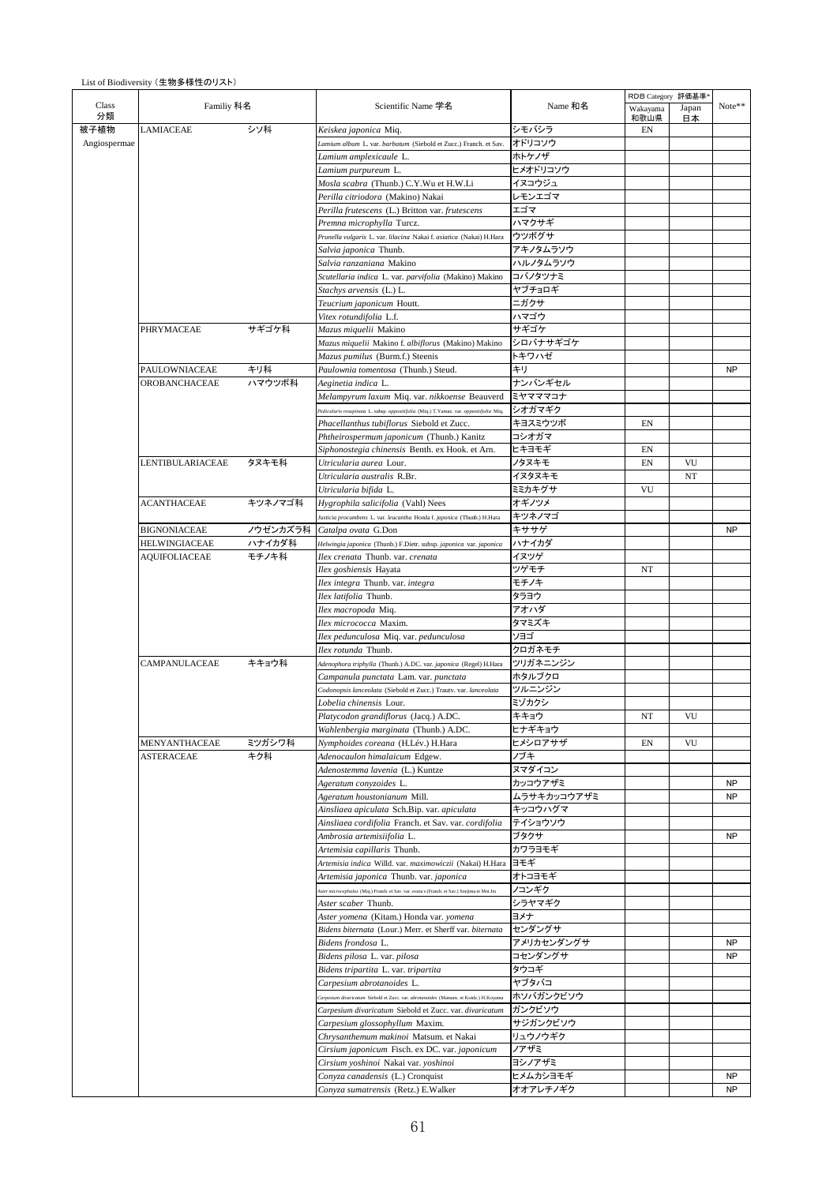List of Biodiversity（生物多様性のリスト）

| Class 分類 | Familiy 科名 | | Scientific Name 学名 | Name 和名 | RDB Category 評価基準* Wakayama 和歌山県 | Japan 日本 | Note** |
|---|---|---|---|---|---|---|---|
| 被子植物 Angiospermae | LAMIACEAE | シソ科 | *Keiskea japonica* Miq. | シモバシラ | EN | | |
| | | | *Lamium album* L. var. *barbatum* (Siebold et Zucc.) Franch. et Sav. | オドリコソウ | | | |
| | | | *Lamium amplexicaule* L. | ホトケノザ | | | |
| | | | *Lamium purpureum* L. | ヒメオドリコソウ | | | |
| | | | *Mosla scabra* (Thunb.) C.Y.Wu et H.W.Li | イヌコウジュ | | | |
| | | | *Perilla citriodora* (Makino) Nakai | レモンエゴマ | | | |
| | | | *Perilla frutescens* (L.) Britton var. *frutescens* | エゴマ | | | |
| | | | *Premna microphylla* Turcz. | ハマクサギ | | | |
| | | | *Prunella vulgaris* L. var. *lilacina* Nakai f. *asiatica* (Nakai) H.Hara | ウツボグサ | | | |
| | | | *Salvia japonica* Thunb. | アキノタムラソウ | | | |
| | | | *Salvia ranzaniana* Makino | ハルノタムラソウ | | | |
| | | | *Scutellaria indica* L. var. *parvifolia* (Makino) Makino | コバノタツナミ | | | |
| | | | *Stachys arvensis* (L.) L. | ヤブチョロギ | | | |
| | | | *Teucrium japonicum* Houtt. | ニガクサ | | | |
| | | | *Vitex rotundifolia* L.f. | ハマゴウ | | | |
| | PHRYMACEAE | サギゴケ科 | *Mazus miquelii* Makino | サギゴケ | | | |
| | | | *Mazus miquelii* Makino f. *albiflorus* (Makino) Makino | シロバナサギゴケ | | | |
| | | | *Mazus pumilus* (Burm.f.) Steenis | トキワハゼ | | | |
| | PAULOWNIACEAE | キリ科 | *Paulownia tomentosa* (Thunb.) Steud. | キリ | | | NP |
| | OROBANCHACEAE | ハマウツボ科 | *Aeginetia indica* L. | ナンバンギセル | | | |
| | | | *Melampyrum laxum* Miq. var. *nikkoense* Beauverd | ミヤマママコナ | | | |
| | | | *Pedicularis resupinata* L. subsp. *oppositifolia* (Miq.) T.Yamaz. var. *oppositifolia* Miq. | シオガマギク | | | |
| | | | *Phacellanthus tubiflorus* Siebold et Zucc. | キヨスミウツボ | EN | | |
| | | | *Phtheirospermum japonicum* (Thunb.) Kanitz | コシオガマ | | | |
| | | | *Siphonostegia chinensis* Benth. ex Hook. et Arn. | ヒキヨモギ | EN | | |
| | LENTIBULARIACEAE | タヌキモ科 | *Utricularia aurea* Lour. | ノタヌキモ | EN | VU | |
| | | | *Utricularia australis* R.Br. | イヌタヌキモ | | NT | |
| | | | *Utricularia bifida* L. | ミミカキグサ | VU | | |
| | ACANTHACEAE | キツネノマゴ科 | *Hygrophila salicifolia* (Vahl) Nees | オギノツメ | | | |
| | | | *Justicia procumbens* L. var. *leucantha* Honda f. *japonica* (Thunb.) H.Hara | キツネノマゴ | | | |
| | BIGNONIACEAE | ノウゼンカズラ科 | *Catalpa ovata* G.Don | キササゲ | | | NP |
| | HELWINGIACEAE | ハナイカダ科 | *Helwingia japonica* (Thunb.) F.Dietr. subsp. *japonica* var. *japonica* | ハナイカダ | | | |
| | AQUIFOLIACEAE | モチノキ科 | *Ilex crenata* Thunb. var. *crenata* | イヌツゲ | | | |
| | | | *Ilex goshiensis* Hayata | ツゲモチ | NT | | |
| | | | *Ilex integra* Thunb. var. *integra* | モチノキ | | | |
| | | | *Ilex latifolia* Thunb. | タラヨウ | | | |
| | | | *Ilex macropoda* Miq. | アオハダ | | | |
| | | | *Ilex micrococca* Maxim. | タマミズキ | | | |
| | | | *Ilex pedunculosa* Miq. var. *pedunculosa* | ソヨゴ | | | |
| | | | *Ilex rotunda* Thunb. | クロガネモチ | | | |
| | CAMPANULACEAE | キキョウ科 | *Adenophora triphylla* (Thunb.) A.DC. var. *japonica* (Regel) H.Hara | ツリガネニンジン | | | |
| | | | *Campanula punctata* Lam. var. *punctata* | ホタルブクロ | | | |
| | | | *Codonopsis lanceolata* (Siebold et Zucc.) Trautv. var. *lanceolata* | ツルニンジン | | | |
| | | | *Lobelia chinensis* Lour. | ミゾカクシ | | | |
| | | | *Platycodon grandiflorus* (Jacq.) A.DC. | キキョウ | NT | VU | |
| | | | *Wahlenbergia marginata* (Thunb.) A.DC. | ヒナギキョウ | | | |
| | MENYANTHACEAE | ミツガシワ科 | *Nymphoides coreana* (H.Lév.) H.Hara | ヒメシロアサザ | EN | VU | |
| | ASTERACEAE | キク科 | *Adenocaulon himalaicum* Edgew. | ノブキ | | | |
| | | | *Adenostemma lavenia* (L.) Kuntze | ヌマダイコン | | | |
| | | | *Ageratum conyzoides* L. | カッコウアザミ | | | NP |
| | | | *Ageratum houstonianum* Mill. | ムラサキカッコウアザミ | | | NP |
| | | | *Ainsliaea apiculata* Sch.Bip. var. *apiculata* | キッコウハグマ | | | |
| | | | *Ainsliaea cordifolia* Franch. et Sav. var. *cordifolia* | テイショウソウ | | | |
| | | | *Ambrosia artemisiifolia* L. | ブタクサ | | | NP |
| | | | *Artemisia capillaris* Thunb. | カワラヨモギ | | | |
| | | | *Artemisia indica* Willd. var. *maximowiczii* (Nakai) H.Hara | ヨモギ | | | |
| | | | *Artemisia japonica* Thunb. var. *japonica* | オトコヨモギ | | | |
| | | | *Aster microcephalus* (Miq.) Franch. et Sav. var. *ovatus* (Franch. et Sav.) Soejima et Mot.Ito | ノコンギク | | | |
| | | | *Aster scaber* Thunb. | シラヤマギク | | | |
| | | | *Aster yomena* (Kitam.) Honda var. *yomena* | ヨメナ | | | |
| | | | *Bidens biternata* (Lour.) Merr. et Sherff var. *biternata* | センダングサ | | | |
| | | | *Bidens frondosa* L. | アメリカセンダングサ | | | NP |
| | | | *Bidens pilosa* L. var. *pilosa* | コセンダングサ | | | NP |
| | | | *Bidens tripartita* L. var. *tripartita* | タウコギ | | | |
| | | | *Carpesium abrotanoides* L. | ヤブタバコ | | | |
| | | | *Carpesium divaricatum* Siebold et Zucc. var. *abrotanoides* (Matsum. et Koidz.) H.Koyama | ホソバガンクビソウ | | | |
| | | | *Carpesium divaricatum* Siebold et Zucc. var. *divaricatum* | ガンクビソウ | | | |
| | | | *Carpesium glossophyllum* Maxim. | サジガンクビソウ | | | |
| | | | *Chrysanthemum makinoi* Matsum. et Nakai | リュウノウギク | | | |
| | | | *Cirsium japonicum* Fisch. ex DC. var. *japonicum* | ノアザミ | | | |
| | | | *Cirsium yoshinoi* Nakai var. *yoshinoi* | ヨシノアザミ | | | |
| | | | *Conyza canadensis* (L.) Cronquist | ヒメムカシヨモギ | | | NP |
| | | | *Conyza sumatrensis* (Retz.) E.Walker | オオアレチノギク | | | NP |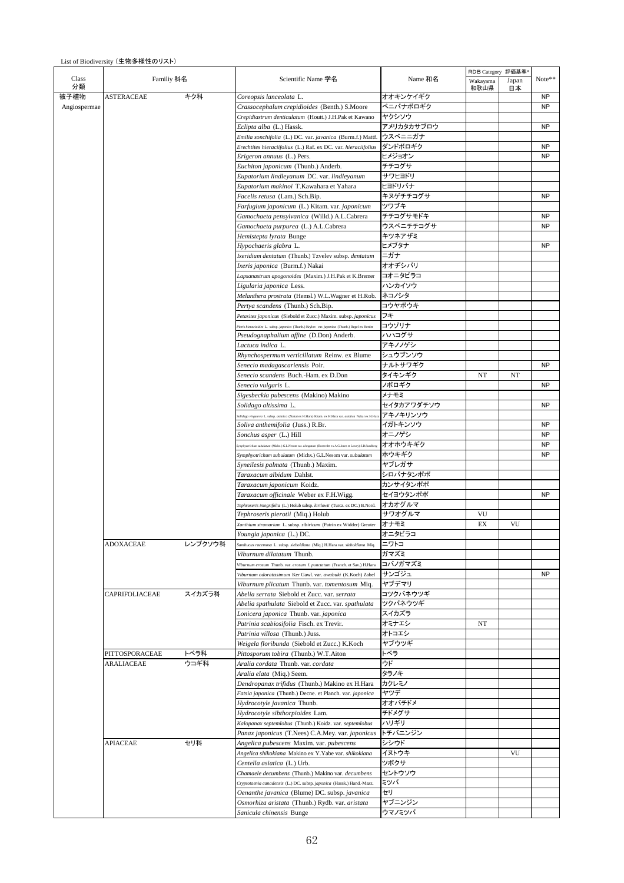List of Biodiversity（生物多様性のリスト）

| Class 分類 | Familiy 科名 | | Scientific Name 学名 | Name 和名 | RDB Category 評価基準* | | Note** |
|---|---|---|---|---|---|---|---|
| | | | | | Wakayama 和歌山県 | Japan 日本 | |
| 被子植物 Angiospermae | ASTERACEAE | キク科 | *Coreopsis lanceolata* L. | オオキンケイギク | | | NP |
| | | | *Crassocephalum crepidioides* (Benth.) S.Moore | ベニバナボロギク | | | NP |
| | | | *Crepidiastrum denticulatum* (Houtt.) J.H.Pak et Kawano | ヤクシソウ | | | |
| | | | *Eclipta alba* (L.) Hassk. | アメリカタカサブロウ | | | NP |
| | | | *Emilia sonchifolia* (L.) DC. var. *javanica* (Burm.f.) Mattf. | ウスベニニガナ | | | |
| | | | *Erechtites hieraciifolius* (L.) Raf. ex DC. var. *hieraciifolius* | ダンドボロギク | | | NP |
| | | | *Erigeron annuus* (L.) Pers. | ヒメジョオン | | | NP |
| | | | *Euchiton japonicum* (Thunb.) Anderb. | チチコグサ | | | |
| | | | *Eupatorium lindleyanum* DC. var. *lindleyanum* | サワヒヨドリ | | | |
| | | | *Eupatorium makinoi* T.Kawahara et Yahara | ヒヨドリバナ | | | |
| | | | *Facelis retusa* (Lam.) Sch.Bip. | キヌゲチチコグサ | | | NP |
| | | | *Farfugium japonicum* (L.) Kitam. var. *japonicum* | ツワブキ | | | |
| | | | *Gamochaeta pensylvanica* (Willd.) A.L.Cabrera | チチコグサモドキ | | | NP |
| | | | *Gamochaeta purpurea* (L.) A.L.Cabrera | ウスベニチチコグサ | | | NP |
| | | | *Hemistepta lyrata* Bunge | キツネアザミ | | | |
| | | | *Hypochaeris glabra* L. | ヒメブタナ | | | NP |
| | | | *Ixeridium dentatum* (Thunb.) Tzvelev subsp. *dentatum* | ニガナ | | | |
| | | | *Ixeris japonica* (Burm.f.) Nakai | オオヂシバリ | | | |
| | | | *Lapsanastrum apogonoides* (Maxim.) J.H.Pak et K.Bremer | コオニタビラコ | | | |
| | | | *Ligularia japonica* Less. | ハンカイソウ | | | |
| | | | *Melanthera prostrata* (Hemsl.) W.L.Wagner et H.Rob. | ネコノシタ | | | |
| | | | *Pertya scandens* (Thunb.) Sch.Bip. | コウヤボウキ | | | |
| | | | *Petasites japonicus* (Siebold et Zucc.) Maxim. subsp. *japonicus* | フキ | | | |
| | | | *Picris hieracioides* L. subsp. *japonica* (Thunb.) Krylov var. *japonica* (Thunb.) Regel ex Herder | コウゾリナ | | | |
| | | | *Pseudognaphalium affine* (D.Don) Anderb. | ハハコグサ | | | |
| | | | *Lactuca indica* L. | アキノノゲシ | | | |
| | | | *Rhynchospermum verticillatum* Reinw. ex Blume | シュウブンソウ | | | |
| | | | *Senecio madagascariensis* Poir. | ナルトサワギク | | | NP |
| | | | *Senecio scandens* Buch.-Ham. ex D.Don | タイキンギク | NT | NT | |
| | | | *Senecio vulgaris* L. | ノボロギク | | | NP |
| | | | *Sigesbeckia pubescens* (Makino) Makino | メナモミ | | | |
| | | | *Solidago altissima* L. | セイタカアワダチソウ | | | NP |
| | | | *Solidago virgaurea* L. subsp. *asiatica* (Nakai ex H.Hara) Kitam. ex H.Hara var. *asiatica* Nakai ex H.Hara | アキノキリンソウ | | | |
| | | | *Soliva anthemifolia* (Juss.) R.Br. | イガトキンソウ | | | NP |
| | | | *Sonchus asper* (L.) Hill | オニノゲシ | | | NP |
| | | | *Symphyotrichum subulatum* (Michx.) G.L.Nesom var. *elongatum* (Bosserdet ex A.G.Jones et Lowry) S.D.Sundberg | オオホウキギク | | | NP |
| | | | *Symphyotrichum subulatum* (Michx.) G.L.Nesom var. *subulatum* | ホウキギク | | | NP |
| | | | *Syneilesis palmata* (Thunb.) Maxim. | ヤブレガサ | | | |
| | | | *Taraxacum albidum* Dahlst. | シロバナタンポポ | | | |
| | | | *Taraxacum japonicum* Koidz. | カンサイタンポポ | | | |
| | | | *Taraxacum officinale* Weber ex F.H.Wigg. | セイヨウタンポポ | | | NP |
| | | | *Tephroseris integrifolia* (L.) Holub subsp. *kirilowii* (Turcz. ex DC.) B.Nord. | オカオグルマ | | | |
| | | | *Tephroseris pierotii* (Miq.) Holub | サワオグルマ | VU | | |
| | | | *Xanthium strumarium* L. subsp. *sibiricum* (Patrin ex Widder) Greuter | オナモミ | EX | VU | |
| | | | *Youngia japonica* (L.) DC. | オニタビラコ | | | |
| | ADOXACEAE | レンプクソウ科 | *Sambucus racemosa* L. subsp. *sieboldiana* (Miq.) H.Hara var. *sieboldiana* Miq. | ニワトコ | | | |
| | | | *Viburnum dilatatum* Thunb. | ガマズミ | | | |
| | | | *Viburnum erosum* Thunb. var. *erosum* f. *punctatum* (Franch. et Sav.) H.Hara | コバノガマズミ | | | |
| | | | *Viburnum odoratissimum* Ker Gawl. var. *awabuki* (K.Koch) Zabel | サンゴジュ | | | NP |
| | | | *Viburnum plicatum* Thunb. var. *tomentosum* Miq. | ヤブデマリ | | | |
| | CAPRIFOLIACEAE | スイカズラ科 | *Abelia serrata* Siebold et Zucc. var. *serrata* | コツクバネウツギ | | | |
| | | | *Abelia spathulata* Siebold et Zucc. var. *spathulata* | ツクバネウツギ | | | |
| | | | *Lonicera japonica* Thunb. var. *japonica* | スイカズラ | | | |
| | | | *Patrinia scabiosifolia* Fisch. ex Trevir. | オミナエシ | NT | | |
| | | | *Patrinia villosa* (Thunb.) Juss. | オトコエシ | | | |
| | | | *Weigela floribunda* (Siebold et Zucc.) K.Koch | ヤブウツギ | | | |
| | PITTOSPORACEAE | トベラ科 | *Pittosporum tobira* (Thunb.) W.T.Aiton | トベラ | | | |
| | ARALIACEAE | ウコギ科 | *Aralia cordata* Thunb. var. *cordata* | ウド | | | |
| | | | *Aralia elata* (Miq.) Seem. | タラノキ | | | |
| | | | *Dendropanax trifidus* (Thunb.) Makino ex H.Hara | カクレミノ | | | |
| | | | *Fatsia japonica* (Thunb.) Decne. et Planch. var. *japonica* | ヤツデ | | | |
| | | | *Hydrocotyle javanica* Thunb. | オオバチドメ | | | |
| | | | *Hydrocotyle sibthorpioides* Lam. | チドメグサ | | | |
| | | | *Kalopanax septemlobus* (Thunb.) Koidz. var. *septemlobus* | ハリギリ | | | |
| | | | *Panax japonicus* (T.Nees) C.A.Mey. var. *japonicus* | トチバニンジン | | | |
| | APIACEAE | セリ科 | *Angelica pubescens* Maxim. var. *pubescens* | シシウド | | | |
| | | | *Angelica shikokiana* Makino ex Y.Yabe var. *shikokiana* | イヌトウキ | | VU | |
| | | | *Centella asiatica* (L.) Urb. | ツボクサ | | | |
| | | | *Chamaele decumbens* (Thunb.) Makino var. *decumbens* | セントウソウ | | | |
| | | | *Cryptotaenia canadensis* (L.) DC. subsp. *japonica* (Hassk.) Hand.-Mazz. | ミツバ | | | |
| | | | *Oenanthe javanica* (Blume) DC. subsp. *javanica* | セリ | | | |
| | | | *Osmorhiza aristata* (Thunb.) Rydb. var. *aristata* | ヤブニンジン | | | |
| | | | *Sanicula chinensis* Bunge | ウマノミツバ | | | |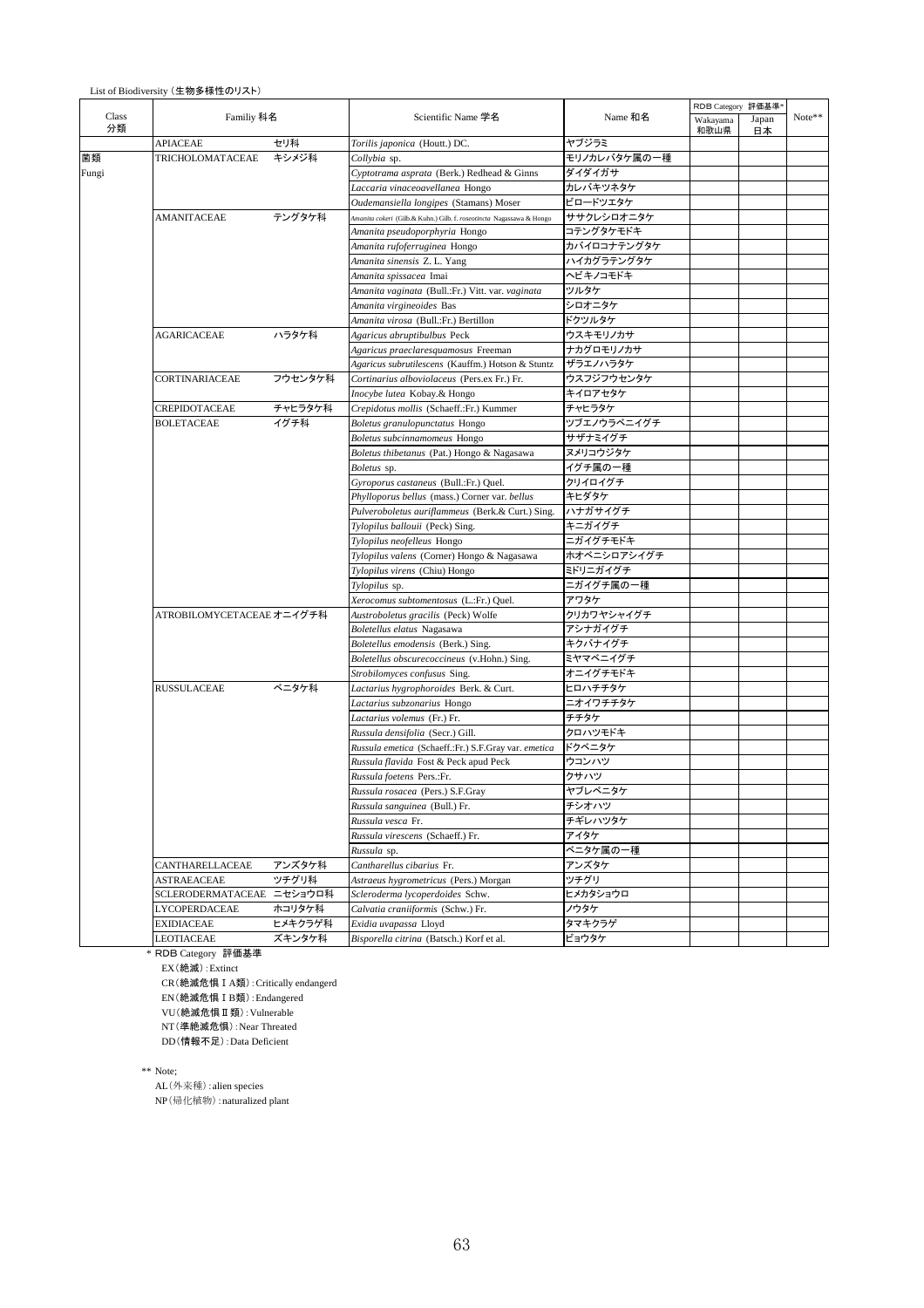List of Biodiversity（生物多様性のリスト）

| Class 分類 | Familiy 科名 | | Scientific Name 学名 | Name 和名 | RDB Category 評価基準* Wakayama 和歌山県 | Japan 日本 | Note** |
|---|---|---|---|---|---|---|---|
| | APIACEAE | セリ科 | *Torilis japonica* (Houtt.) DC. | ヤブジラミ | | | |
| 菌類 Fungi | TRICHOLOMATACEAE | キシメジ科 | *Collybia* sp. | モリノカレバタケ属の一種 | | | |
| | | | *Cyptotrama asprata* (Berk.) Redhead & Ginns | ダイダイガサ | | | |
| | | | *Laccaria vinaceoavellanea* Hongo | カレバキツネタケ | | | |
| | | | *Oudemansiella longipes* (Stamans) Moser | ビロードツエタケ | | | |
| | AMANITACEAE | テングタケ科 | *Amanita cokeri* (Gilb.& Kuhn.) Gilb. f. *roseotincta* Nagassawa & Hongo | ササクレシロオニタケ | | | |
| | | | *Amanita pseudoporphyria* Hongo | コテングタケモドキ | | | |
| | | | *Amanita rufoferruginea* Hongo | カバイロコナテングタケ | | | |
| | | | *Amanita sinensis* Z. L. Yang | ハイカグラテングタケ | | | |
| | | | *Amanita spissacea* Imai | ヘビキノコモドキ | | | |
| | | | *Amanita vaginata* (Bull.:Fr.) Vitt. var. *vaginata* | ツルタケ | | | |
| | | | *Amanita virgineoides* Bas | シロオニタケ | | | |
| | | | *Amanita virosa* (Bull.:Fr.) Bertillon | ドクツルタケ | | | |
| | AGARICACEAE | ハラタケ科 | *Agaricus abruptibulbus* Peck | ウスキモリノカサ | | | |
| | | | *Agaricus praeclaresquamosus* Freeman | ナカグロモリノカサ | | | |
| | | | *Agaricus subrutilescens* (Kauffm.) Hotson & Stuntz | ザラエノハラタケ | | | |
| | CORTINARIACEAE | フウセンタケ科 | *Cortinarius alboviolaceus* (Pers.ex Fr.) Fr. | ウスフジフウセンタケ | | | |
| | | | *Inocybe lutea* Kobay.& Hongo | キイロアセタケ | | | |
| | CREPIDOTACEAE | チャヒラタケ科 | *Crepidotus mollis* (Schaeff.:Fr.) Kummer | チャヒラタケ | | | |
| | BOLETACEAE | イグチ科 | *Boletus granulopunctatus* Hongo | ツブエノウラベニイグチ | | | |
| | | | *Boletus subcinnamomeus* Hongo | サザナミイグチ | | | |
| | | | *Boletus thibetanus* (Pat.) Hongo & Nagasawa | ヌメリコウジタケ | | | |
| | | | *Boletus* sp. | イグチ属の一種 | | | |
| | | | *Gyroporus castaneus* (Bull.:Fr.) Quel. | クリイロイグチ | | | |
| | | | *Phylloporus bellus* (mass.) Corner var. *bellus* | キヒダタケ | | | |
| | | | *Pulveroboletus auriflammeus* (Berk.& Curt.) Sing. | ハナガサイグチ | | | |
| | | | *Tylopilus ballouii* (Peck) Sing. | キニガイグチ | | | |
| | | | *Tylopilus neofelleus* Hongo | ニガイグチモドキ | | | |
| | | | *Tylopilus valens* (Corner) Hongo & Nagasawa | ホオベニシロアシイグチ | | | |
| | | | *Tylopilus virens* (Chiu) Hongo | ミドリニガイグチ | | | |
| | | | *Tylopilus* sp. | ニガイグチ属の一種 | | | |
| | | | *Xerocomus subtomentosus* (L.:Fr.) Quel. | アワタケ | | | |
| | ATROBILOMYCETACEAE | オニイグチ科 | *Austroboletus gracilis* (Peck) Wolfe | クリカワヤシャイグチ | | | |
| | | | *Boletellus elatus* Nagasawa | アシナガイグチ | | | |
| | | | *Boletellus emodensis* (Berk.) Sing. | キクバナイグチ | | | |
| | | | *Boletellus obscurecoccineus* (v.Hohn.) Sing. | ミヤマベニイグチ | | | |
| | | | *Strobilomyces confusus* Sing. | オニイグチモドキ | | | |
| | RUSSULACEAE | ベニタケ科 | *Lactarius hygrophoroides* Berk. & Curt. | ヒロハチチタケ | | | |
| | | | *Lactarius subzonarius* Hongo | ニオイワチチタケ | | | |
| | | | *Lactarius volemus* (Fr.) Fr. | チチタケ | | | |
| | | | *Russula densifolia* (Secr.) Gill. | クロハツモドキ | | | |
| | | | *Russula emetica* (Schaeff.:Fr.) S.F.Gray var. *emetica* | ドクベニタケ | | | |
| | | | *Russula flavida* Fost & Peck apud Peck | ウコンハツ | | | |
| | | | *Russula foetens* Pers.:Fr. | クサハツ | | | |
| | | | *Russula rosacea* (Pers.) S.F.Gray | ヤブレベニタケ | | | |
| | | | *Russula sanguinea* (Bull.) Fr. | チシオハツ | | | |
| | | | *Russula vesca* Fr. | チギレハツタケ | | | |
| | | | *Russula virescens* (Schaeff.) Fr. | アイタケ | | | |
| | | | *Russula* sp. | ベニタケ属の一種 | | | |
| | CANTHARELLACEAE | アンズタケ科 | *Cantharellus cibarius* Fr. | アンズタケ | | | |
| | ASTRAEACEAE | ツチグリ科 | *Astraeus hygrometricus* (Pers.) Morgan | ツチグリ | | | |
| | SCLERODERMATACEAE | ニセショウロ科 | *Scleroderma lycoperdoides* Schw. | ヒメカタショウロ | | | |
| | LYCOPERDACEAE | ホコリタケ科 | *Calvatia craniiformis* (Schw.) Fr. | ノウタケ | | | |
| | EXIDIACEAE | ヒメキクラゲ科 | *Exidia uvapassa* Lloyd | タマキクラゲ | | | |
| | LEOTIACEAE | ズキンタケ科 | *Bisporella citrina* (Batsch.) Korf et al. | ビョウタケ | | | |

\* RDB Category 評価基準

EX（絶滅）: Extinct

CR（絶滅危惧ⅠA類）: Critically endangerd

EN（絶滅危惧ⅠB類）: Endangered

VU（絶滅危惧Ⅱ類）: Vulnerable

NT（準絶滅危惧）: Near Threated

DD（情報不足）: Data Deficient

\*\* Note;

AL（外来種）: alien species

NP（帰化植物）: naturalized plant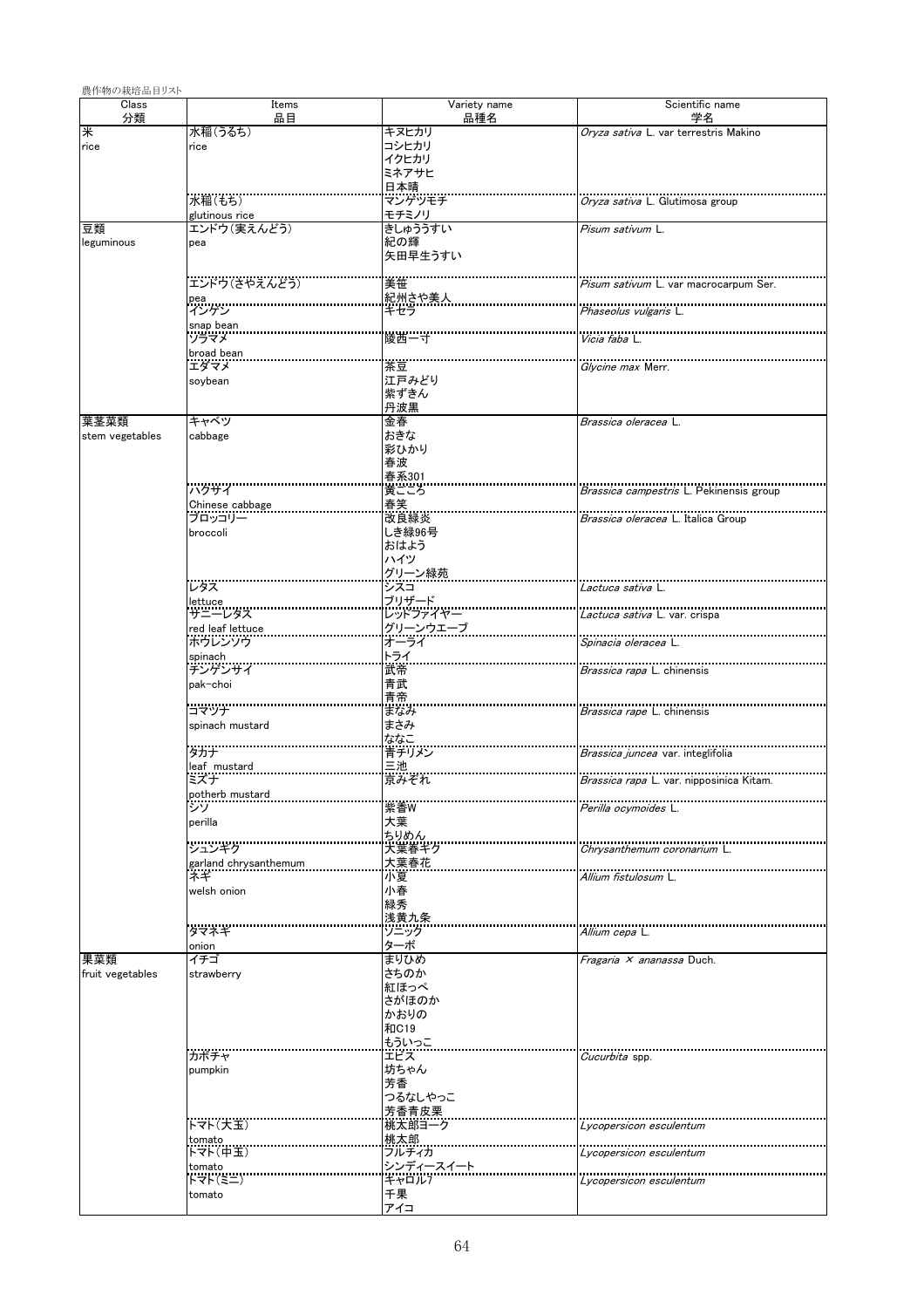農作物の栽培品目リスト

| Class<br>分類 | Items<br>品目 | Variety name<br>品種名 | Scientific name<br>学名 |
|---|---|---|---|
| 米<br>rice | 水稲(うるち)<br>rice | キヌヒカリ<br>コシヒカリ<br>イクヒカリ<br>ミネアサヒ<br>日本晴 | *Oryza sativa* L. var terrestris Makino |
| | 水稲(もち)<br>glutinous rice | マンゲツモチ<br>モチミノリ | *Oryza sativa* L. Glutimosa group |
| 豆類<br>leguminous | エンドウ(実えんどう)<br>pea | きしゅううすい<br>紀の輝<br>矢田早生うすい | *Pisum sativum* L. |
| | エンドウ(さやえんどう)<br>pea | 美笹<br>紀州さや美人 | *Pisum sativum* L. var macrocarpum Ser. |
| | インゲン<br>snap bean | ギゼラ | *Phaseolus vulgaris* L. |
| | ソラマメ<br>broad bean | 陵西一寸 | *Vicia faba* L. |
| | エダマメ<br>soybean | 茶豆<br>江戸みどり<br>紫ずきん<br>丹波黒 | *Glycine max* Merr. |
| 葉茎菜類<br>stem vegetables | キャベツ<br>cabbage | 金春<br>おきな<br>彩ひかり<br>春波<br>春系301 | *Brassica oleracea* L. |
| | ハクサイ<br>Chinese cabbage | 黄ごころ<br>春笑 | *Brassica campestris* L. Pekinensis group |
| | ブロッコリー<br>broccoli | 改良緑炎<br>しき緑96号<br>おはよう<br>ハイツ<br>グリーン緑苑 | *Brassica oleracea* L. Italica Group |
| | レタス<br>lettuce | シスコ<br>ブリザード | *Lactuca sativa* L. |
| | サニーレタス<br>red leaf lettuce | レッドファイヤー<br>グリーンウエーブ | *Lactuca sativa* L. var. crispa |
| | ホウレンソウ<br>spinach | オーライ<br>トライ | *Spinacia oleracea* L. |
| | チンゲンサイ<br>pak-choi | 武帝<br>青武<br>青帝 | *Brassica rapa* L. chinensis |
| | コマツナ<br>spinach mustard | まなみ<br>まさみ<br>ななこ | *Brassica rape* L. chinensis |
| | タカナ<br>leaf mustard | 青チリメン<br>三池 | *Brassica juncea* var. integlifolia |
| | ミズナ<br>potherb mustard | 京みぞれ | *Brassica rapa* L. var. nipposinica Kitam. |
| | シソ<br>perilla | 紫蒼W<br>大葉<br>ちりめん | *Perilla ocymoides* L. |
| | シュンギク<br>garland chrysanthemum | 大葉春ギク<br>大葉春花 | *Chrysanthemum coronarium* L. |
| | ネギ<br>welsh onion | 小夏<br>小春<br>緑秀<br>浅黄九条 | *Allium fistulosum* L. |
| | タマネギ<br>onion | ソニック<br>ターボ | *Allium cepa* L. |
| 果菜類<br>fruit vegetables | イチゴ<br>strawberry | まりひめ<br>さちのか<br>紅ほっぺ<br>さがほのか<br>かおりの<br>和C19<br>もういっこ | *Fragaria × ananassa* Duch. |
| | カボチャ<br>pumpkin | エビス<br>坊ちゃん<br>芳香<br>つるなしやっこ<br>芳香青皮栗 | *Cucurbita* spp. |
| | トマト(大玉)<br>tomato | 桃太郎ヨーク<br>桃太郎 | *Lycopersicon esculentum* |
| | トマト(中玉)<br>tomato | フルティカ<br>シンディースイート | *Lycopersicon esculentum* |
| | トマト(ミニ)<br>tomato | キャロル7<br>千果<br>アイコ | *Lycopersicon esculentum* |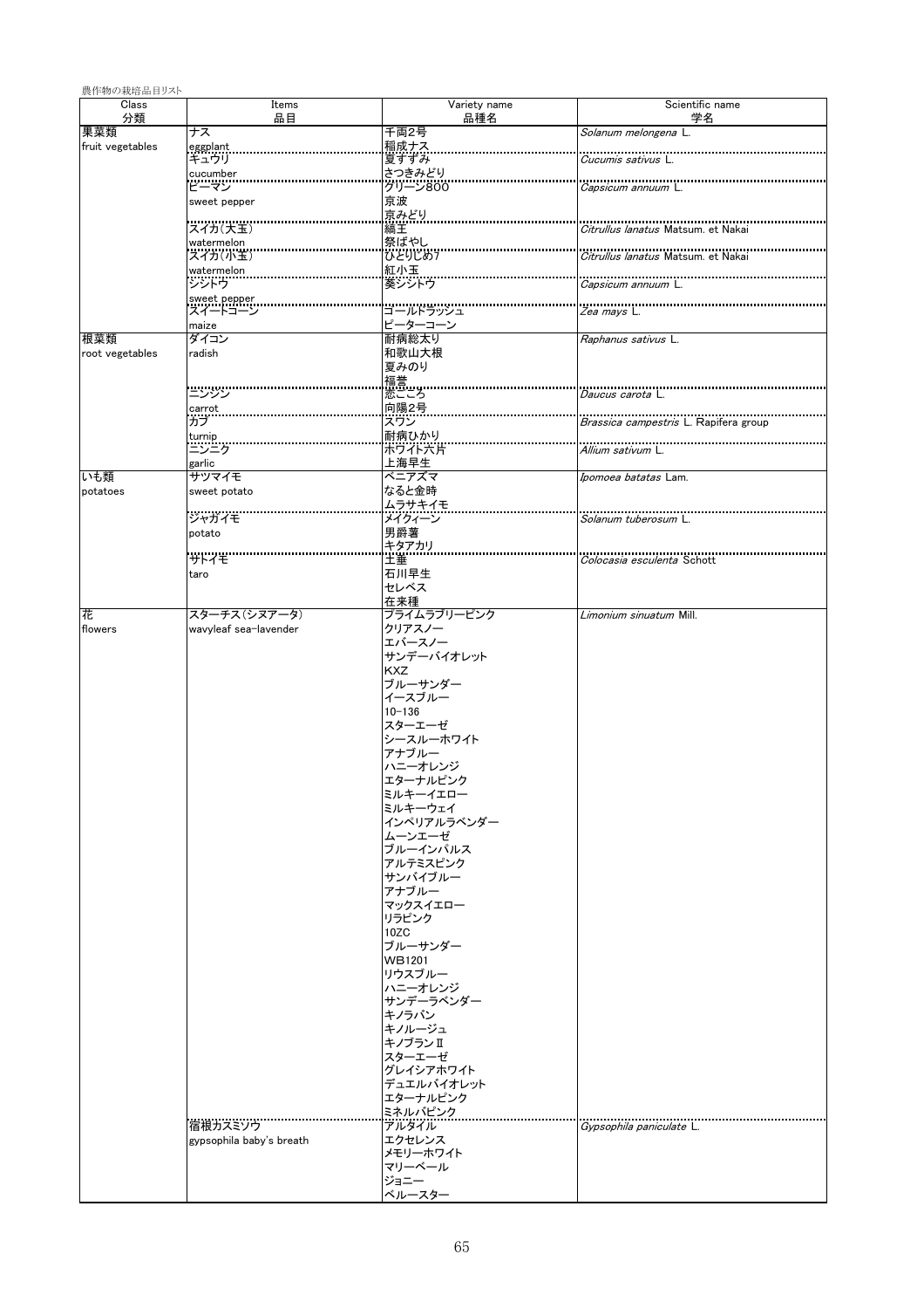農作物の栽培品目リスト

| Class 分類 | Items 品目 | Variety name 品種名 | Scientific name 学名 |
|---|---|---|---|
| 果菜類 fruit vegetables | ナス eggplant | 千両2号 | *Solanum melongena* L. |
| | | 稲成ナス | |
| | キュウリ cucumber | 夏すずみ | *Cucumis sativus* L. |
| | | さつきみどり | |
| | ピーマン sweet pepper | グリーン800 | *Capsicum annuum* L. |
| | | 京波 | |
| | | 京みどり | |
| | スイカ(大玉) watermelon | 縞王 | *Citrullus lanatus* Matsum. et Nakai |
| | | 祭ばやし | |
| | スイカ(小玉) watermelon | ひとりじめ7 | *Citrullus lanatus* Matsum. et Nakai |
| | | 紅小玉 | |
| | シシトウ sweet pepper | 葵シシトウ | *Capsicum annuum* L. |
| | スイートコーン maize | ゴールドラッシュ | *Zea mays* L. |
| | | ピーターコーン | |
| 根菜類 root vegetables | ダイコン radish | 耐病総太り | *Raphanus sativus* L. |
| | | 和歌山大根 | |
| | | 夏みのり | |
| | | 福誉 | |
| | ニンジン carrot | 恋ごころ | *Daucus carota* L. |
| | | 向陽2号 | |
| | カブ turnip | スワン | *Brassica campestris* L. Rapifera group |
| | | 耐病ひかり | |
| | ニンニク garlic | ホワイト六片 | *Allium sativum* L. |
| | | 上海早生 | |
| いも類 potatoes | サツマイモ sweet potato | ベニアズマ | *Ipomoea batatas* Lam. |
| | | なると金時 | |
| | | ムラサキイモ | |
| | ジャガイモ potato | メイクィーン | *Solanum tuberosum* L. |
| | | 男爵薯 | |
| | | キタアカリ | |
| | サトイモ taro | 土垂 | *Colocasia esculenta* Schott |
| | | 石川早生 | |
| | | セレベス | |
| | | 在来種 | |
| 花 flowers | スターチス(シヌアータ) wavyleaf sea-lavender | ブライムラブリーピンク | *Limonium sinuatum* Mill. |
| | | クリアスノー | |
| | | エバースノー | |
| | | サンデーバイオレット | |
| | | KXZ | |
| | | ブルーサンダー | |
| | | イースブルー | |
| | | 10-136 | |
| | | スターエーゼ | |
| | | シースルーホワイト | |
| | | アナブルー | |
| | | ハニーオレンジ | |
| | | エターナルピンク | |
| | | ミルキーイエロー | |
| | | ミルキーウェイ | |
| | | インペリアルラベンダー | |
| | | ムーンエーゼ | |
| | | ブルーインパルス | |
| | | アルテミスピンク | |
| | | サンバイブルー | |
| | | アナブルー | |
| | | マックスイエロー | |
| | | リラピンク | |
| | | 10ZC | |
| | | ブルーサンダー | |
| | | WB1201 | |
| | | リウスブルー | |
| | | ハニーオレンジ | |
| | | サンデーラベンダー | |
| | | キノラバン | |
| | | キノルージュ | |
| | | キノブランⅡ | |
| | | スターエーゼ | |
| | | グレイシアホワイト | |
| | | デュエルバイオレット | |
| | | エターナルピンク | |
| | | ミネルバピンク | |
| | 宿根カスミソウ gypsophila baby's breath | アルタイル | *Gypsophila paniculate* L. |
| | | エクセレンス | |
| | | メモリーホワイト | |
| | | マリーベール | |
| | | ジョニー | |
| | | ベルースター | |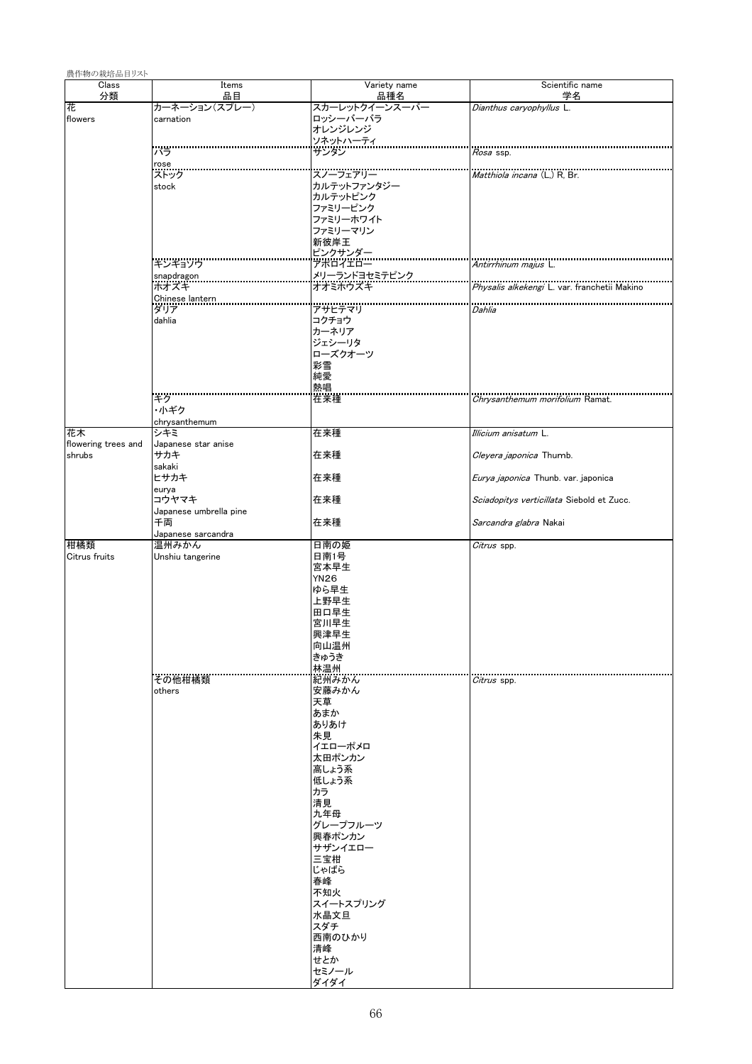農作物の栽培品目リスト

| Class<br>分類 | Items<br>品目 | Variety name<br>品種名 | Scientific name<br>学名 |
|---|---|---|---|
| 花<br>flowers | カーネーション(スプレー)<br>carnation | スカーレットクイーンスーパー<br>ロッシーバーバラ<br>オレンジレンジ<br>ソネットハーティ | *Dianthus caryophyllus* L. |
| | バラ<br>rose | サンダン | *Rosa* ssp. |
| | ストック<br>stock | スノーフェアリー<br>カルテットファンタジー<br>カルテットピンク<br>ファミリーピンク<br>ファミリーホワイト<br>ファミリーマリン<br>新彼岸王<br>ピンクサンダー | *Matthiola incana* (L.) R. Br. |
| | キンギョソウ<br>snapdragon | アポロイエロー<br>メリーランドヨセミテピンク | *Antirrhinum majus* L. |
| | ホオズキ<br>Chinese lantern | オオミホウズキ | *Physalis alkekengi* L. var. franchetii Makino |
| | ダリア<br>dahlia | アサヒテマリ<br>コクチョウ<br>カーネリア<br>ジェシーリタ<br>ローズクオーツ<br>彩雪<br>純愛<br>熱唱 | *Dahlia* |
| | キク<br>・小ギク<br>chrysanthemum | 在来種 | *Chrysanthemum morifolium* Ramat. |
| 花木<br>flowering trees and shrubs | シキミ<br>Japanese star anise | 在来種 | *Illicium anisatum* L. |
| | サカキ<br>sakaki | 在来種 | *Cleyera japonica* Thumb. |
| | ヒサカキ<br>eurya | 在来種 | *Eurya japonica* Thunb. var. japonica |
| | コウヤマキ<br>Japanese umbrella pine | 在来種 | *Sciadopitys verticillata* Siebold et Zucc. |
| | 千両<br>Japanese sarcandra | 在来種 | *Sarcandra glabra* Nakai |
| 柑橘類<br>Citrus fruits | 温州みかん<br>Unshiu tangerine | 日南の姫<br>日南1号<br>宮本早生<br>YN26<br>ゆら早生<br>上野早生<br>田口早生<br>宮川早生<br>興津早生<br>向山温州<br>きゅうき<br>林温州 | *Citrus* spp. |
| | その他柑橘類<br>others | 紀州みかん<br>安藤みかん<br>天草<br>あまか<br>ありあけ<br>朱見<br>イエローポメロ<br>太田ポンカン<br>高しょう系<br>低しょう系<br>カラ<br>清見<br>九年母<br>グレープフルーツ<br>興香ポンカン<br>サザンイエロー<br>三宝柑<br>じゃばら<br>春峰<br>不知火<br>スイートスプリング<br>水晶文旦<br>スダチ<br>西南のひかり<br>清峰<br>せとか<br>セミノール<br>ダイダイ | *Citrus* spp. |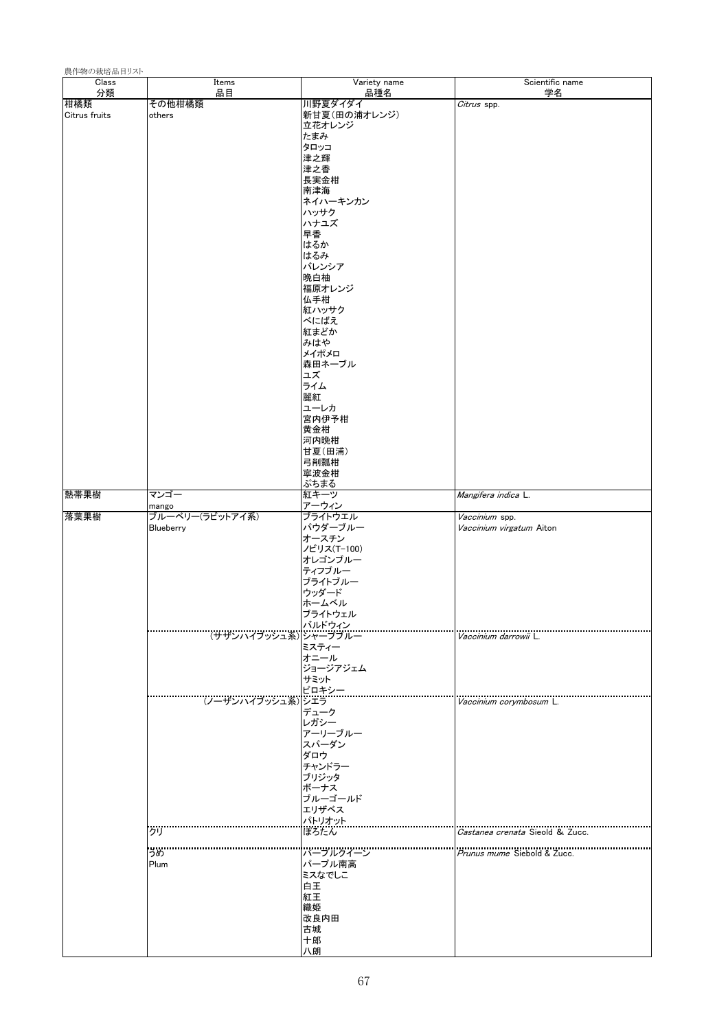農作物の栽培品目リスト

| Class<br>分類 | Items<br>品目 | Variety name<br>品種名 | Scientific name<br>学名 |
|---|---|---|---|
| 柑橘類<br>Citrus fruits | その他柑橘類<br>others | 川野夏ダイダイ | *Citrus* spp. |
| | | 新甘夏（田の浦オレンジ） | |
| | | 立花オレンジ | |
| | | たまみ | |
| | | タロッコ | |
| | | 津之輝 | |
| | | 津之香 | |
| | | 長実金柑 | |
| | | 南津海 | |
| | | ネイハーキンカン | |
| | | ハッサク | |
| | | ハナユズ | |
| | | 早香 | |
| | | はるか | |
| | | はるみ | |
| | | バレンシア | |
| | | 晩白柚 | |
| | | 福原オレンジ | |
| | | 仏手柑 | |
| | | 紅ハッサク | |
| | | べにばえ | |
| | | 紅まどか | |
| | | みはや | |
| | | メイポメロ | |
| | | 森田ネーブル | |
| | | ユズ | |
| | | ライム | |
| | | 麗紅 | |
| | | ユーレカ | |
| | | 宮内伊予柑 | |
| | | 黄金柑 | |
| | | 河内晩柑 | |
| | | 甘夏（田浦） | |
| | | 弓削瓢柑 | |
| | | 寧波金柑 | |
| | | ぶちまる | |
| 熱帯果樹 | マンゴー<br>mango | 紅キーツ | *Mangifera indica* L. |
| | | アーウィン | |
| 落葉果樹 | ブルーベリー(ラビットアイ系)<br>Blueberry | ブライトウエル | *Vaccinium* spp.<br>*Vaccinium virgatum* Aiton |
| | | パウダーブルー | |
| | | オースチン | |
| | | ノビリス(T-100) | |
| | | オレゴンブルー | |
| | | ティフブルー | |
| | | ブライトブルー | |
| | | ウッダード | |
| | | ホームベル | |
| | | ブライトウェル | |
| | | バルドウィン | |
| | (サザンハイブッシュ系) | シャープブルー | *Vaccinium darrowii* L. |
| | | ミスティー | |
| | | オニール | |
| | | ジョージアジェム | |
| | | サミット | |
| | | ビロキシー | |
| | (ノーザンハイブッシュ系) | シエラ | *Vaccinium corymbosum* L. |
| | | デューク | |
| | | レガシー | |
| | | アーリーブルー | |
| | | スパーダン | |
| | | ダロウ | |
| | | チャンドラー | |
| | | ブリジッタ | |
| | | ボーナス | |
| | | ブルーゴールド | |
| | | エリザベス | |
| | | パトリオット | |
| | クリ | ぽろたん | *Castanea crenata* Sieold & Zucc. |
| | うめ<br>Plum | パープルクイーン | *Prunus mume* Siebold & Zucc. |
| | | パープル南高 | |
| | | ミスなでしこ | |
| | | 白王 | |
| | | 紅王 | |
| | | 織姫 | |
| | | 改良内田 | |
| | | 古城 | |
| | | 十郎 | |
| | | 八朗 | |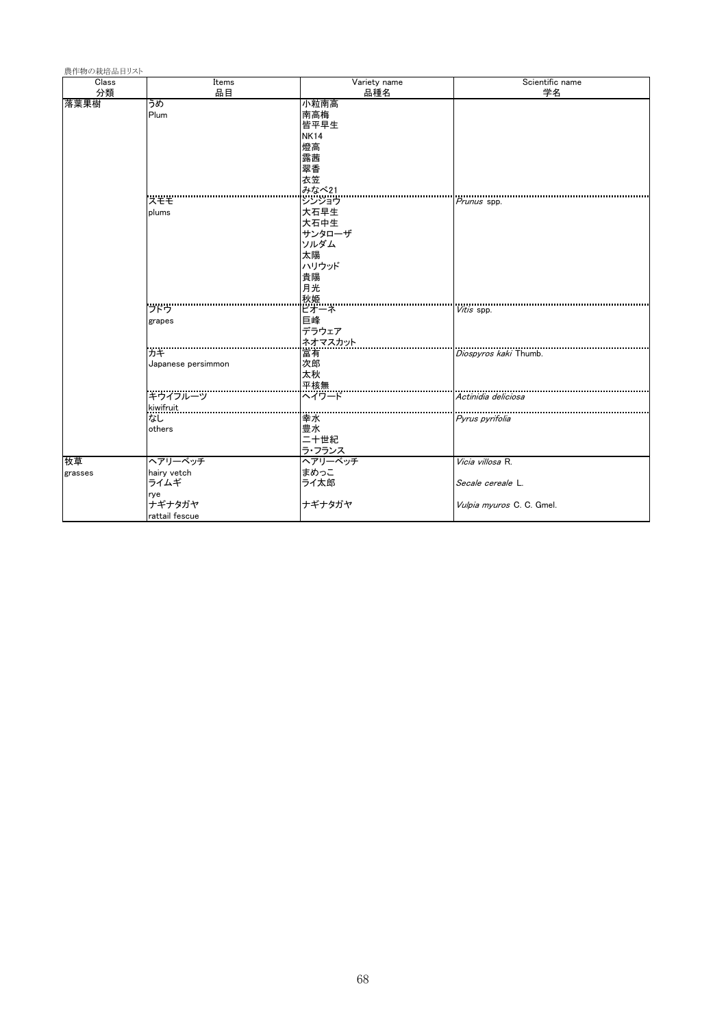農作物の栽培品目リスト

| Class<br>分類 | Items<br>品目 | Variety name<br>品種名 | Scientific name<br>学名 |
|---|---|---|---|
| 落葉果樹 | うめ<br>Plum | 小粒南高<br>南高梅<br>皆平早生<br>NK14<br>燈高<br>露茜<br>翠香<br>衣笠<br>みなべ21 | |
| | スモモ<br>plums | ソルダム<br>大石早生<br>大石中生<br>サンタローザ<br>ソルダム<br>太陽<br>ハリウッド<br>貴陽<br>月光<br>秋姫 | *Prunus* spp. |
| | ブドウ<br>grapes | ピオーネ<br>巨峰<br>デラウェア<br>ネオマスカット | *Vitis* spp. |
| | カキ<br>Japanese persimmon | 富有<br>次郎<br>太秋<br>平核無 | *Diospyros kaki* Thumb. |
| | キウイフルーツ<br>kiwifruit | ヘイワード | *Actinidia deliciosa* |
| | なし<br>others | 幸水<br>豊水<br>二十世紀<br>ラ・フランス | *Pyrus pyrifolia* |
| 牧草<br>grasses | ヘアリーベッチ<br>hairy vetch | ヘアリーベッチ<br>まめっこ | *Vicia villosa* R. |
| | ライムギ<br>rye | ライ太郎 | *Secale cereale* L. |
| | ナギナタガヤ<br>rattail fescue | ナギナタガヤ | *Vulpia myuros* C. C. Gmel. |